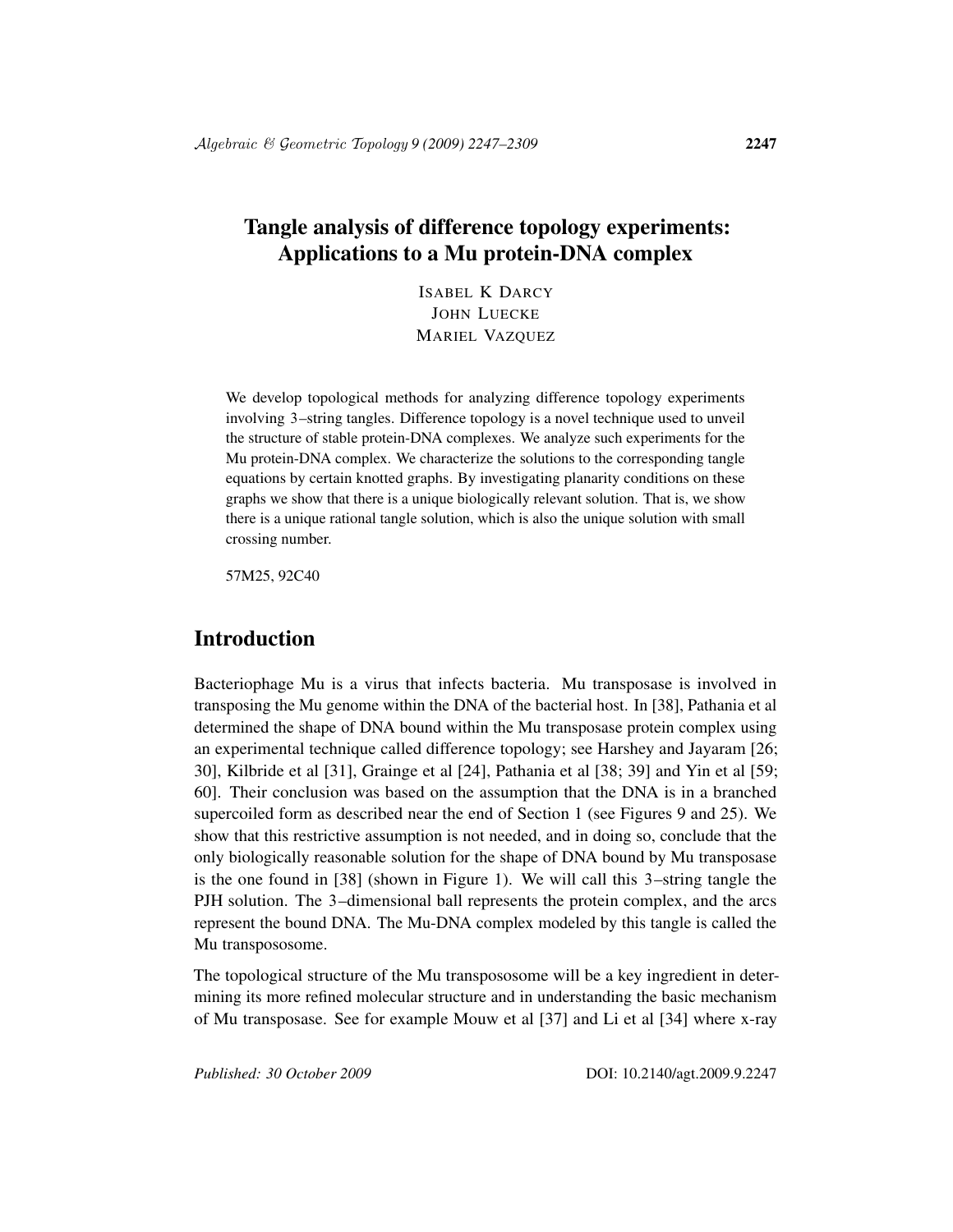# Tangle analysis of difference topology experiments: Applications to a Mu protein-DNA complex

ISABEL K DARCY
JOHN LUECKE
MARIEL VAZQUEZ

We develop topological methods for analyzing difference topology experiments involving 3–string tangles. Difference topology is a novel technique used to unveil the structure of stable protein-DNA complexes. We analyze such experiments for the Mu protein-DNA complex. We characterize the solutions to the corresponding tangle equations by certain knotted graphs. By investigating planarity conditions on these graphs we show that there is a unique biologically relevant solution. That is, we show there is a unique rational tangle solution, which is also the unique solution with small crossing number.

57M25, 92C40

## Introduction

Bacteriophage Mu is a virus that infects bacteria. Mu transposase is involved in transposing the Mu genome within the DNA of the bacterial host. In [38], Pathania et al determined the shape of DNA bound within the Mu transposase protein complex using an experimental technique called difference topology; see Harshey and Jayaram [26; 30], Kilbride et al [31], Grainge et al [24], Pathania et al [38; 39] and Yin et al [59; 60]. Their conclusion was based on the assumption that the DNA is in a branched supercoiled form as described near the end of Section 1 (see Figures 9 and 25). We show that this restrictive assumption is not needed, and in doing so, conclude that the only biologically reasonable solution for the shape of DNA bound by Mu transposase is the one found in [38] (shown in Figure 1). We will call this 3–string tangle the PJH solution. The 3–dimensional ball represents the protein complex, and the arcs represent the bound DNA. The Mu-DNA complex modeled by this tangle is called the Mu transpososome.

The topological structure of the Mu transpososome will be a key ingredient in determining its more refined molecular structure and in understanding the basic mechanism of Mu transposase. See for example Mouw et al [37] and Li et al [34] where x-ray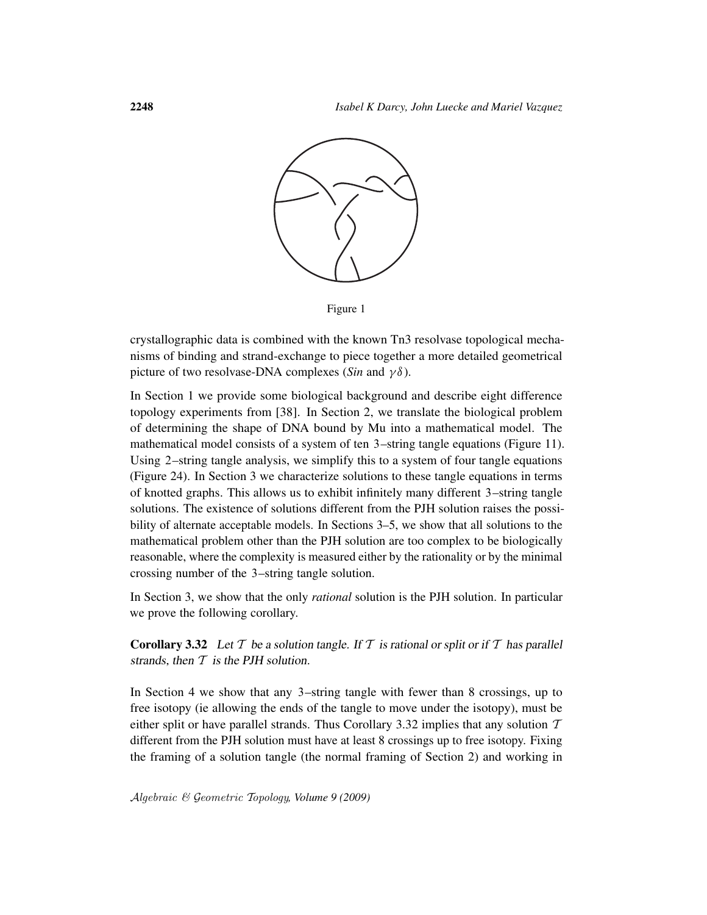Figure 1

crystallographic data is combined with the known Tn3 resolvase topological mechanisms of binding and strand-exchange to piece together a more detailed geometrical picture of two resolvase-DNA complexes (*Sin* and $\gamma\delta$).

In Section 1 we provide some biological background and describe eight difference topology experiments from [38]. In Section 2, we translate the biological problem of determining the shape of DNA bound by Mu into a mathematical model. The mathematical model consists of a system of ten 3–string tangle equations (Figure 11). Using 2–string tangle analysis, we simplify this to a system of four tangle equations (Figure 24). In Section 3 we characterize solutions to these tangle equations in terms of knotted graphs. This allows us to exhibit infinitely many different 3–string tangle solutions. The existence of solutions different from the PJH solution raises the possibility of alternate acceptable models. In Sections 3–5, we show that all solutions to the mathematical problem other than the PJH solution are too complex to be biologically reasonable, where the complexity is measured either by the rationality or by the minimal crossing number of the 3–string tangle solution.

In Section 3, we show that the only *rational* solution is the PJH solution. In particular we prove the following corollary.

**Corollary 3.32** *Let $\mathcal{T}$ be a solution tangle. If $\mathcal{T}$ is rational or split or if $\mathcal{T}$ has parallel strands, then $\mathcal{T}$ is the PJH solution.*

In Section 4 we show that any 3–string tangle with fewer than 8 crossings, up to free isotopy (ie allowing the ends of the tangle to move under the isotopy), must be either split or have parallel strands. Thus Corollary 3.32 implies that any solution $\mathcal{T}$ different from the PJH solution must have at least 8 crossings up to free isotopy. Fixing the framing of a solution tangle (the normal framing of Section 2) and working in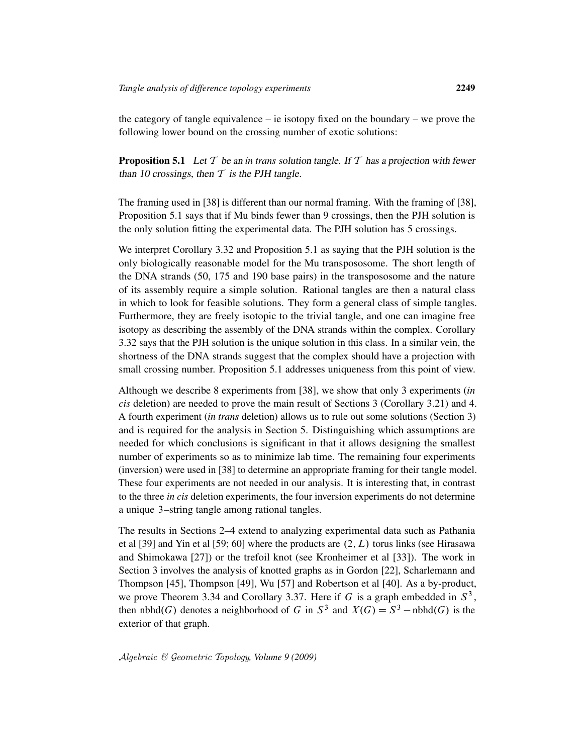the category of tangle equivalence – ie isotopy fixed on the boundary – we prove the following lower bound on the crossing number of exotic solutions:

**Proposition 5.1** *Let $\mathcal{T}$ be an in trans solution tangle. If $\mathcal{T}$ has a projection with fewer than 10 crossings, then $\mathcal{T}$ is the PJH tangle.*

The framing used in [38] is different than our normal framing. With the framing of [38], Proposition 5.1 says that if Mu binds fewer than 9 crossings, then the PJH solution is the only solution fitting the experimental data. The PJH solution has 5 crossings.

We interpret Corollary 3.32 and Proposition 5.1 as saying that the PJH solution is the only biologically reasonable model for the Mu transpososome. The short length of the DNA strands (50, 175 and 190 base pairs) in the transpososome and the nature of its assembly require a simple solution. Rational tangles are then a natural class in which to look for feasible solutions. They form a general class of simple tangles. Furthermore, they are freely isotopic to the trivial tangle, and one can imagine free isotopy as describing the assembly of the DNA strands within the complex. Corollary 3.32 says that the PJH solution is the unique solution in this class. In a similar vein, the shortness of the DNA strands suggest that the complex should have a projection with small crossing number. Proposition 5.1 addresses uniqueness from this point of view.

Although we describe 8 experiments from [38], we show that only 3 experiments (*in cis* deletion) are needed to prove the main result of Sections 3 (Corollary 3.21) and 4. A fourth experiment (*in trans* deletion) allows us to rule out some solutions (Section 3) and is required for the analysis in Section 5. Distinguishing which assumptions are needed for which conclusions is significant in that it allows designing the smallest number of experiments so as to minimize lab time. The remaining four experiments (inversion) were used in [38] to determine an appropriate framing for their tangle model. These four experiments are not needed in our analysis. It is interesting that, in contrast to the three *in cis* deletion experiments, the four inversion experiments do not determine a unique 3–string tangle among rational tangles.

The results in Sections 2–4 extend to analyzing experimental data such as Pathania et al [39] and Yin et al [59; 60] where the products are $(2, L)$ torus links (see Hirasawa and Shimokawa [27]) or the trefoil knot (see Kronheimer et al [33]). The work in Section 3 involves the analysis of knotted graphs as in Gordon [22], Scharlemann and Thompson [45], Thompson [49], Wu [57] and Robertson et al [40]. As a by-product, we prove Theorem 3.34 and Corollary 3.37. Here if $G$ is a graph embedded in $S^3$, then $\mathrm{nbhd}(G)$ denotes a neighborhood of $G$ in $S^3$ and $X(G) = S^3 - \mathrm{nbhd}(G)$ is the exterior of that graph.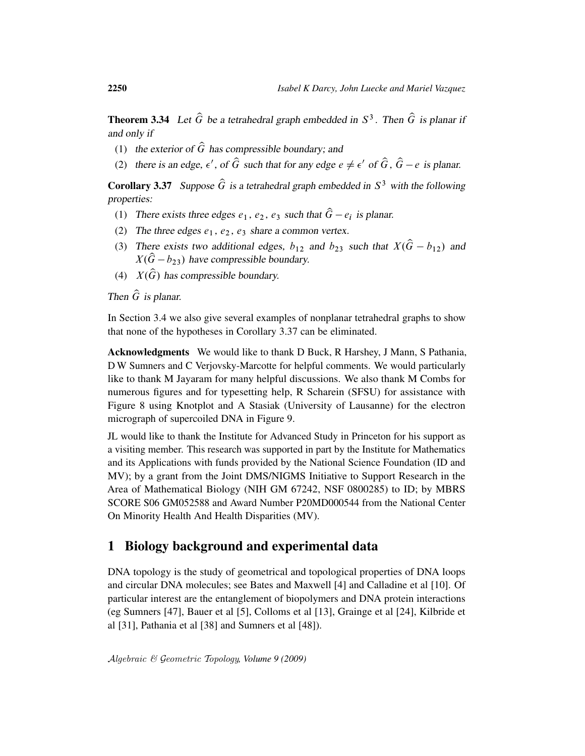**Theorem 3.34** *Let $\widehat{G}$ be a tetrahedral graph embedded in $S^3$. Then $\widehat{G}$ is planar if and only if*

1. *the exterior of $\widehat{G}$ has compressible boundary; and*
2. *there is an edge, $\epsilon'$, of $\widehat{G}$ such that for any edge $e \neq \epsilon'$ of $\widehat{G}$, $\widehat{G} - e$ is planar.*

**Corollary 3.37** *Suppose $\widehat{G}$ is a tetrahedral graph embedded in $S^3$ with the following properties:*

1. *There exists three edges $e_1$, $e_2$, $e_3$ such that $\widehat{G} - e_i$ is planar.*
2. *The three edges $e_1$, $e_2$, $e_3$ share a common vertex.*
3. *There exists two additional edges, $b_{12}$ and $b_{23}$ such that $X(\widehat{G} - b_{12})$ and $X(\widehat{G} - b_{23})$ have compressible boundary.*
4. *$X(\widehat{G})$ has compressible boundary.*

*Then $\widehat{G}$ is planar.*

In Section 3.4 we also give several examples of nonplanar tetrahedral graphs to show that none of the hypotheses in Corollary 3.37 can be eliminated.

**Acknowledgments** We would like to thank D Buck, R Harshey, J Mann, S Pathania, D W Sumners and C Verjovsky-Marcotte for helpful comments. We would particularly like to thank M Jayaram for many helpful discussions. We also thank M Combs for numerous figures and for typesetting help, R Scharein (SFSU) for assistance with Figure 8 using Knotplot and A Stasiak (University of Lausanne) for the electron micrograph of supercoiled DNA in Figure 9.

JL would like to thank the Institute for Advanced Study in Princeton for his support as a visiting member. This research was supported in part by the Institute for Mathematics and its Applications with funds provided by the National Science Foundation (ID and MV); by a grant from the Joint DMS/NIGMS Initiative to Support Research in the Area of Mathematical Biology (NIH GM 67242, NSF 0800285) to ID; by MBRS SCORE S06 GM052588 and Award Number P20MD000544 from the National Center On Minority Health And Health Disparities (MV).

## 1 Biology background and experimental data

DNA topology is the study of geometrical and topological properties of DNA loops and circular DNA molecules; see Bates and Maxwell [4] and Calladine et al [10]. Of particular interest are the entanglement of biopolymers and DNA protein interactions (eg Sumners [47], Bauer et al [5], Colloms et al [13], Grainge et al [24], Kilbride et al [31], Pathania et al [38] and Sumners et al [48]).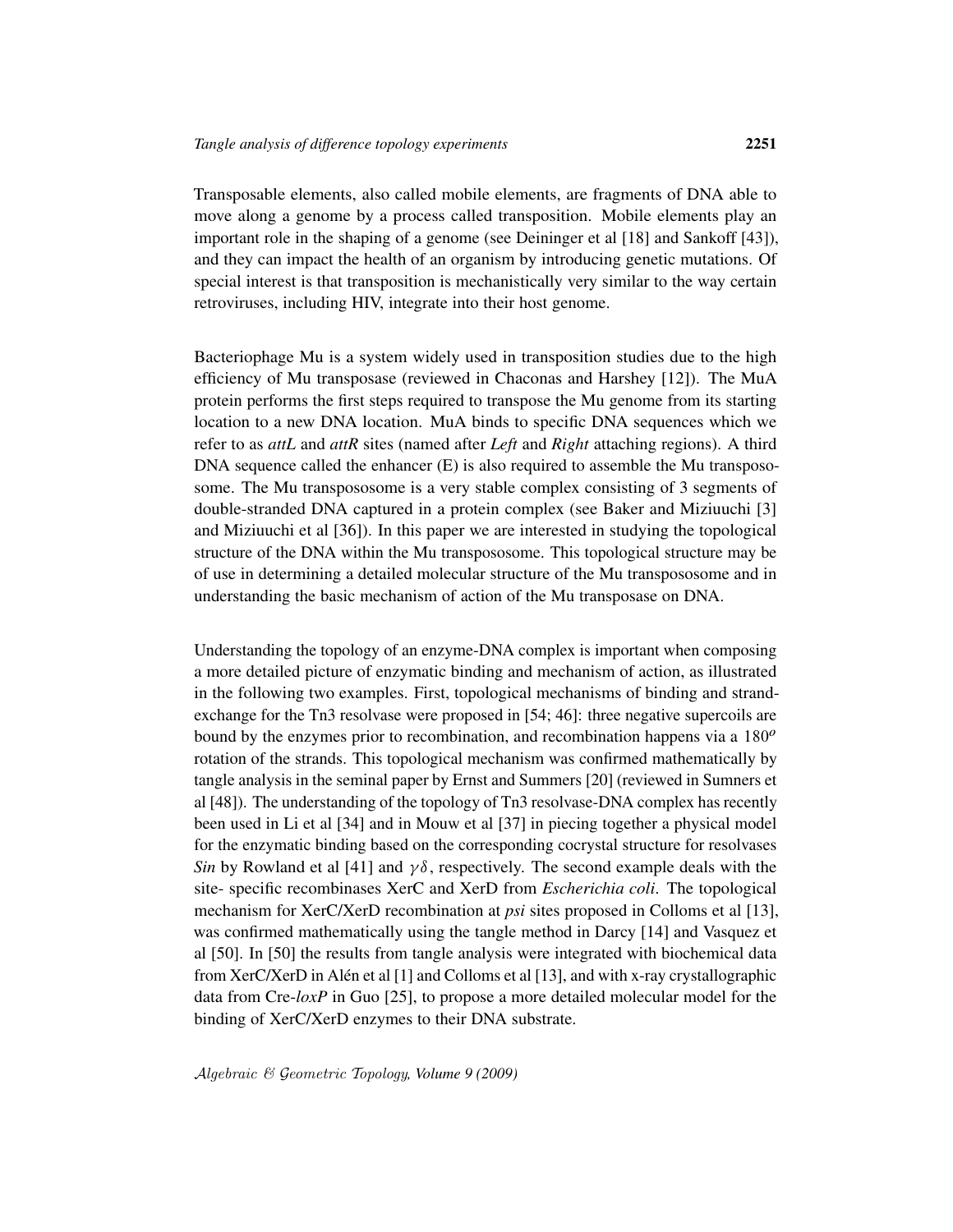Transposable elements, also called mobile elements, are fragments of DNA able to move along a genome by a process called transposition. Mobile elements play an important role in the shaping of a genome (see Deininger et al [18] and Sankoff [43]), and they can impact the health of an organism by introducing genetic mutations. Of special interest is that transposition is mechanistically very similar to the way certain retroviruses, including HIV, integrate into their host genome.

Bacteriophage Mu is a system widely used in transposition studies due to the high efficiency of Mu transposase (reviewed in Chaconas and Harshey [12]). The MuA protein performs the first steps required to transpose the Mu genome from its starting location to a new DNA location. MuA binds to specific DNA sequences which we refer to as *attL* and *attR* sites (named after *Left* and *Right* attaching regions). A third DNA sequence called the enhancer (E) is also required to assemble the Mu transpososome. The Mu transpososome is a very stable complex consisting of 3 segments of double-stranded DNA captured in a protein complex (see Baker and Miziuuchi [3] and Miziuuchi et al [36]). In this paper we are interested in studying the topological structure of the DNA within the Mu transpososome. This topological structure may be of use in determining a detailed molecular structure of the Mu transpososome and in understanding the basic mechanism of action of the Mu transposase on DNA.

Understanding the topology of an enzyme-DNA complex is important when composing a more detailed picture of enzymatic binding and mechanism of action, as illustrated in the following two examples. First, topological mechanisms of binding and strand-exchange for the Tn3 resolvase were proposed in [54; 46]: three negative supercoils are bound by the enzymes prior to recombination, and recombination happens via a $180^o$ rotation of the strands. This topological mechanism was confirmed mathematically by tangle analysis in the seminal paper by Ernst and Summers [20] (reviewed in Sumners et al [48]). The understanding of the topology of Tn3 resolvase-DNA complex has recently been used in Li et al [34] and in Mouw et al [37] in piecing together a physical model for the enzymatic binding based on the corresponding cocrystal structure for resolvases *Sin* by Rowland et al [41] and $\gamma\delta$, respectively. The second example deals with the site- specific recombinases XerC and XerD from *Escherichia coli*. The topological mechanism for XerC/XerD recombination at *psi* sites proposed in Colloms et al [13], was confirmed mathematically using the tangle method in Darcy [14] and Vasquez et al [50]. In [50] the results from tangle analysis were integrated with biochemical data from XerC/XerD in Alén et al [1] and Colloms et al [13], and with x-ray crystallographic data from Cre-*loxP* in Guo [25], to propose a more detailed molecular model for the binding of XerC/XerD enzymes to their DNA substrate.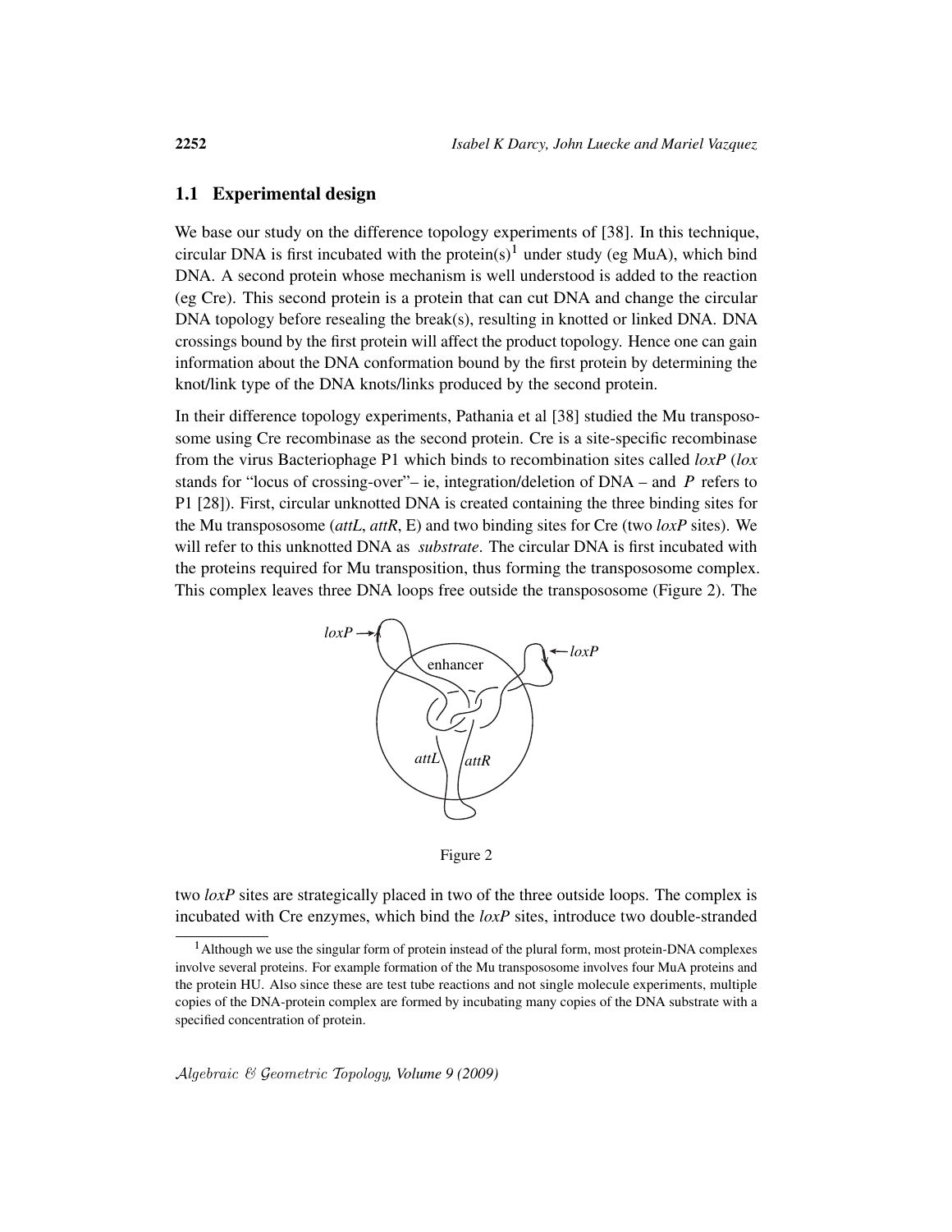## 1.1 Experimental design

We base our study on the difference topology experiments of [38]. In this technique, circular DNA is first incubated with the protein(s)[1] under study (eg MuA), which bind DNA. A second protein whose mechanism is well understood is added to the reaction (eg Cre). This second protein is a protein that can cut DNA and change the circular DNA topology before resealing the break(s), resulting in knotted or linked DNA. DNA crossings bound by the first protein will affect the product topology. Hence one can gain information about the DNA conformation bound by the first protein by determining the knot/link type of the DNA knots/links produced by the second protein.

In their difference topology experiments, Pathania et al [38] studied the Mu transpososome using Cre recombinase as the second protein. Cre is a site-specific recombinase from the virus Bacteriophage P1 which binds to recombination sites called *loxP* (*lox* stands for "locus of crossing-over"– ie, integration/deletion of DNA – and *P* refers to P1 [28]). First, circular unknotted DNA is created containing the three binding sites for the Mu transpososome (*attL*, *attR*, E) and two binding sites for Cre (two *loxP* sites). We will refer to this unknotted DNA as *substrate*. The circular DNA is first incubated with the proteins required for Mu transposition, thus forming the transpososome complex. This complex leaves three DNA loops free outside the transpososome (Figure 2). The

Figure 2

two *loxP* sites are strategically placed in two of the three outside loops. The complex is incubated with Cre enzymes, which bind the *loxP* sites, introduce two double-stranded

[1] Although we use the singular form of protein instead of the plural form, most protein-DNA complexes involve several proteins. For example formation of the Mu transpososome involves four MuA proteins and the protein HU. Also since these are test tube reactions and not single molecule experiments, multiple copies of the DNA-protein complex are formed by incubating many copies of the DNA substrate with a specified concentration of protein.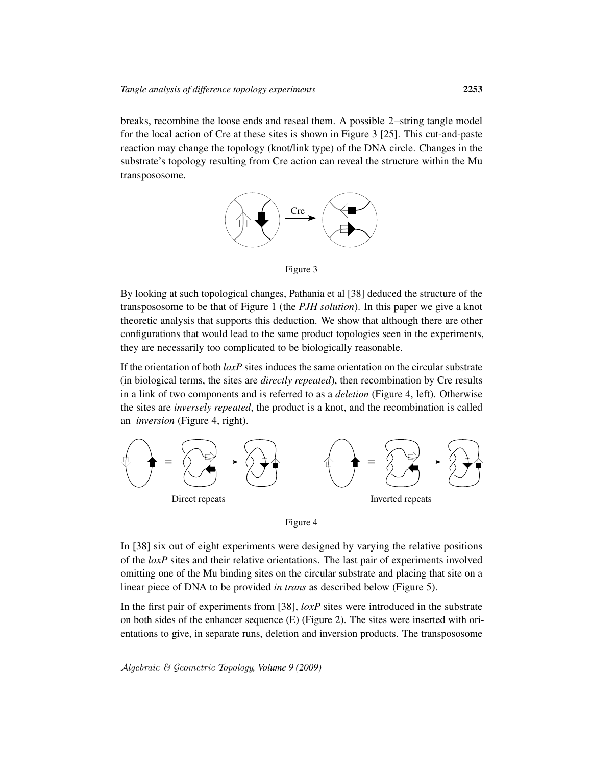breaks, recombine the loose ends and reseal them. A possible 2–string tangle model for the local action of Cre at these sites is shown in Figure 3 [25]. This cut-and-paste reaction may change the topology (knot/link type) of the DNA circle. Changes in the substrate's topology resulting from Cre action can reveal the structure within the Mu transpososome.

Figure 3

By looking at such topological changes, Pathania et al [38] deduced the structure of the transpososome to be that of Figure 1 (the *PJH solution*). In this paper we give a knot theoretic analysis that supports this deduction. We show that although there are other configurations that would lead to the same product topologies seen in the experiments, they are necessarily too complicated to be biologically reasonable.

If the orientation of both *loxP* sites induces the same orientation on the circular substrate (in biological terms, the sites are *directly repeated*), then recombination by Cre results in a link of two components and is referred to as a *deletion* (Figure 4, left). Otherwise the sites are *inversely repeated*, the product is a knot, and the recombination is called an *inversion* (Figure 4, right).

Direct repeats

Inverted repeats

Figure 4

In [38] six out of eight experiments were designed by varying the relative positions of the *loxP* sites and their relative orientations. The last pair of experiments involved omitting one of the Mu binding sites on the circular substrate and placing that site on a linear piece of DNA to be provided *in trans* as described below (Figure 5).

In the first pair of experiments from [38], *loxP* sites were introduced in the substrate on both sides of the enhancer sequence (E) (Figure 2). The sites were inserted with orientations to give, in separate runs, deletion and inversion products. The transpososome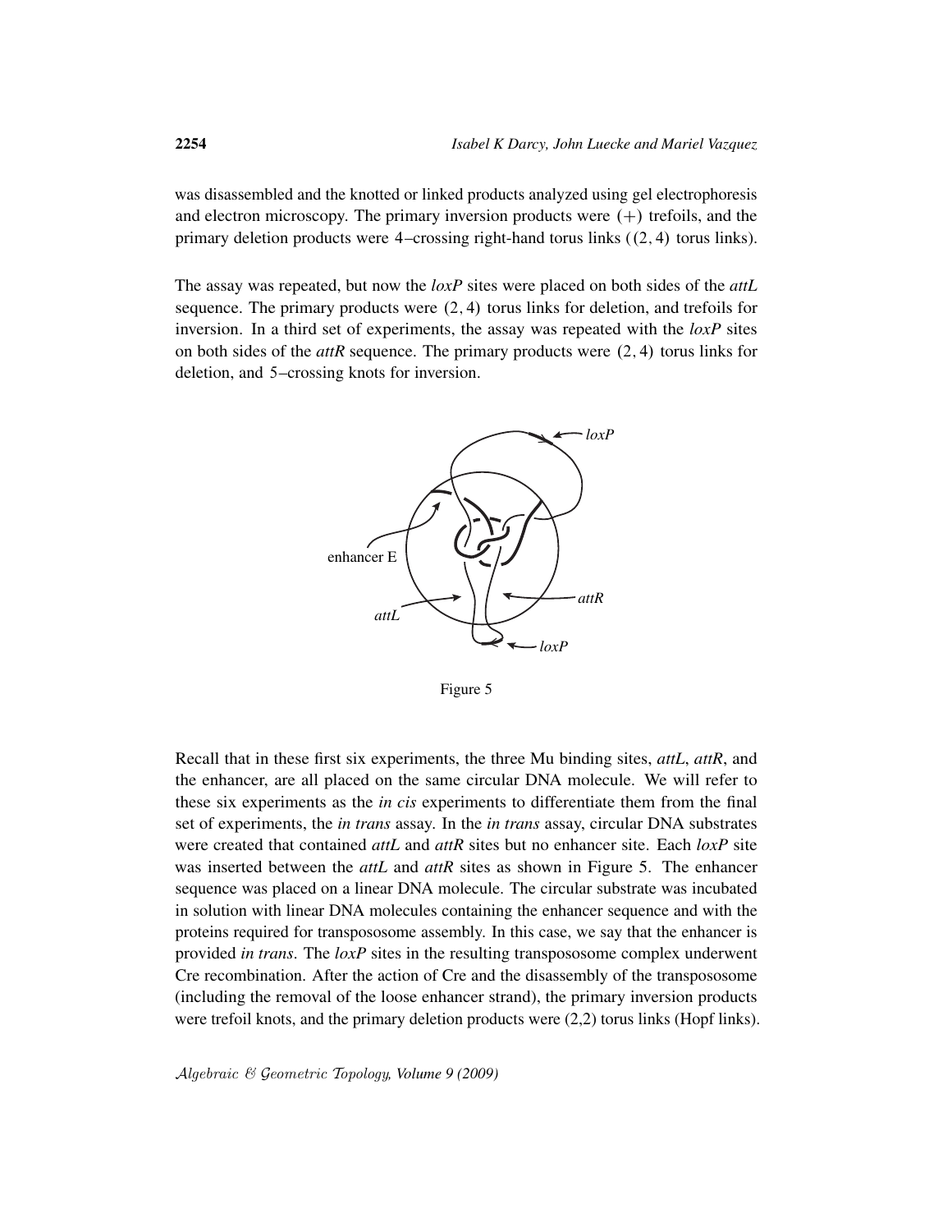was disassembled and the knotted or linked products analyzed using gel electrophoresis and electron microscopy. The primary inversion products were $(+)$ trefoils, and the primary deletion products were 4–crossing right-hand torus links ($(2,4)$ torus links).

The assay was repeated, but now the *loxP* sites were placed on both sides of the *attL* sequence. The primary products were $(2,4)$ torus links for deletion, and trefoils for inversion. In a third set of experiments, the assay was repeated with the *loxP* sites on both sides of the *attR* sequence. The primary products were $(2,4)$ torus links for deletion, and 5–crossing knots for inversion.

Figure 5

Recall that in these first six experiments, the three Mu binding sites, *attL*, *attR*, and the enhancer, are all placed on the same circular DNA molecule. We will refer to these six experiments as the *in cis* experiments to differentiate them from the final set of experiments, the *in trans* assay. In the *in trans* assay, circular DNA substrates were created that contained *attL* and *attR* sites but no enhancer site. Each *loxP* site was inserted between the *attL* and *attR* sites as shown in Figure 5. The enhancer sequence was placed on a linear DNA molecule. The circular substrate was incubated in solution with linear DNA molecules containing the enhancer sequence and with the proteins required for transpososome assembly. In this case, we say that the enhancer is provided *in trans*. The *loxP* sites in the resulting transpososome complex underwent Cre recombination. After the action of Cre and the disassembly of the transpososome (including the removal of the loose enhancer strand), the primary inversion products were trefoil knots, and the primary deletion products were (2,2) torus links (Hopf links).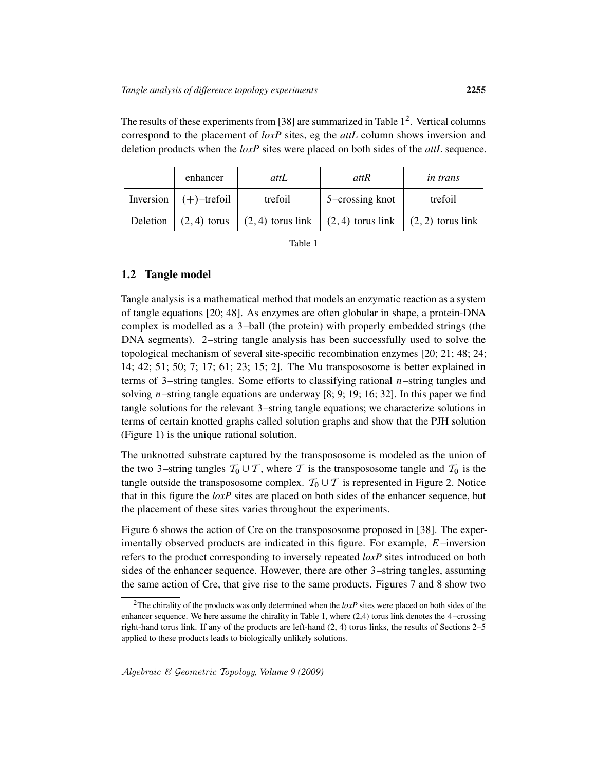The results of these experiments from [38] are summarized in Table 1[2]. Vertical columns correspond to the placement of *loxP* sites, eg the *attL* column shows inversion and deletion products when the *loxP* sites were placed on both sides of the *attL* sequence.

| | enhancer | *attL* | *attR* | *in trans* |
|---|---|---|---|---|
| Inversion | $(+)$–trefoil | trefoil | 5–crossing knot | trefoil |
| Deletion | $(2,4)$ torus | $(2,4)$ torus link | $(2,4)$ torus link | $(2,2)$ torus link |

Table 1

## 1.2 Tangle model

Tangle analysis is a mathematical method that models an enzymatic reaction as a system of tangle equations [20; 48]. As enzymes are often globular in shape, a protein-DNA complex is modelled as a 3–ball (the protein) with properly embedded strings (the DNA segments). 2–string tangle analysis has been successfully used to solve the topological mechanism of several site-specific recombination enzymes [20; 21; 48; 24; 14; 42; 51; 50; 7; 17; 61; 23; 15; 2]. The Mu transpososome is better explained in terms of 3–string tangles. Some efforts to classifying rational $n$–string tangles and solving $n$–string tangle equations are underway [8; 9; 19; 16; 32]. In this paper we find tangle solutions for the relevant 3–string tangle equations; we characterize solutions in terms of certain knotted graphs called solution graphs and show that the PJH solution (Figure 1) is the unique rational solution.

The unknotted substrate captured by the transpososome is modeled as the union of the two 3–string tangles $\mathcal{T}_0 \cup \mathcal{T}$, where $\mathcal{T}$ is the transpososome tangle and $\mathcal{T}_0$ is the tangle outside the transpososome complex. $\mathcal{T}_0 \cup \mathcal{T}$ is represented in Figure 2. Notice that in this figure the *loxP* sites are placed on both sides of the enhancer sequence, but the placement of these sites varies throughout the experiments.

Figure 6 shows the action of Cre on the transpososome proposed in [38]. The experimentally observed products are indicated in this figure. For example, $E$–inversion refers to the product corresponding to inversely repeated *loxP* sites introduced on both sides of the enhancer sequence. However, there are other 3–string tangles, assuming the same action of Cre, that give rise to the same products. Figures 7 and 8 show two

[2] The chirality of the products was only determined when the *loxP* sites were placed on both sides of the enhancer sequence. We here assume the chirality in Table 1, where (2,4) torus link denotes the 4–crossing right-hand torus link. If any of the products are left-hand (2, 4) torus links, the results of Sections 2–5 applied to these products leads to biologically unlikely solutions.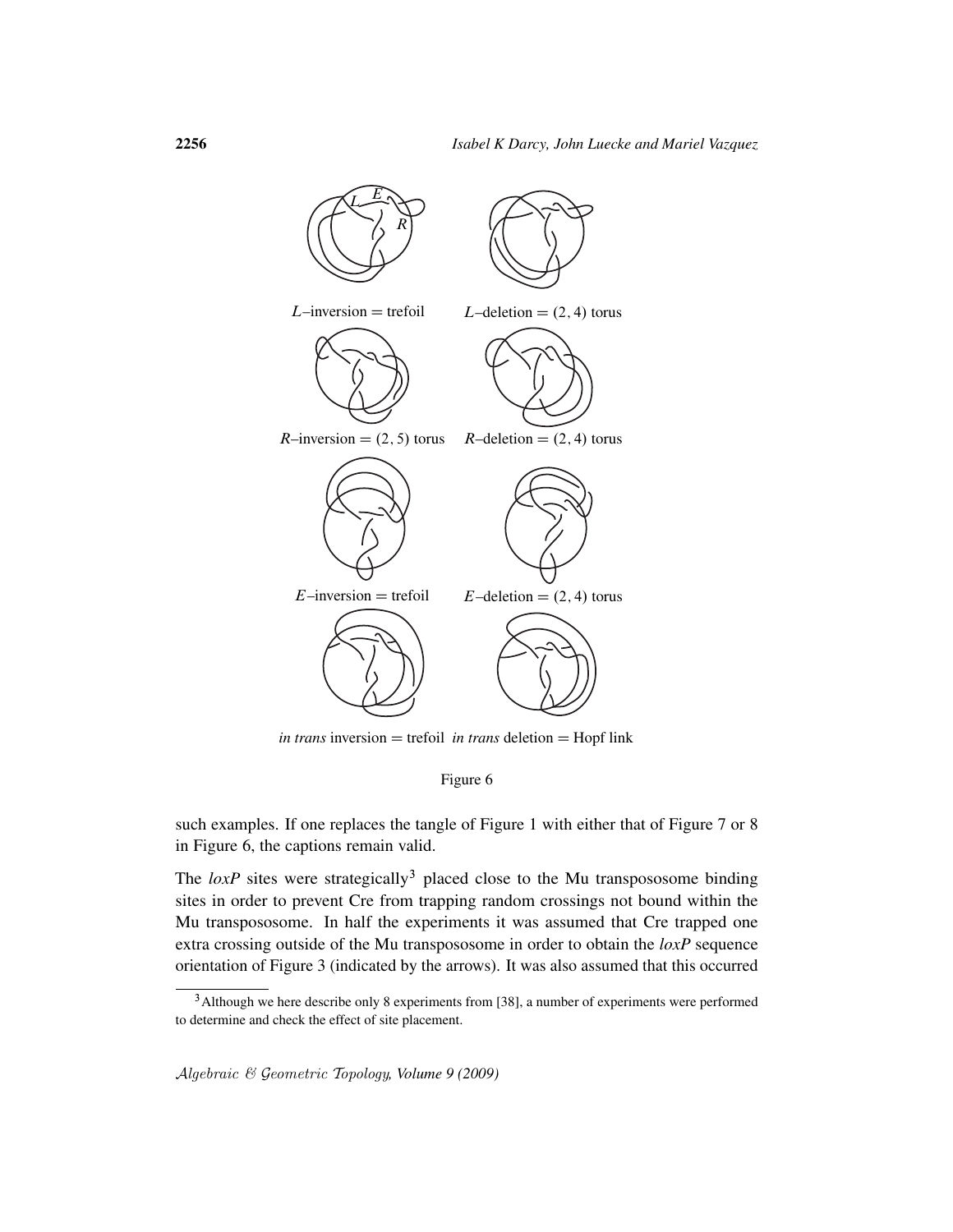$L$–inversion = trefoil $L$–deletion = $(2, 4)$ torus

$R$–inversion = $(2, 5)$ torus $R$–deletion = $(2, 4)$ torus

$E$–inversion = trefoil $E$–deletion = $(2, 4)$ torus

*in trans* inversion = trefoil *in trans* deletion = Hopf link

Figure 6

such examples. If one replaces the tangle of Figure 1 with either that of Figure 7 or 8 in Figure 6, the captions remain valid.

The *loxP* sites were strategically[3] placed close to the Mu transpososome binding sites in order to prevent Cre from trapping random crossings not bound within the Mu transpososome. In half the experiments it was assumed that Cre trapped one extra crossing outside of the Mu transpososome in order to obtain the *loxP* sequence orientation of Figure 3 (indicated by the arrows). It was also assumed that this occurred

[3] Although we here describe only 8 experiments from [38], a number of experiments were performed to determine and check the effect of site placement.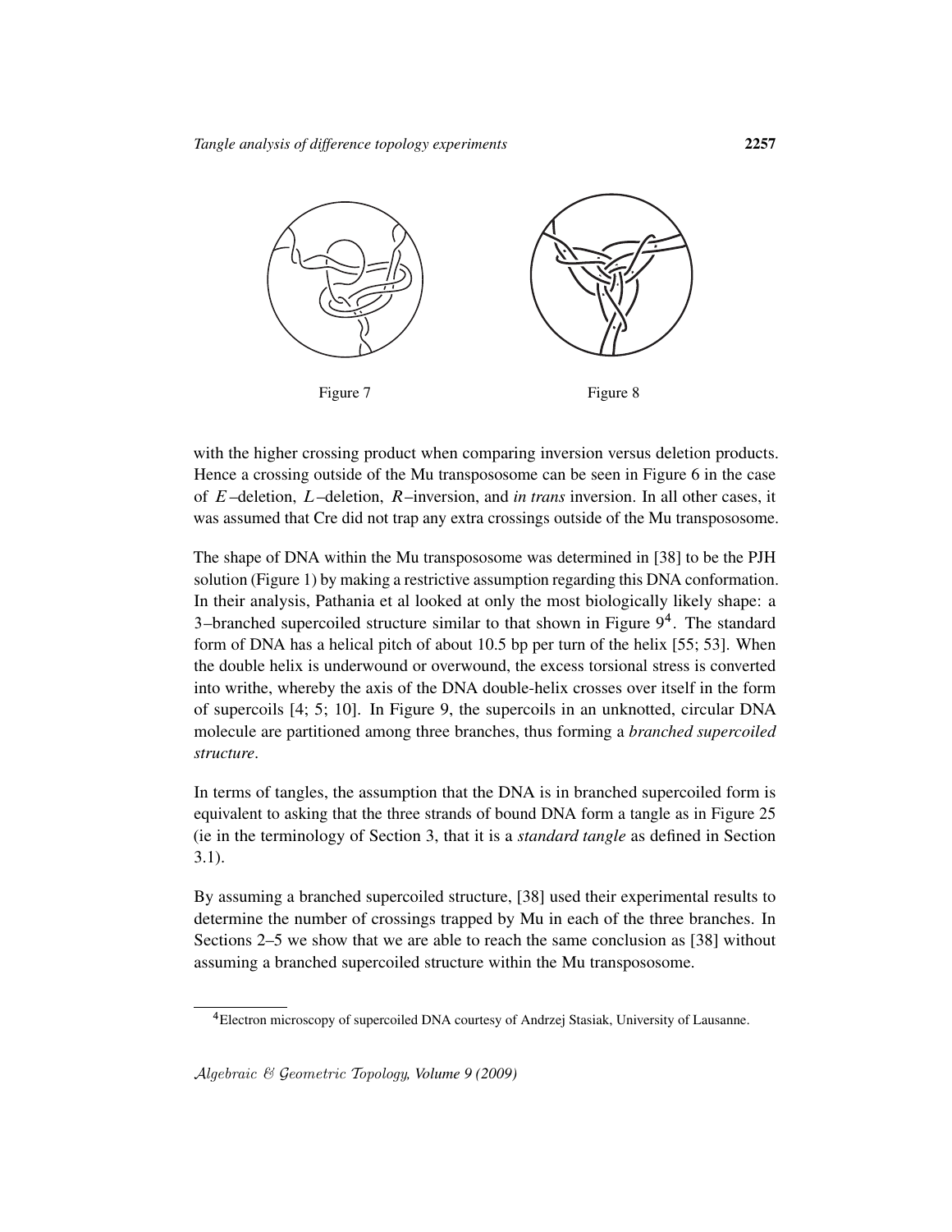Figure 7

Figure 8

with the higher crossing product when comparing inversion versus deletion products. Hence a crossing outside of the Mu transpososome can be seen in Figure 6 in the case of $E$–deletion, $L$–deletion, $R$–inversion, and *in trans* inversion. In all other cases, it was assumed that Cre did not trap any extra crossings outside of the Mu transpososome.

The shape of DNA within the Mu transpososome was determined in [38] to be the PJH solution (Figure 1) by making a restrictive assumption regarding this DNA conformation. In their analysis, Pathania et al looked at only the most biologically likely shape: a 3–branched supercoiled structure similar to that shown in Figure 9[4]. The standard form of DNA has a helical pitch of about 10.5 bp per turn of the helix [55; 53]. When the double helix is underwound or overwound, the excess torsional stress is converted into writhe, whereby the axis of the DNA double-helix crosses over itself in the form of supercoils [4; 5; 10]. In Figure 9, the supercoils in an unknotted, circular DNA molecule are partitioned among three branches, thus forming a *branched supercoiled structure*.

In terms of tangles, the assumption that the DNA is in branched supercoiled form is equivalent to asking that the three strands of bound DNA form a tangle as in Figure 25 (ie in the terminology of Section 3, that it is a *standard tangle* as defined in Section 3.1).

By assuming a branched supercoiled structure, [38] used their experimental results to determine the number of crossings trapped by Mu in each of the three branches. In Sections 2–5 we show that we are able to reach the same conclusion as [38] without assuming a branched supercoiled structure within the Mu transpososome.

[4]Electron microscopy of supercoiled DNA courtesy of Andrzej Stasiak, University of Lausanne.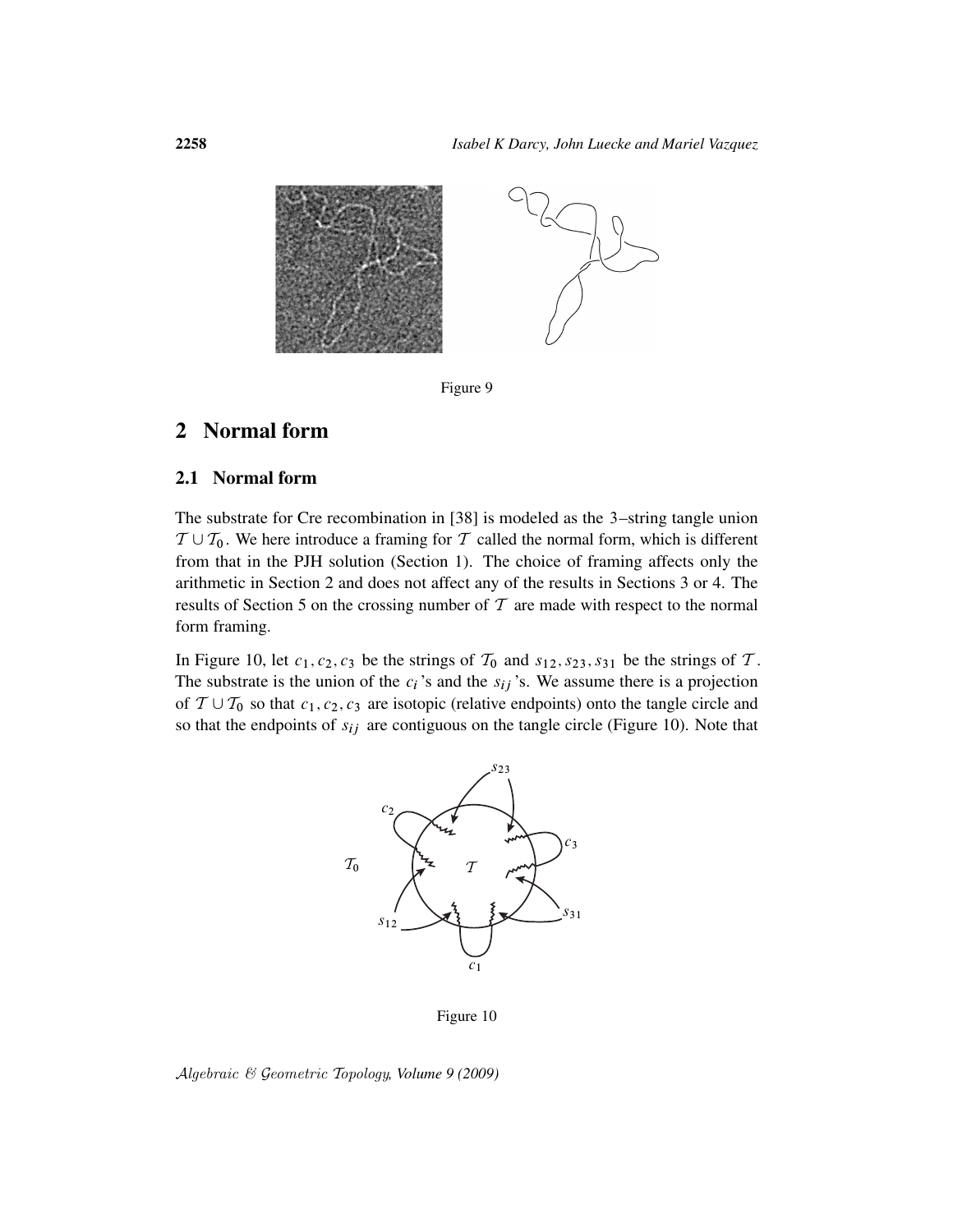Figure 9

## 2 Normal form

### 2.1 Normal form

The substrate for Cre recombination in [38] is modeled as the 3–string tangle union $\mathcal{T} \cup \mathcal{T}_0$. We here introduce a framing for $\mathcal{T}$ called the normal form, which is different from that in the PJH solution (Section 1). The choice of framing affects only the arithmetic in Section 2 and does not affect any of the results in Sections 3 or 4. The results of Section 5 on the crossing number of $\mathcal{T}$ are made with respect to the normal form framing.

In Figure 10, let $c_1, c_2, c_3$ be the strings of $\mathcal{T}_0$ and $s_{12}, s_{23}, s_{31}$ be the strings of $\mathcal{T}$. The substrate is the union of the $c_i$'s and the $s_{ij}$'s. We assume there is a projection of $\mathcal{T} \cup \mathcal{T}_0$ so that $c_1, c_2, c_3$ are isotopic (relative endpoints) onto the tangle circle and so that the endpoints of $s_{ij}$ are contiguous on the tangle circle (Figure 10). Note that

Figure 10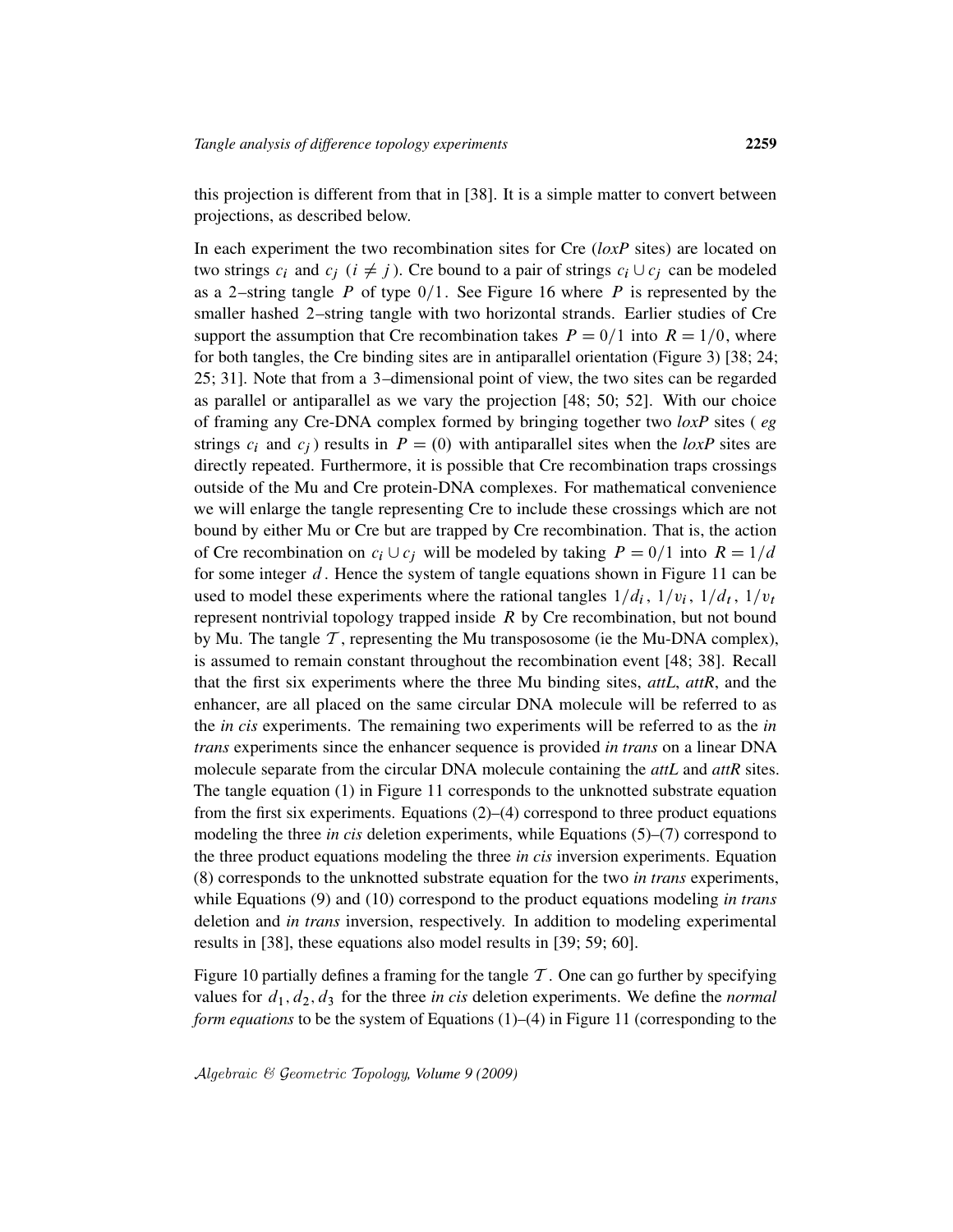this projection is different from that in [38]. It is a simple matter to convert between projections, as described below.

In each experiment the two recombination sites for Cre (*loxP* sites) are located on two strings $c_i$ and $c_j$ ($i \neq j$). Cre bound to a pair of strings $c_i \cup c_j$ can be modeled as a 2–string tangle $P$ of type $0/1$. See Figure 16 where $P$ is represented by the smaller hashed 2–string tangle with two horizontal strands. Earlier studies of Cre support the assumption that Cre recombination takes $P = 0/1$ into $R = 1/0$, where for both tangles, the Cre binding sites are in antiparallel orientation (Figure 3) [38; 24; 25; 31]. Note that from a 3–dimensional point of view, the two sites can be regarded as parallel or antiparallel as we vary the projection [48; 50; 52]. With our choice of framing any Cre-DNA complex formed by bringing together two *loxP* sites ( *eg* strings $c_i$ and $c_j$) results in $P = (0)$ with antiparallel sites when the *loxP* sites are directly repeated. Furthermore, it is possible that Cre recombination traps crossings outside of the Mu and Cre protein-DNA complexes. For mathematical convenience we will enlarge the tangle representing Cre to include these crossings which are not bound by either Mu or Cre but are trapped by Cre recombination. That is, the action of Cre recombination on $c_i \cup c_j$ will be modeled by taking $P = 0/1$ into $R = 1/d$ for some integer $d$. Hence the system of tangle equations shown in Figure 11 can be used to model these experiments where the rational tangles $1/d_i$, $1/v_i$, $1/d_t$, $1/v_t$ represent nontrivial topology trapped inside $R$ by Cre recombination, but not bound by Mu. The tangle $\mathcal{T}$, representing the Mu transpososome (ie the Mu-DNA complex), is assumed to remain constant throughout the recombination event [48; 38]. Recall that the first six experiments where the three Mu binding sites, *attL*, *attR*, and the enhancer, are all placed on the same circular DNA molecule will be referred to as the *in cis* experiments. The remaining two experiments will be referred to as the *in trans* experiments since the enhancer sequence is provided *in trans* on a linear DNA molecule separate from the circular DNA molecule containing the *attL* and *attR* sites. The tangle equation (1) in Figure 11 corresponds to the unknotted substrate equation from the first six experiments. Equations (2)–(4) correspond to three product equations modeling the three *in cis* deletion experiments, while Equations (5)–(7) correspond to the three product equations modeling the three *in cis* inversion experiments. Equation (8) corresponds to the unknotted substrate equation for the two *in trans* experiments, while Equations (9) and (10) correspond to the product equations modeling *in trans* deletion and *in trans* inversion, respectively. In addition to modeling experimental results in [38], these equations also model results in [39; 59; 60].

Figure 10 partially defines a framing for the tangle $\mathcal{T}$. One can go further by specifying values for $d_1, d_2, d_3$ for the three *in cis* deletion experiments. We define the *normal form equations* to be the system of Equations (1)–(4) in Figure 11 (corresponding to the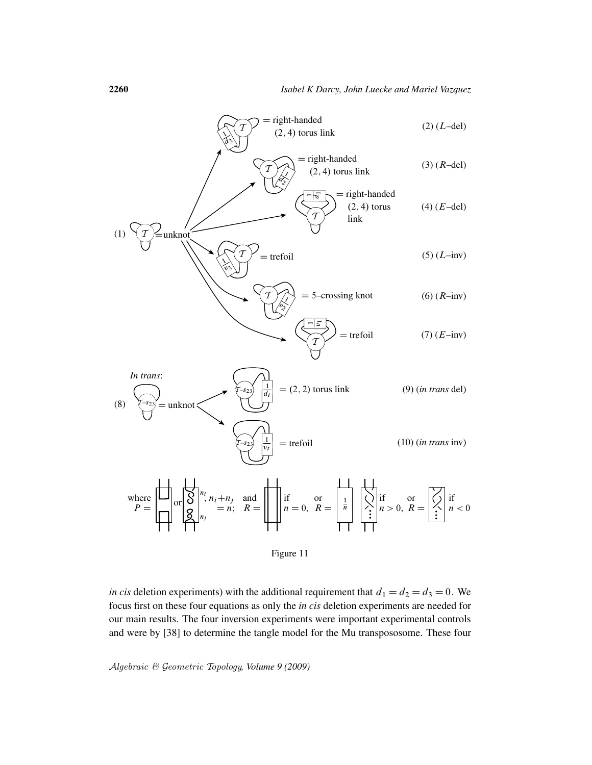(1) $\mathcal{T}$ = unknot

(2) ($L$–del) = right-handed (2, 4) torus link

(3) ($R$–del) = right-handed (2, 4) torus link

(4) ($E$–del) = right-handed (2, 4) torus link

(5) ($L$–inv) = trefoil

(6) ($R$–inv) = 5–crossing knot

(7) ($E$–inv) = trefoil

*In trans*:

(8) $\mathcal{T}$–$s_{23}$ = unknot

(9) (*in trans* del) = (2, 2) torus link

(10) (*in trans* inv) = trefoil

where $P$ = or , $n_i + n_j = n$; and $R$ = if $n = 0$, or $R = \frac{1}{n}$ if $n > 0$, or $R$ = if $n < 0$

Figure 11

*in cis* deletion experiments) with the additional requirement that $d_1 = d_2 = d_3 = 0$. We focus first on these four equations as only the *in cis* deletion experiments are needed for our main results. The four inversion experiments were important experimental controls and were by [38] to determine the tangle model for the Mu transpososome. These four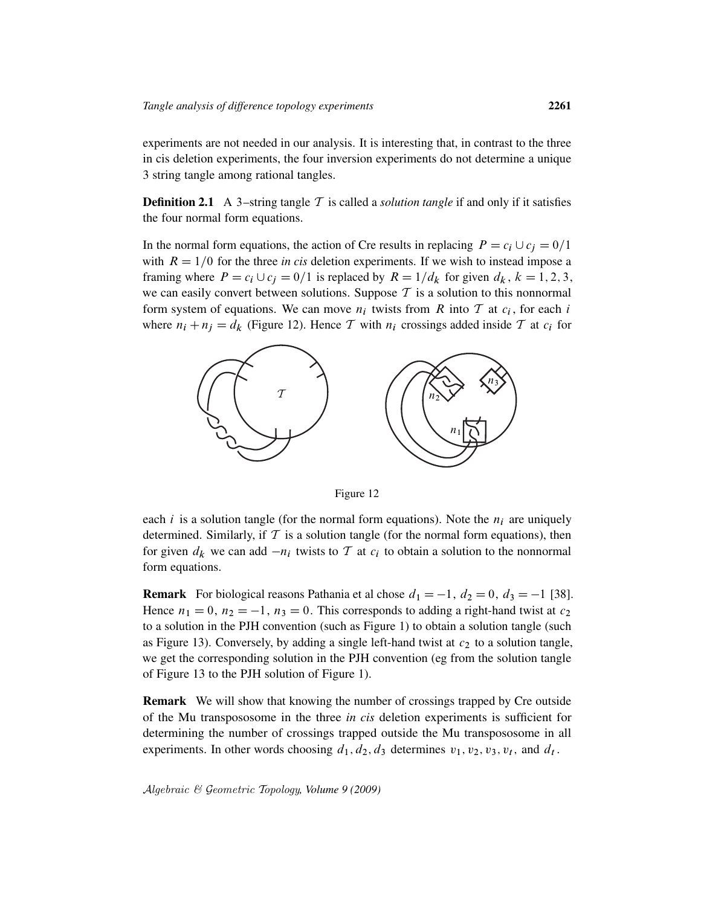experiments are not needed in our analysis. It is interesting that, in contrast to the three in cis deletion experiments, the four inversion experiments do not determine a unique 3 string tangle among rational tangles.

**Definition 2.1** A 3–string tangle $\mathcal{T}$ is called a *solution tangle* if and only if it satisfies the four normal form equations.

In the normal form equations, the action of Cre results in replacing $P = c_i \cup c_j = 0/1$ with $R = 1/0$ for the three *in cis* deletion experiments. If we wish to instead impose a framing where $P = c_i \cup c_j = 0/1$ is replaced by $R = 1/d_k$ for given $d_k$, $k = 1, 2, 3$, we can easily convert between solutions. Suppose $\mathcal{T}$ is a solution to this nonnormal form system of equations. We can move $n_i$ twists from $R$ into $\mathcal{T}$ at $c_i$, for each $i$ where $n_i + n_j = d_k$ (Figure 12). Hence $\mathcal{T}$ with $n_i$ crossings added inside $\mathcal{T}$ at $c_i$ for

Figure 12

each $i$ is a solution tangle (for the normal form equations). Note the $n_i$ are uniquely determined. Similarly, if $\mathcal{T}$ is a solution tangle (for the normal form equations), then for given $d_k$ we can add $-n_i$ twists to $\mathcal{T}$ at $c_i$ to obtain a solution to the nonnormal form equations.

**Remark** For biological reasons Pathania et al chose $d_1 = -1$, $d_2 = 0$, $d_3 = -1$ [38]. Hence $n_1 = 0$, $n_2 = -1$, $n_3 = 0$. This corresponds to adding a right-hand twist at $c_2$ to a solution in the PJH convention (such as Figure 1) to obtain a solution tangle (such as Figure 13). Conversely, by adding a single left-hand twist at $c_2$ to a solution tangle, we get the corresponding solution in the PJH convention (eg from the solution tangle of Figure 13 to the PJH solution of Figure 1).

**Remark** We will show that knowing the number of crossings trapped by Cre outside of the Mu transpososome in the three *in cis* deletion experiments is sufficient for determining the number of crossings trapped outside the Mu transpososome in all experiments. In other words choosing $d_1, d_2, d_3$ determines $v_1, v_2, v_3, v_t$, and $d_t$.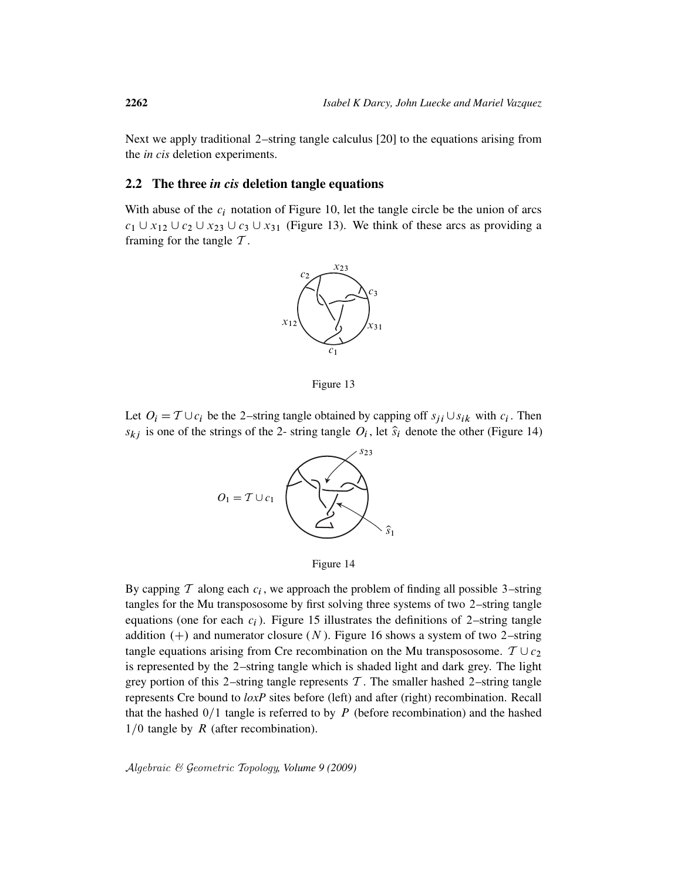Next we apply traditional 2–string tangle calculus [20] to the equations arising from the *in cis* deletion experiments.

## 2.2 The three *in cis* deletion tangle equations

With abuse of the $c_i$ notation of Figure 10, let the tangle circle be the union of arcs $c_1 \cup x_{12} \cup c_2 \cup x_{23} \cup c_3 \cup x_{31}$ (Figure 13). We think of these arcs as providing a framing for the tangle $\mathcal{T}$.

Figure 13

Let $O_i = \mathcal{T} \cup c_i$ be the 2–string tangle obtained by capping off $s_{ji} \cup s_{ik}$ with $c_i$. Then $s_{kj}$ is one of the strings of the 2- string tangle $O_i$, let $\widehat{s}_i$ denote the other (Figure 14)

Figure 14

By capping $\mathcal{T}$ along each $c_i$, we approach the problem of finding all possible 3–string tangles for the Mu transpososome by first solving three systems of two 2–string tangle equations (one for each $c_i$). Figure 15 illustrates the definitions of 2–string tangle addition $(+)$ and numerator closure $(N)$. Figure 16 shows a system of two 2–string tangle equations arising from Cre recombination on the Mu transpososome. $\mathcal{T} \cup c_2$ is represented by the 2–string tangle which is shaded light and dark grey. The light grey portion of this 2–string tangle represents $\mathcal{T}$. The smaller hashed 2–string tangle represents Cre bound to *loxP* sites before (left) and after (right) recombination. Recall that the hashed $0/1$ tangle is referred to by $P$ (before recombination) and the hashed $1/0$ tangle by $R$ (after recombination).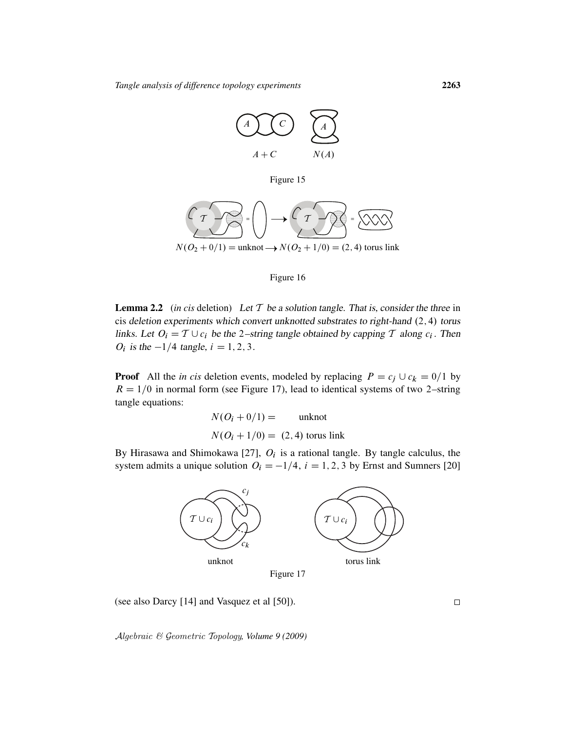$A + C$ $\quad$ $N(A)$

Figure 15

$N(O_2 + 0/1) = \text{unknot} \longrightarrow N(O_2 + 1/0) = (2,4)$ torus link

Figure 16

**Lemma 2.2** (*in cis* deletion) *Let $\mathcal{T}$ be a solution tangle. That is, consider the three in cis deletion experiments which convert unknotted substrates to right-hand $(2,4)$ torus links. Let $O_i = \mathcal{T} \cup c_i$ be the 2–string tangle obtained by capping $\mathcal{T}$ along $c_i$. Then $O_i$ is the $-1/4$ tangle, $i = 1, 2, 3$.*

**Proof** All the *in cis* deletion events, modeled by replacing $P = c_j \cup c_k = 0/1$ by $R = 1/0$ in normal form (see Figure 17), lead to identical systems of two 2–string tangle equations:

$$N(O_i + 0/1) = \text{unknot}$$

$$N(O_i + 1/0) = (2,4) \text{ torus link}$$

By Hirasawa and Shimokawa [27], $O_i$ is a rational tangle. By tangle calculus, the system admits a unique solution $O_i = -1/4$, $i = 1, 2, 3$ by Ernst and Sumners [20] (see also Darcy [14] and Vasquez et al [50]). $\square$

unknot $\quad$ torus link

Figure 17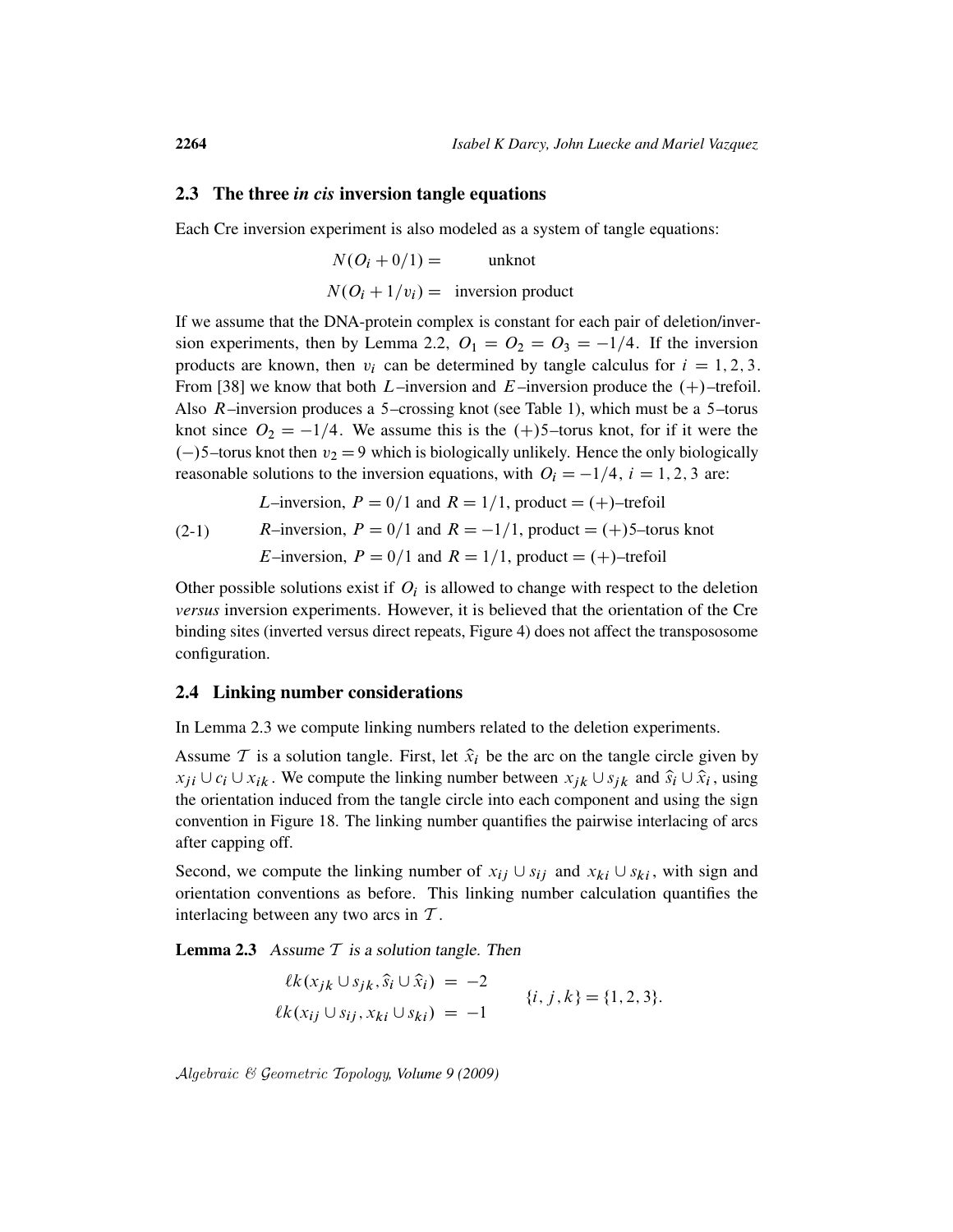### 2.3 The three *in cis* inversion tangle equations

Each Cre inversion experiment is also modeled as a system of tangle equations:

$$N(O_i + 0/1) = \quad \text{unknot}$$

$$N(O_i + 1/v_i) = \quad \text{inversion product}$$

If we assume that the DNA-protein complex is constant for each pair of deletion/inversion experiments, then by Lemma 2.2, $O_1 = O_2 = O_3 = -1/4$. If the inversion products are known, then $v_i$ can be determined by tangle calculus for $i = 1, 2, 3$. From [38] we know that both $L$–inversion and $E$–inversion produce the $(+)$–trefoil. Also $R$–inversion produces a 5–crossing knot (see Table 1), which must be a 5–torus knot since $O_2 = -1/4$. We assume this is the $(+)$5–torus knot, for if it were the $(-)$5–torus knot then $v_2 = 9$ which is biologically unlikely. Hence the only biologically reasonable solutions to the inversion equations, with $O_i = -1/4$, $i = 1, 2, 3$ are:

(2-1)

$L$–inversion, $P = 0/1$ and $R = 1/1$, product = $(+)$–trefoil

$R$–inversion, $P = 0/1$ and $R = -1/1$, product = $(+)$5–torus knot

$E$–inversion, $P = 0/1$ and $R = 1/1$, product = $(+)$–trefoil

Other possible solutions exist if $O_i$ is allowed to change with respect to the deletion *versus* inversion experiments. However, it is believed that the orientation of the Cre binding sites (inverted versus direct repeats, Figure 4) does not affect the transpososome configuration.

### 2.4 Linking number considerations

In Lemma 2.3 we compute linking numbers related to the deletion experiments.

Assume $\mathcal{T}$ is a solution tangle. First, let $\hat{x}_i$ be the arc on the tangle circle given by $x_{ji} \cup c_i \cup x_{ik}$. We compute the linking number between $x_{jk} \cup s_{jk}$ and $\hat{s}_i \cup \hat{x}_i$, using the orientation induced from the tangle circle into each component and using the sign convention in Figure 18. The linking number quantifies the pairwise interlacing of arcs after capping off.

Second, we compute the linking number of $x_{ij} \cup s_{ij}$ and $x_{ki} \cup s_{ki}$, with sign and orientation conventions as before. This linking number calculation quantifies the interlacing between any two arcs in $\mathcal{T}$.

**Lemma 2.3** *Assume $\mathcal{T}$ is a solution tangle. Then*

$$\begin{aligned} \ell k(x_{jk} \cup s_{jk}, \hat{s}_i \cup \hat{x}_i) &= -2 \\ \ell k(x_{ij} \cup s_{ij}, x_{ki} \cup s_{ki}) &= -1 \end{aligned} \qquad \{i, j, k\} = \{1, 2, 3\}.$$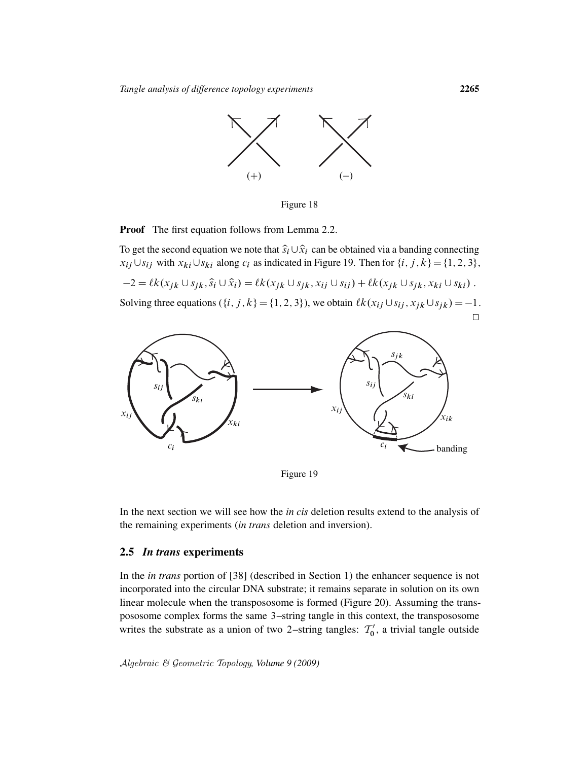Figure 18

**Proof** The first equation follows from Lemma 2.2.

To get the second equation we note that $\widehat{s}_i \cup \widehat{x}_i$ can be obtained via a banding connecting $x_{ij} \cup s_{ij}$ with $x_{ki} \cup s_{ki}$ along $c_i$ as indicated in Figure 19. Then for $\{i, j, k\} = \{1, 2, 3\}$,

$$-2 = \ell k(x_{jk} \cup s_{jk}, \widehat{s}_i \cup \widehat{x}_i) = \ell k(x_{jk} \cup s_{jk}, x_{ij} \cup s_{ij}) + \ell k(x_{jk} \cup s_{jk}, x_{ki} \cup s_{ki}) .$$

Solving three equations ($\{i, j, k\} = \{1, 2, 3\}$), we obtain $\ell k(x_{ij} \cup s_{ij}, x_{jk} \cup s_{jk}) = -1$. □

Figure 19

In the next section we will see how the *in cis* deletion results extend to the analysis of the remaining experiments (*in trans* deletion and inversion).

## 2.5 *In trans* experiments

In the *in trans* portion of [38] (described in Section 1) the enhancer sequence is not incorporated into the circular DNA substrate; it remains separate in solution on its own linear molecule when the transpososome is formed (Figure 20). Assuming the transpososome complex forms the same 3–string tangle in this context, the transpososome writes the substrate as a union of two 2–string tangles: $\mathcal{T}_0'$, a trivial tangle outside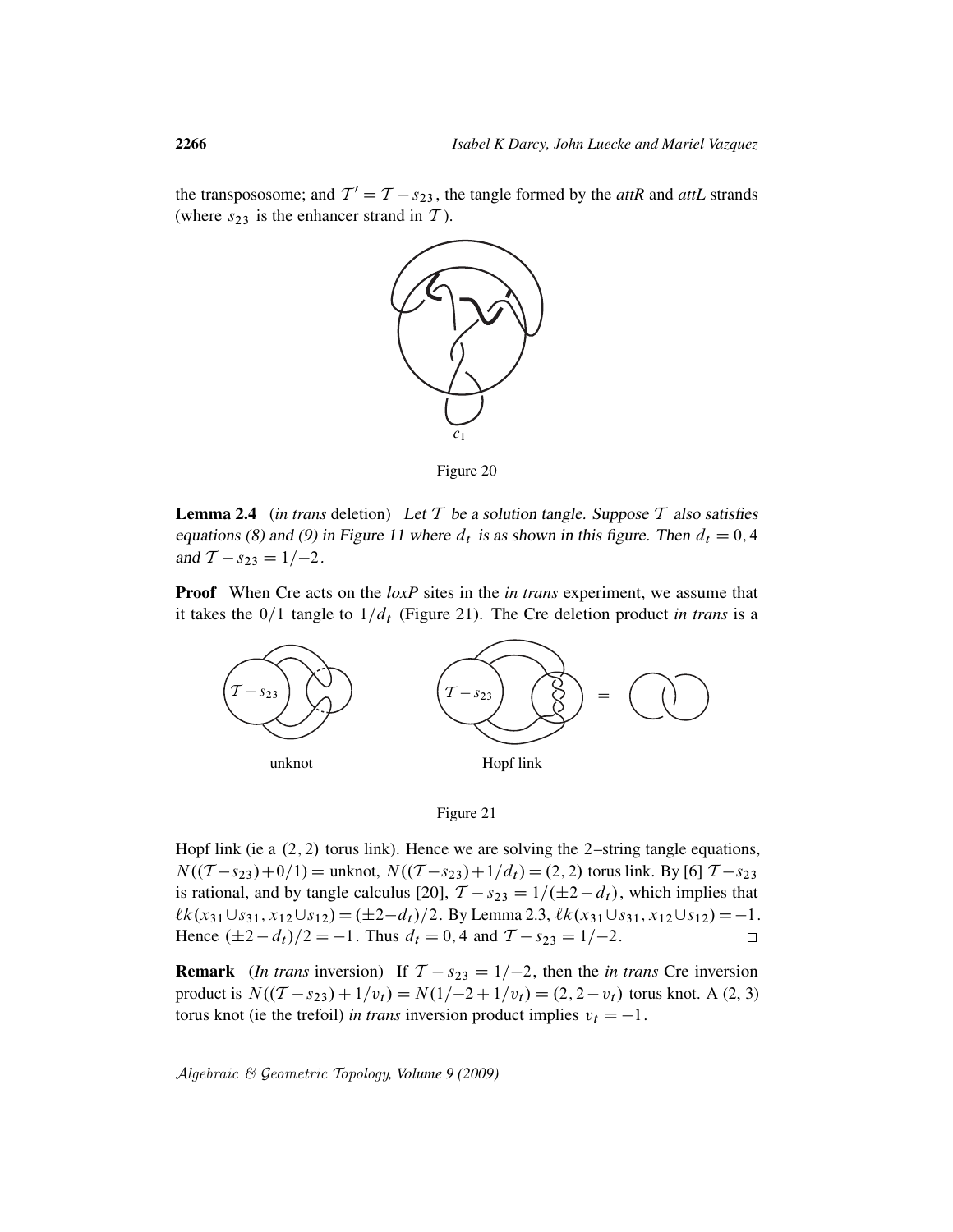the transpososome; and $\mathcal{T}' = \mathcal{T} - s_{23}$, the tangle formed by the *attR* and *attL* strands (where $s_{23}$ is the enhancer strand in $\mathcal{T}$).

$c_1$

Figure 20

**Lemma 2.4** (*in trans* deletion) *Let $\mathcal{T}$ be a solution tangle. Suppose $\mathcal{T}$ also satisfies equations (8) and (9) in Figure 11 where $d_t$ is as shown in this figure. Then $d_t = 0, 4$ and $\mathcal{T} - s_{23} = 1/-2$.*

**Proof** When Cre acts on the *loxP* sites in the *in trans* experiment, we assume that it takes the $0/1$ tangle to $1/d_t$ (Figure 21). The Cre deletion product *in trans* is a

$\mathcal{T} - s_{23}$ $\mathcal{T} - s_{23}$ =

unknot Hopf link

Figure 21

Hopf link (ie a $(2,2)$ torus link). Hence we are solving the 2–string tangle equations, $N((\mathcal{T} - s_{23}) + 0/1) =$ unknot, $N((\mathcal{T} - s_{23}) + 1/d_t) = (2,2)$ torus link. By [6] $\mathcal{T} - s_{23}$ is rational, and by tangle calculus [20], $\mathcal{T} - s_{23} = 1/(\pm 2 - d_t)$, which implies that $\ell k(x_{31} \cup s_{31}, x_{12} \cup s_{12}) = (\pm 2 - d_t)/2$. By Lemma 2.3, $\ell k(x_{31} \cup s_{31}, x_{12} \cup s_{12}) = -1$. Hence $(\pm 2 - d_t)/2 = -1$. Thus $d_t = 0, 4$ and $\mathcal{T} - s_{23} = 1/-2$. □

**Remark** (*In trans* inversion) If $\mathcal{T} - s_{23} = 1/-2$, then the *in trans* Cre inversion product is $N((\mathcal{T} - s_{23}) + 1/v_t) = N(1/-2 + 1/v_t) = (2, 2 - v_t)$ torus knot. A (2, 3) torus knot (ie the trefoil) *in trans* inversion product implies $v_t = -1$.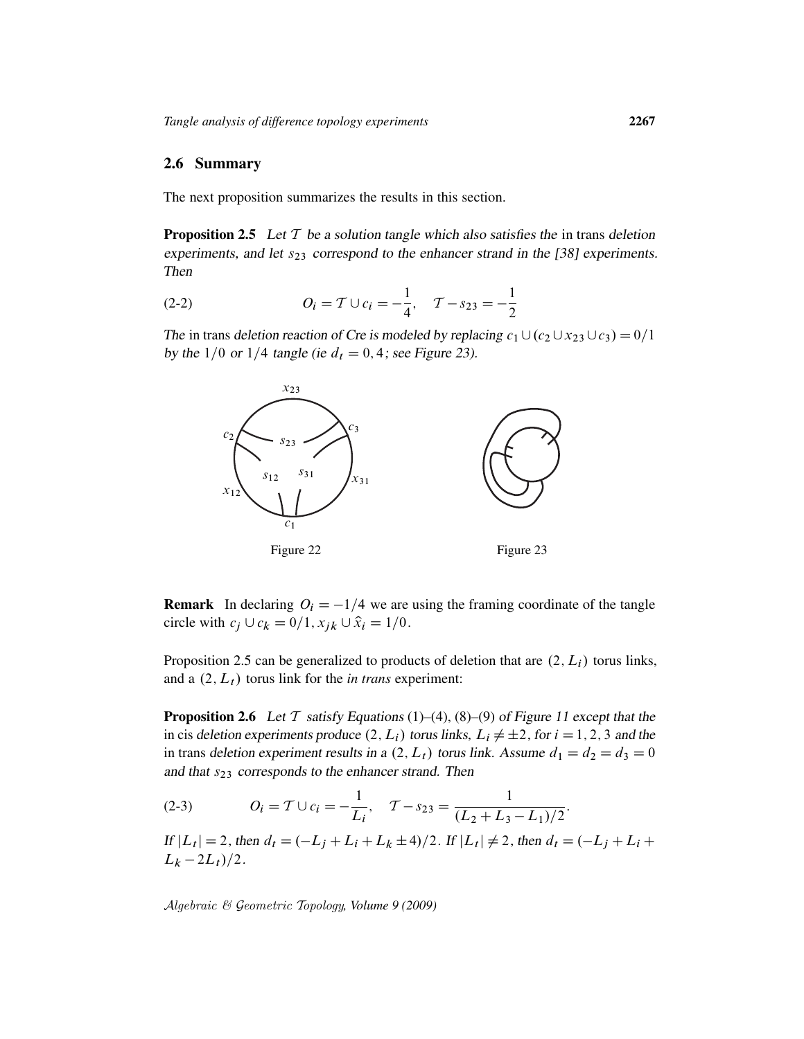## 2.6 Summary

The next proposition summarizes the results in this section.

**Proposition 2.5** *Let $\mathcal{T}$ be a solution tangle which also satisfies the* in trans *deletion experiments, and let $s_{23}$ correspond to the enhancer strand in the [38] experiments. Then*

$$O_i = \mathcal{T} \cup c_i = -\frac{1}{4}, \quad \mathcal{T} - s_{23} = -\frac{1}{2} \tag{2-2}$$

*The* in trans *deletion reaction of Cre is modeled by replacing $c_1 \cup (c_2 \cup x_{23} \cup c_3) = 0/1$ by the $1/0$ or $1/4$ tangle (ie $d_t = 0, 4$; see Figure 23).*

Figure 22

Figure 23

**Remark** In declaring $O_i = -1/4$ we are using the framing coordinate of the tangle circle with $c_j \cup c_k = 0/1, x_{jk} \cup \hat{x}_i = 1/0$.

Proposition 2.5 can be generalized to products of deletion that are $(2, L_i)$ torus links, and a $(2, L_t)$ torus link for the *in trans* experiment:

**Proposition 2.6** *Let $\mathcal{T}$ satisfy Equations (1)–(4), (8)–(9) of Figure 11 except that the* in cis *deletion experiments produce $(2, L_i)$ torus links, $L_i \neq \pm 2$, for $i = 1, 2, 3$ and the* in trans *deletion experiment results in a $(2, L_t)$ torus link. Assume $d_1 = d_2 = d_3 = 0$ and that $s_{23}$ corresponds to the enhancer strand. Then*

$$O_i = \mathcal{T} \cup c_i = -\frac{1}{L_i}, \quad \mathcal{T} - s_{23} = \frac{1}{(L_2 + L_3 - L_1)/2}. \tag{2-3}$$

*If $|L_t| = 2$, then $d_t = (-L_j + L_i + L_k \pm 4)/2$. If $|L_t| \neq 2$, then $d_t = (-L_j + L_i + L_k - 2L_t)/2$.*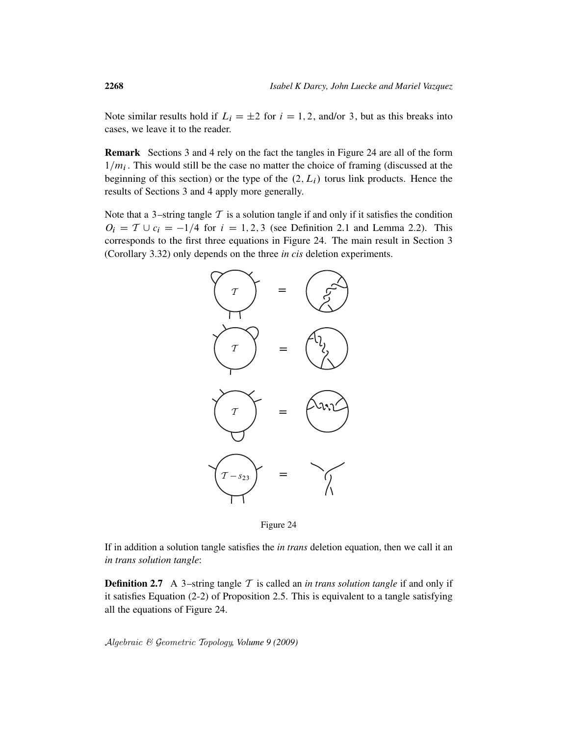Note similar results hold if $L_i = \pm 2$ for $i = 1, 2$, and/or $3$, but as this breaks into cases, we leave it to the reader.

**Remark** Sections 3 and 4 rely on the fact the tangles in Figure 24 are all of the form $1/m_i$. This would still be the case no matter the choice of framing (discussed at the beginning of this section) or the type of the $(2, L_i)$ torus link products. Hence the results of Sections 3 and 4 apply more generally.

Note that a 3–string tangle $\mathcal{T}$ is a solution tangle if and only if it satisfies the condition $O_i = \mathcal{T} \cup c_i = -1/4$ for $i = 1, 2, 3$ (see Definition 2.1 and Lemma 2.2). This corresponds to the first three equations in Figure 24. The main result in Section 3 (Corollary 3.32) only depends on the three *in cis* deletion experiments.

Figure 24

If in addition a solution tangle satisfies the *in trans* deletion equation, then we call it an *in trans solution tangle*:

**Definition 2.7** A 3–string tangle $\mathcal{T}$ is called an *in trans solution tangle* if and only if it satisfies Equation (2-2) of Proposition 2.5. This is equivalent to a tangle satisfying all the equations of Figure 24.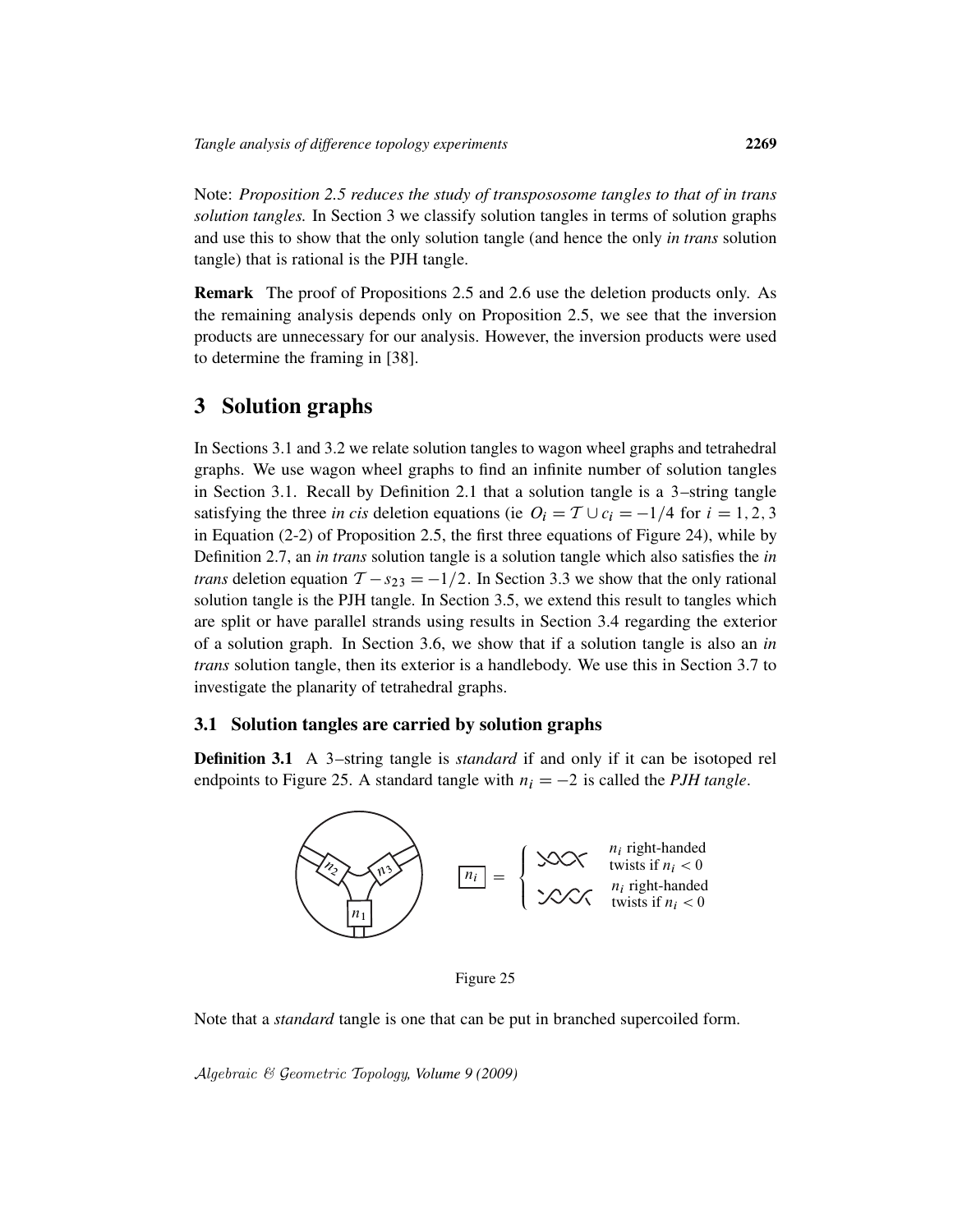Note: *Proposition 2.5 reduces the study of transpososome tangles to that of in trans solution tangles.* In Section 3 we classify solution tangles in terms of solution graphs and use this to show that the only solution tangle (and hence the only *in trans* solution tangle) that is rational is the PJH tangle.

**Remark** The proof of Propositions 2.5 and 2.6 use the deletion products only. As the remaining analysis depends only on Proposition 2.5, we see that the inversion products are unnecessary for our analysis. However, the inversion products were used to determine the framing in [38].

## 3 Solution graphs

In Sections 3.1 and 3.2 we relate solution tangles to wagon wheel graphs and tetrahedral graphs. We use wagon wheel graphs to find an infinite number of solution tangles in Section 3.1. Recall by Definition 2.1 that a solution tangle is a 3–string tangle satisfying the three *in cis* deletion equations (ie $O_i = \mathcal{T} \cup c_i = -1/4$ for $i = 1, 2, 3$ in Equation (2-2) of Proposition 2.5, the first three equations of Figure 24), while by Definition 2.7, an *in trans* solution tangle is a solution tangle which also satisfies the *in trans* deletion equation $\mathcal{T} - s_{23} = -1/2$. In Section 3.3 we show that the only rational solution tangle is the PJH tangle. In Section 3.5, we extend this result to tangles which are split or have parallel strands using results in Section 3.4 regarding the exterior of a solution graph. In Section 3.6, we show that if a solution tangle is also an *in trans* solution tangle, then its exterior is a handlebody. We use this in Section 3.7 to investigate the planarity of tetrahedral graphs.

### 3.1 Solution tangles are carried by solution graphs

**Definition 3.1** A 3–string tangle is *standard* if and only if it can be isotoped rel endpoints to Figure 25. A standard tangle with $n_i = -2$ is called the *PJH tangle*.

$n_i$ = { $n_i$ right-handed twists if $n_i < 0$ ; $n_i$ right-handed twists if $n_i < 0$ }

Figure 25

Note that a *standard* tangle is one that can be put in branched supercoiled form.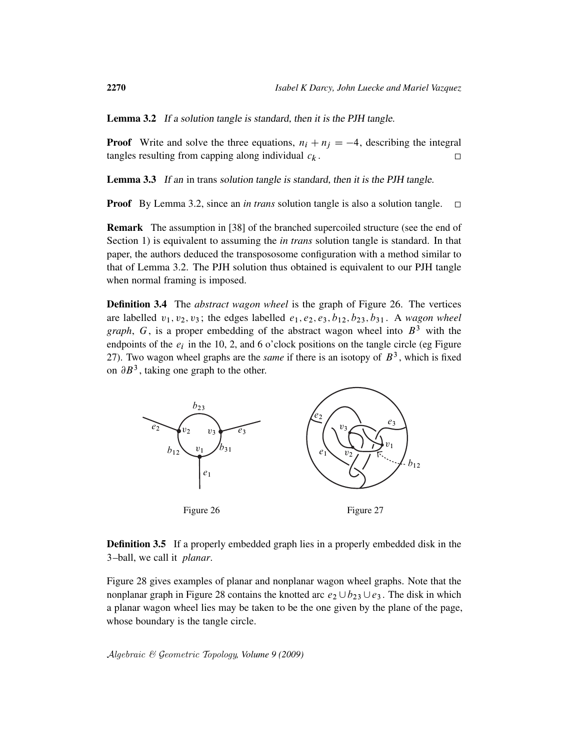**Lemma 3.2** *If a solution tangle is standard, then it is the PJH tangle.*

**Proof** Write and solve the three equations, $n_i + n_j = -4$, describing the integral tangles resulting from capping along individual $c_k$. □

**Lemma 3.3** *If an in trans solution tangle is standard, then it is the PJH tangle.*

**Proof** By Lemma 3.2, since an *in trans* solution tangle is also a solution tangle. □

**Remark** The assumption in [38] of the branched supercoiled structure (see the end of Section 1) is equivalent to assuming the *in trans* solution tangle is standard. In that paper, the authors deduced the transpososome configuration with a method similar to that of Lemma 3.2. The PJH solution thus obtained is equivalent to our PJH tangle when normal framing is imposed.

**Definition 3.4** The *abstract wagon wheel* is the graph of Figure 26. The vertices are labelled $v_1, v_2, v_3$; the edges labelled $e_1, e_2, e_3, b_{12}, b_{23}, b_{31}$. A *wagon wheel graph*, $G$, is a proper embedding of the abstract wagon wheel into $B^3$ with the endpoints of the $e_i$ in the 10, 2, and 6 o'clock positions on the tangle circle (eg Figure 27). Two wagon wheel graphs are the *same* if there is an isotopy of $B^3$, which is fixed on $\partial B^3$, taking one graph to the other.

Figure 26

Figure 27

**Definition 3.5** If a properly embedded graph lies in a properly embedded disk in the 3–ball, we call it *planar*.

Figure 28 gives examples of planar and nonplanar wagon wheel graphs. Note that the nonplanar graph in Figure 28 contains the knotted arc $e_2 \cup b_{23} \cup e_3$. The disk in which a planar wagon wheel lies may be taken to be the one given by the plane of the page, whose boundary is the tangle circle.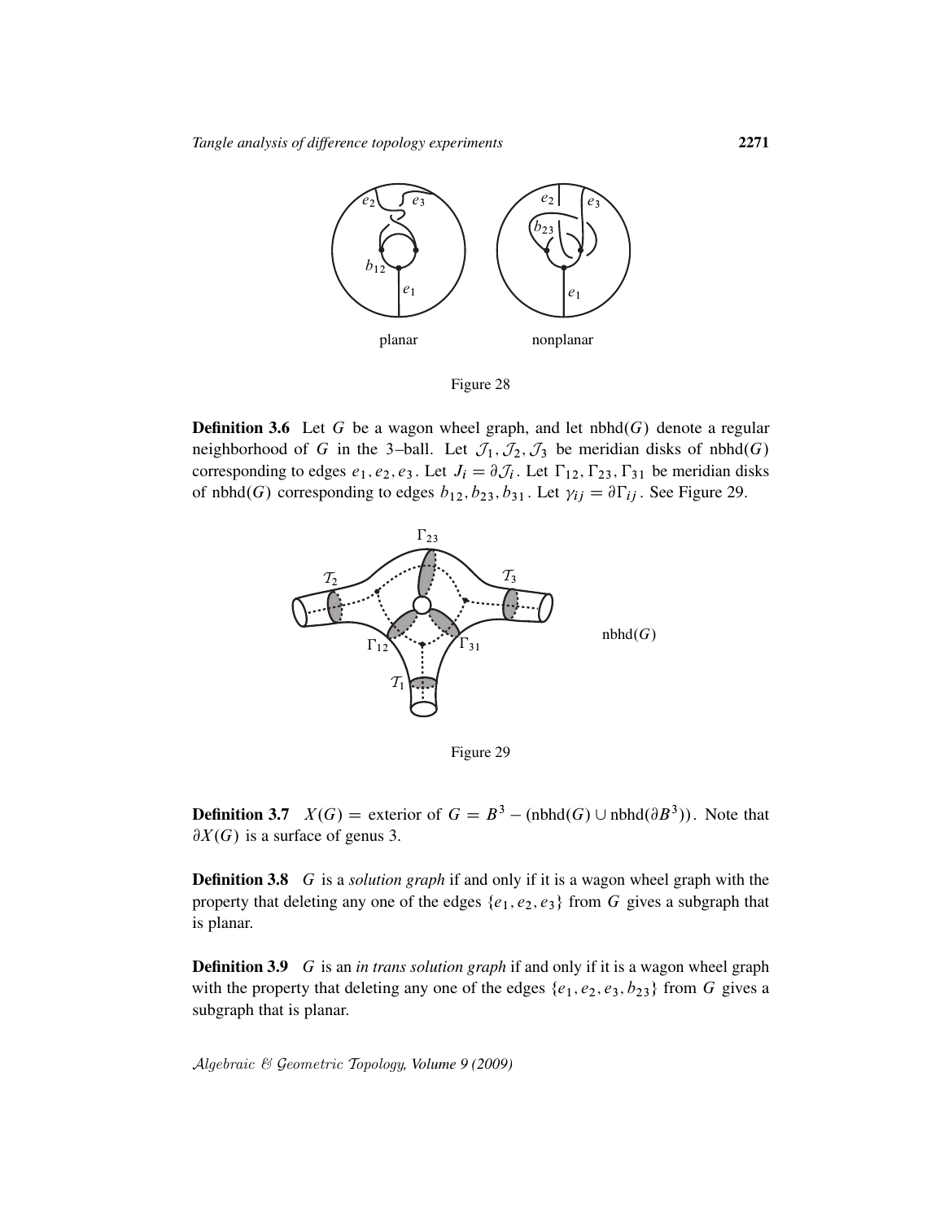planar nonplanar

Figure 28

**Definition 3.6** Let $G$ be a wagon wheel graph, and let $\mathrm{nbhd}(G)$ denote a regular neighborhood of $G$ in the 3–ball. Let $\mathcal{J}_1, \mathcal{J}_2, \mathcal{J}_3$ be meridian disks of $\mathrm{nbhd}(G)$ corresponding to edges $e_1, e_2, e_3$. Let $J_i = \partial \mathcal{J}_i$. Let $\Gamma_{12}, \Gamma_{23}, \Gamma_{31}$ be meridian disks of $\mathrm{nbhd}(G)$ corresponding to edges $b_{12}, b_{23}, b_{31}$. Let $\gamma_{ij} = \partial \Gamma_{ij}$. See Figure 29.

Figure 29

**Definition 3.7** $X(G) =$ exterior of $G = B^3 - (\mathrm{nbhd}(G) \cup \mathrm{nbhd}(\partial B^3))$. Note that $\partial X(G)$ is a surface of genus 3.

**Definition 3.8** $G$ is a *solution graph* if and only if it is a wagon wheel graph with the property that deleting any one of the edges $\{e_1, e_2, e_3\}$ from $G$ gives a subgraph that is planar.

**Definition 3.9** $G$ is an *in trans solution graph* if and only if it is a wagon wheel graph with the property that deleting any one of the edges $\{e_1, e_2, e_3, b_{23}\}$ from $G$ gives a subgraph that is planar.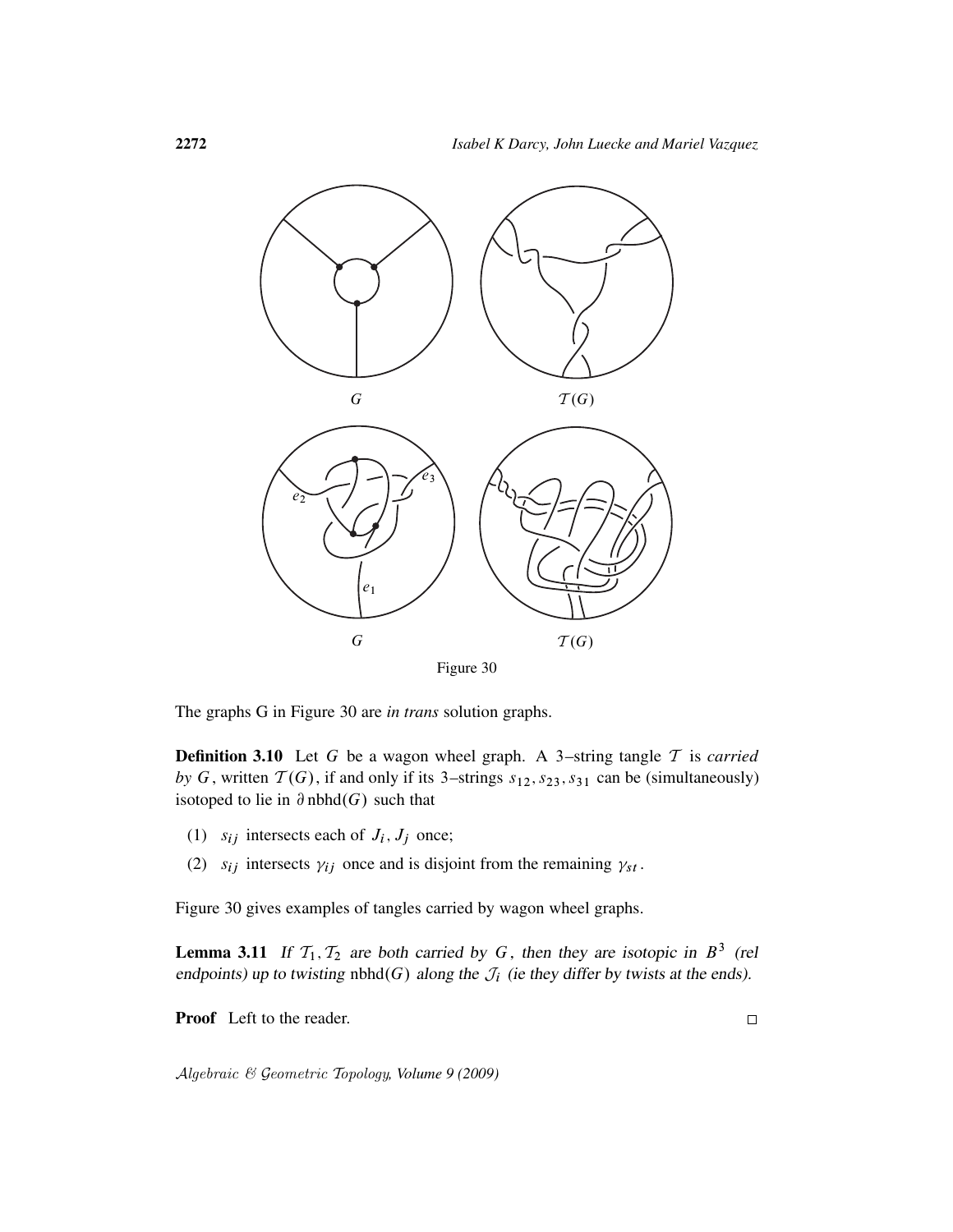Figure 30

The graphs G in Figure 30 are *in trans* solution graphs.

**Definition 3.10** Let $G$ be a wagon wheel graph. A 3–string tangle $\mathcal{T}$ is *carried by $G$*, written $\mathcal{T}(G)$, if and only if its 3–strings $s_{12}, s_{23}, s_{31}$ can be (simultaneously) isotoped to lie in $\partial\,\mathrm{nbhd}(G)$ such that

1. $s_{ij}$ intersects each of $J_i, J_j$ once;
2. $s_{ij}$ intersects $\gamma_{ij}$ once and is disjoint from the remaining $\gamma_{st}$.

Figure 30 gives examples of tangles carried by wagon wheel graphs.

**Lemma 3.11** *If $\mathcal{T}_1, \mathcal{T}_2$ are both carried by $G$, then they are isotopic in $B^3$ (rel endpoints) up to twisting $\mathrm{nbhd}(G)$ along the $\mathcal{J}_i$ (ie they differ by twists at the ends).*

**Proof** Left to the reader. □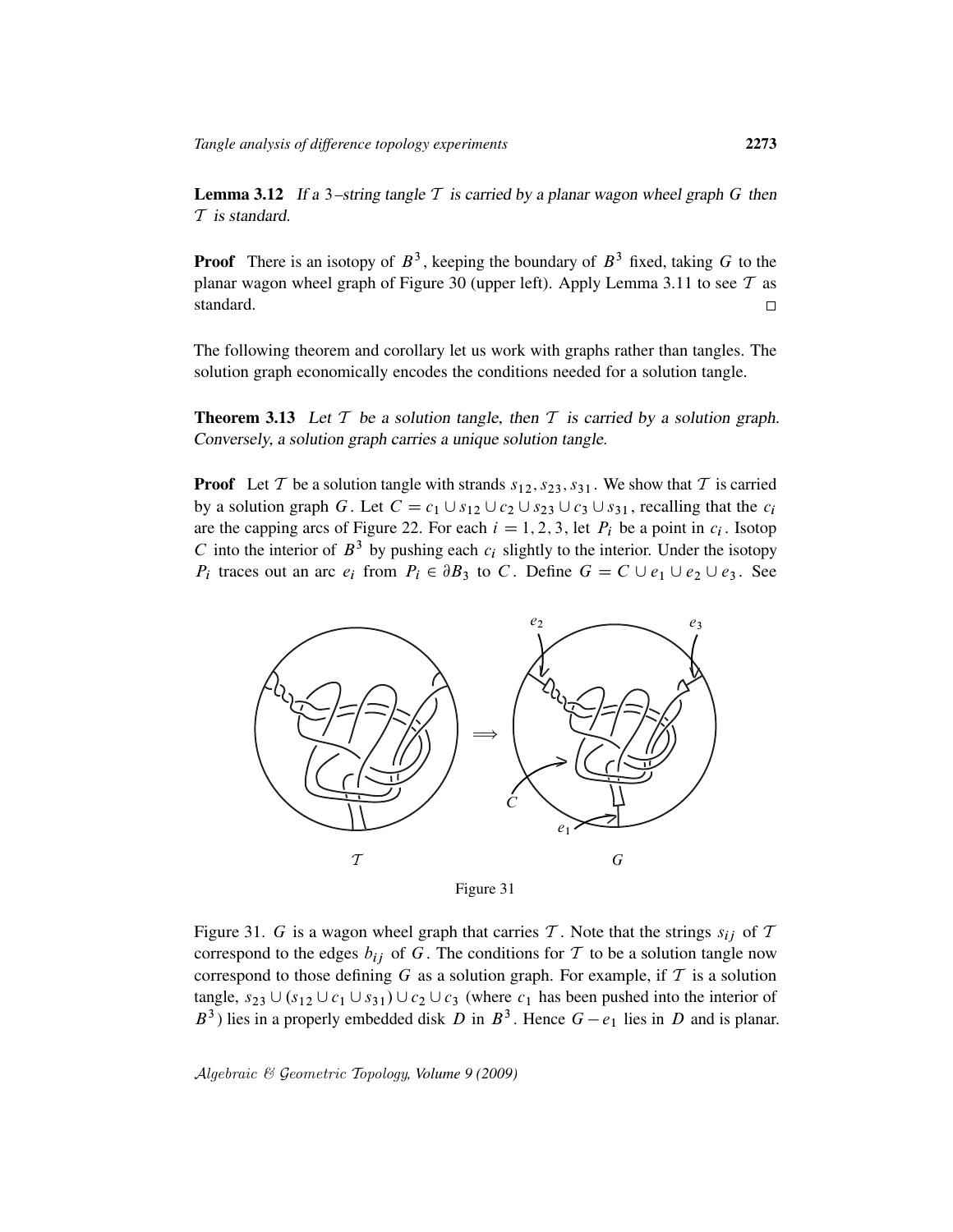**Lemma 3.12** *If a 3–string tangle $\mathcal{T}$ is carried by a planar wagon wheel graph $G$ then $\mathcal{T}$ is standard.*

**Proof** There is an isotopy of $B^3$, keeping the boundary of $B^3$ fixed, taking $G$ to the planar wagon wheel graph of Figure 30 (upper left). Apply Lemma 3.11 to see $\mathcal{T}$ as standard. □

The following theorem and corollary let us work with graphs rather than tangles. The solution graph economically encodes the conditions needed for a solution tangle.

**Theorem 3.13** *Let $\mathcal{T}$ be a solution tangle, then $\mathcal{T}$ is carried by a solution graph. Conversely, a solution graph carries a unique solution tangle.*

**Proof** Let $\mathcal{T}$ be a solution tangle with strands $s_{12}, s_{23}, s_{31}$. We show that $\mathcal{T}$ is carried by a solution graph $G$. Let $C = c_1 \cup s_{12} \cup c_2 \cup s_{23} \cup c_3 \cup s_{31}$, recalling that the $c_i$ are the capping arcs of Figure 22. For each $i = 1, 2, 3$, let $P_i$ be a point in $c_i$. Isotop $C$ into the interior of $B^3$ by pushing each $c_i$ slightly to the interior. Under the isotopy $P_i$ traces out an arc $e_i$ from $P_i \in \partial B_3$ to $C$. Define $G = C \cup e_1 \cup e_2 \cup e_3$. See

Figure 31

Figure 31. $G$ is a wagon wheel graph that carries $\mathcal{T}$. Note that the strings $s_{ij}$ of $\mathcal{T}$ correspond to the edges $b_{ij}$ of $G$. The conditions for $\mathcal{T}$ to be a solution tangle now correspond to those defining $G$ as a solution graph. For example, if $\mathcal{T}$ is a solution tangle, $s_{23} \cup (s_{12} \cup c_1 \cup s_{31}) \cup c_2 \cup c_3$ (where $c_1$ has been pushed into the interior of $B^3$) lies in a properly embedded disk $D$ in $B^3$. Hence $G - e_1$ lies in $D$ and is planar.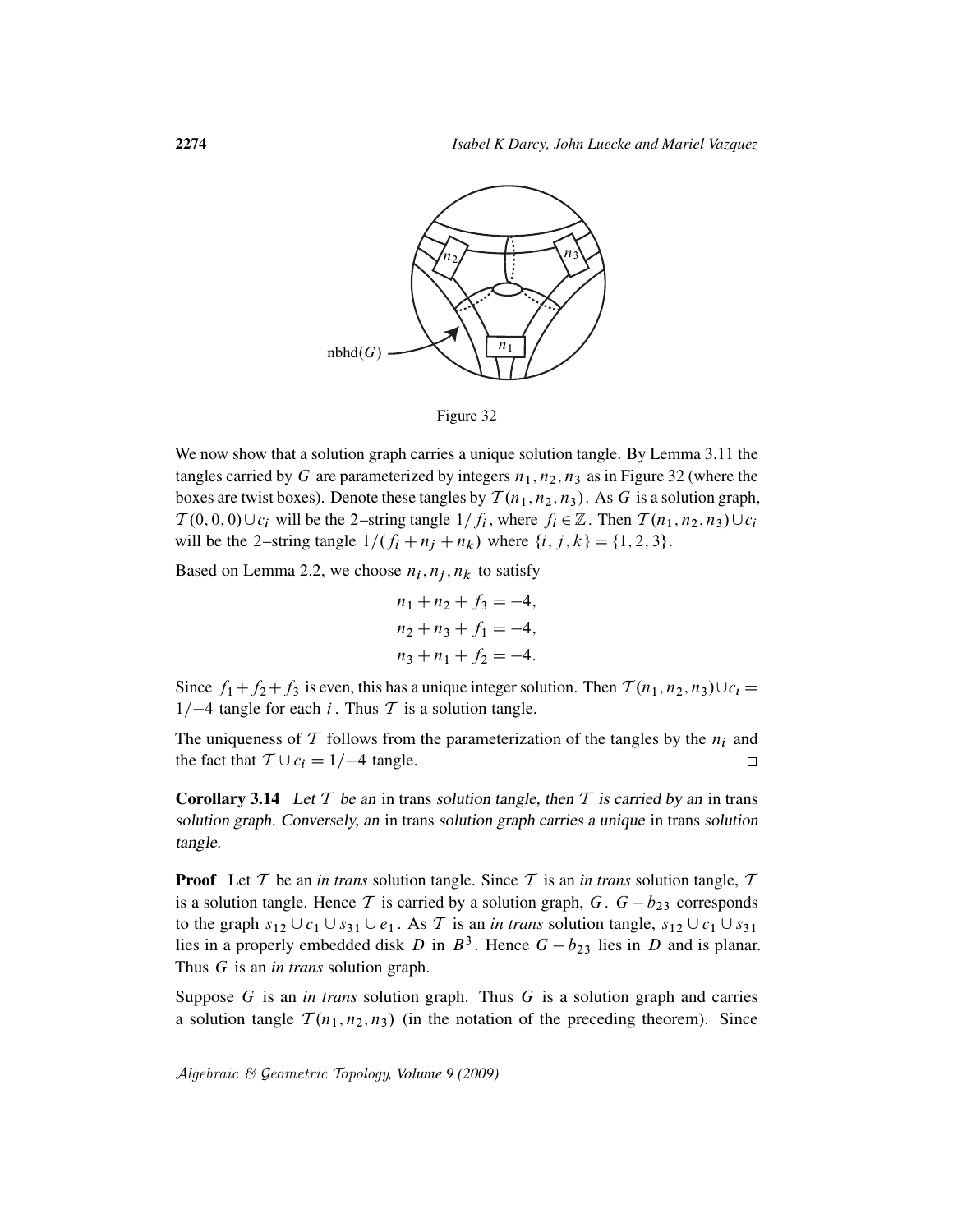Figure 32

We now show that a solution graph carries a unique solution tangle. By Lemma 3.11 the tangles carried by $G$ are parameterized by integers $n_1, n_2, n_3$ as in Figure 32 (where the boxes are twist boxes). Denote these tangles by $\mathcal{T}(n_1, n_2, n_3)$. As $G$ is a solution graph, $\mathcal{T}(0,0,0) \cup c_i$ will be the 2–string tangle $1/f_i$, where $f_i \in \mathbb{Z}$. Then $\mathcal{T}(n_1, n_2, n_3) \cup c_i$ will be the 2–string tangle $1/(f_i + n_j + n_k)$ where $\{i, j, k\} = \{1, 2, 3\}$.

Based on Lemma 2.2, we choose $n_i, n_j, n_k$ to satisfy

$$
\begin{aligned}
n_1 + n_2 + f_3 &= -4,\\
n_2 + n_3 + f_1 &= -4,\\
n_3 + n_1 + f_2 &= -4.
\end{aligned}
$$

Since $f_1 + f_2 + f_3$ is even, this has a unique integer solution. Then $\mathcal{T}(n_1, n_2, n_3) \cup c_i = 1/-4$ tangle for each $i$. Thus $\mathcal{T}$ is a solution tangle.

The uniqueness of $\mathcal{T}$ follows from the parameterization of the tangles by the $n_i$ and the fact that $\mathcal{T} \cup c_i = 1/-4$ tangle. $\square$

**Corollary 3.14** *Let $\mathcal{T}$ be an* in trans *solution tangle, then $\mathcal{T}$ is carried by an* in trans *solution graph. Conversely, an* in trans *solution graph carries a unique* in trans *solution tangle.*

**Proof** Let $\mathcal{T}$ be an *in trans* solution tangle. Since $\mathcal{T}$ is an *in trans* solution tangle, $\mathcal{T}$ is a solution tangle. Hence $\mathcal{T}$ is carried by a solution graph, $G$. $G - b_{23}$ corresponds to the graph $s_{12} \cup c_1 \cup s_{31} \cup e_1$. As $\mathcal{T}$ is an *in trans* solution tangle, $s_{12} \cup c_1 \cup s_{31}$ lies in a properly embedded disk $D$ in $B^3$. Hence $G - b_{23}$ lies in $D$ and is planar. Thus $G$ is an *in trans* solution graph.

Suppose $G$ is an *in trans* solution graph. Thus $G$ is a solution graph and carries a solution tangle $\mathcal{T}(n_1, n_2, n_3)$ (in the notation of the preceding theorem). Since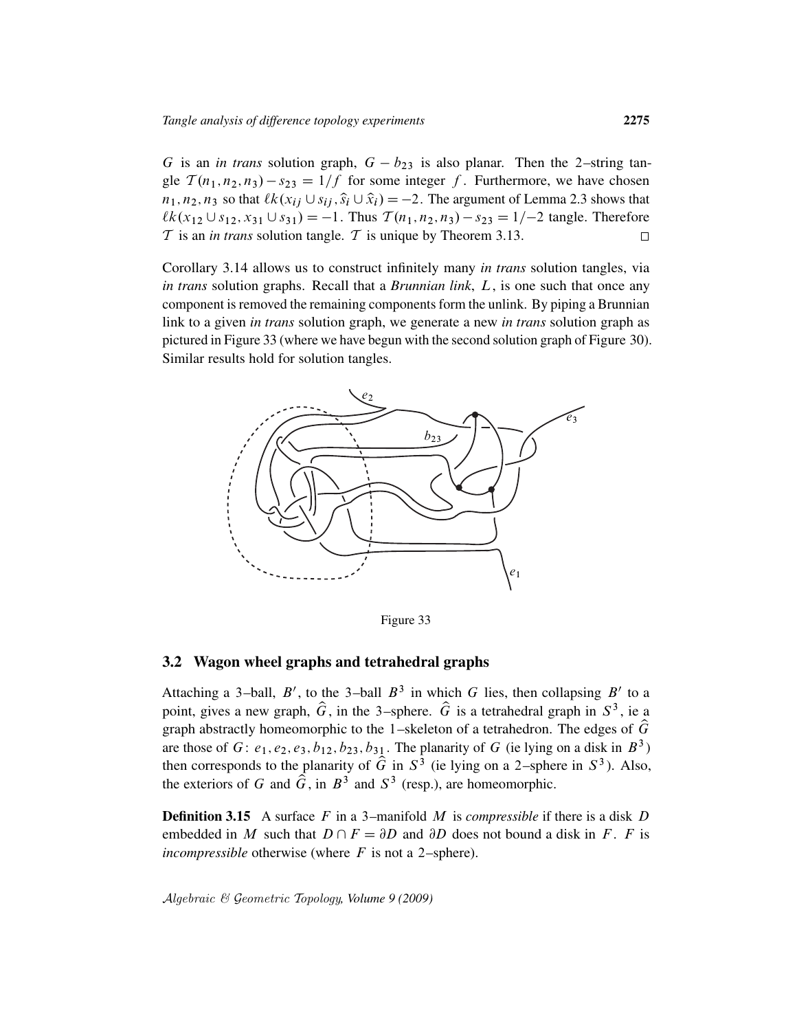$G$ is an *in trans* solution graph, $G - b_{23}$ is also planar. Then the 2–string tangle $\mathcal{T}(n_1, n_2, n_3) - s_{23} = 1/f$ for some integer $f$. Furthermore, we have chosen $n_1, n_2, n_3$ so that $\ell k(x_{ij} \cup s_{ij}, \hat{s}_i \cup \hat{x}_i) = -2$. The argument of Lemma 2.3 shows that $\ell k(x_{12} \cup s_{12}, x_{31} \cup s_{31}) = -1$. Thus $\mathcal{T}(n_1, n_2, n_3) - s_{23} = 1/-2$ tangle. Therefore $\mathcal{T}$ is an *in trans* solution tangle. $\mathcal{T}$ is unique by Theorem 3.13. $\square$

Corollary 3.14 allows us to construct infinitely many *in trans* solution tangles, via *in trans* solution graphs. Recall that a *Brunnian link*, $L$, is one such that once any component is removed the remaining components form the unlink. By piping a Brunnian link to a given *in trans* solution graph, we generate a new *in trans* solution graph as pictured in Figure 33 (where we have begun with the second solution graph of Figure 30). Similar results hold for solution tangles.

Figure 33

## 3.2 Wagon wheel graphs and tetrahedral graphs

Attaching a 3–ball, $B'$, to the 3–ball $B^3$ in which $G$ lies, then collapsing $B'$ to a point, gives a new graph, $\hat{G}$, in the 3–sphere. $\hat{G}$ is a tetrahedral graph in $S^3$, ie a graph abstractly homeomorphic to the 1–skeleton of a tetrahedron. The edges of $\hat{G}$ are those of $G$: $e_1, e_2, e_3, b_{12}, b_{23}, b_{31}$. The planarity of $G$ (ie lying on a disk in $B^3$) then corresponds to the planarity of $\hat{G}$ in $S^3$ (ie lying on a 2–sphere in $S^3$). Also, the exteriors of $G$ and $\hat{G}$, in $B^3$ and $S^3$ (resp.), are homeomorphic.

**Definition 3.15** A surface $F$ in a 3–manifold $M$ is *compressible* if there is a disk $D$ embedded in $M$ such that $D \cap F = \partial D$ and $\partial D$ does not bound a disk in $F$. $F$ is *incompressible* otherwise (where $F$ is not a 2–sphere).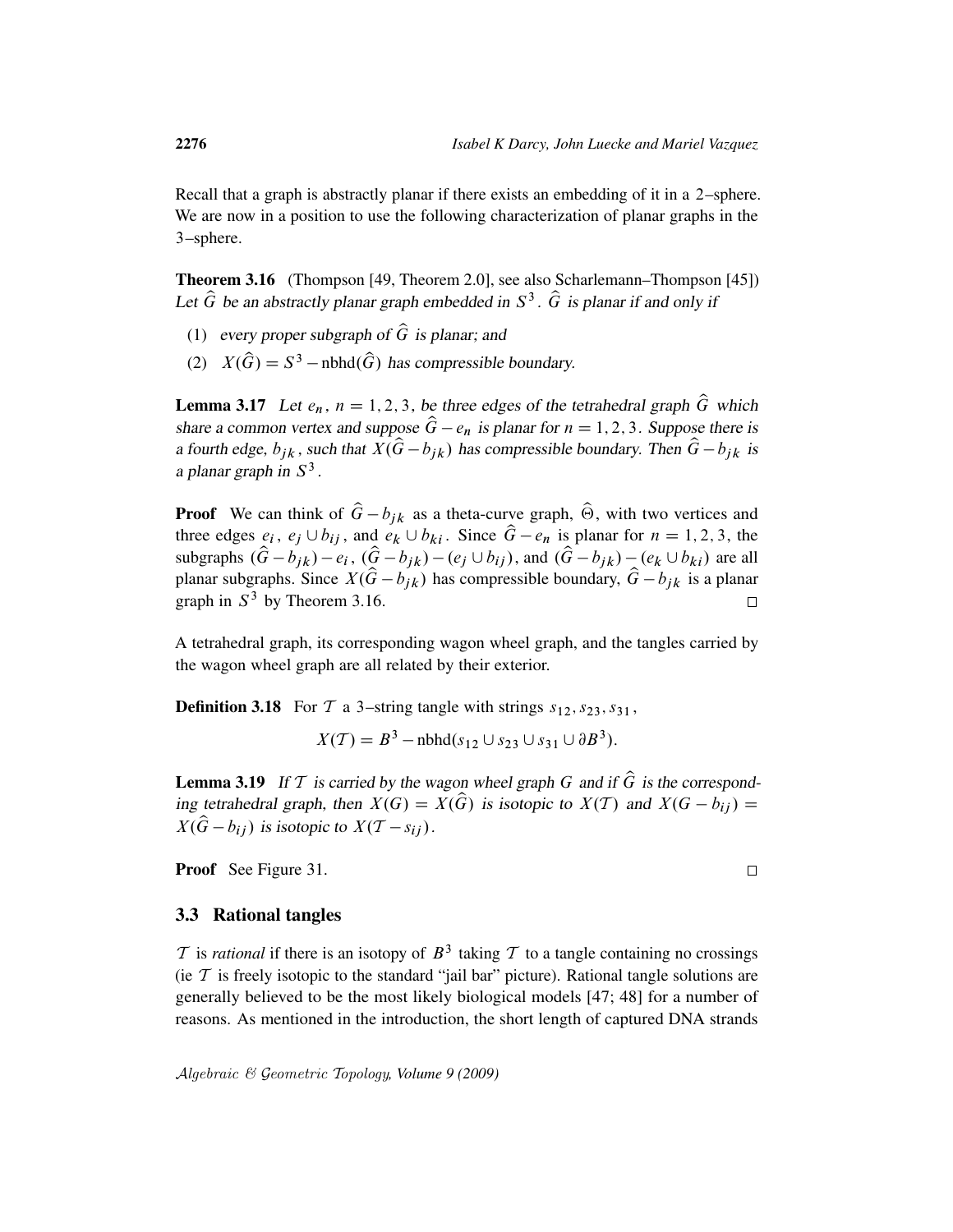Recall that a graph is abstractly planar if there exists an embedding of it in a 2–sphere. We are now in a position to use the following characterization of planar graphs in the 3–sphere.

**Theorem 3.16** (Thompson [49, Theorem 2.0], see also Scharlemann–Thompson [45]) *Let $\widehat{G}$ be an abstractly planar graph embedded in $S^3$. $\widehat{G}$ is planar if and only if*

1. *every proper subgraph of $\widehat{G}$ is planar; and*
2. *$X(\widehat{G}) = S^3 - \text{nbhd}(\widehat{G})$ has compressible boundary.*

**Lemma 3.17** *Let $e_n$, $n = 1, 2, 3$, be three edges of the tetrahedral graph $\widehat{G}$ which share a common vertex and suppose $\widehat{G} - e_n$ is planar for $n = 1, 2, 3$. Suppose there is a fourth edge, $b_{jk}$, such that $X(\widehat{G} - b_{jk})$ has compressible boundary. Then $\widehat{G} - b_{jk}$ is a planar graph in $S^3$.*

**Proof** We can think of $\widehat{G} - b_{jk}$ as a theta-curve graph, $\widehat{\Theta}$, with two vertices and three edges $e_i$, $e_j \cup b_{ij}$, and $e_k \cup b_{ki}$. Since $\widehat{G} - e_n$ is planar for $n = 1, 2, 3$, the subgraphs $(\widehat{G} - b_{jk}) - e_i$, $(\widehat{G} - b_{jk}) - (e_j \cup b_{ij})$, and $(\widehat{G} - b_{jk}) - (e_k \cup b_{ki})$ are all planar subgraphs. Since $X(\widehat{G} - b_{jk})$ has compressible boundary, $\widehat{G} - b_{jk}$ is a planar graph in $S^3$ by Theorem 3.16. □

A tetrahedral graph, its corresponding wagon wheel graph, and the tangles carried by the wagon wheel graph are all related by their exterior.

**Definition 3.18** For $\mathcal{T}$ a 3–string tangle with strings $s_{12}, s_{23}, s_{31}$,

$$X(\mathcal{T}) = B^3 - \text{nbhd}(s_{12} \cup s_{23} \cup s_{31} \cup \partial B^3).$$

**Lemma 3.19** *If $\mathcal{T}$ is carried by the wagon wheel graph $G$ and if $\widehat{G}$ is the corresponding tetrahedral graph, then $X(G) = X(\widehat{G})$ is isotopic to $X(\mathcal{T})$ and $X(G - b_{ij}) = X(\widehat{G} - b_{ij})$ is isotopic to $X(\mathcal{T} - s_{ij})$.*

**Proof** See Figure 31. □

### 3.3 Rational tangles

$\mathcal{T}$ is *rational* if there is an isotopy of $B^3$ taking $\mathcal{T}$ to a tangle containing no crossings (ie $\mathcal{T}$ is freely isotopic to the standard "jail bar" picture). Rational tangle solutions are generally believed to be the most likely biological models [47; 48] for a number of reasons. As mentioned in the introduction, the short length of captured DNA strands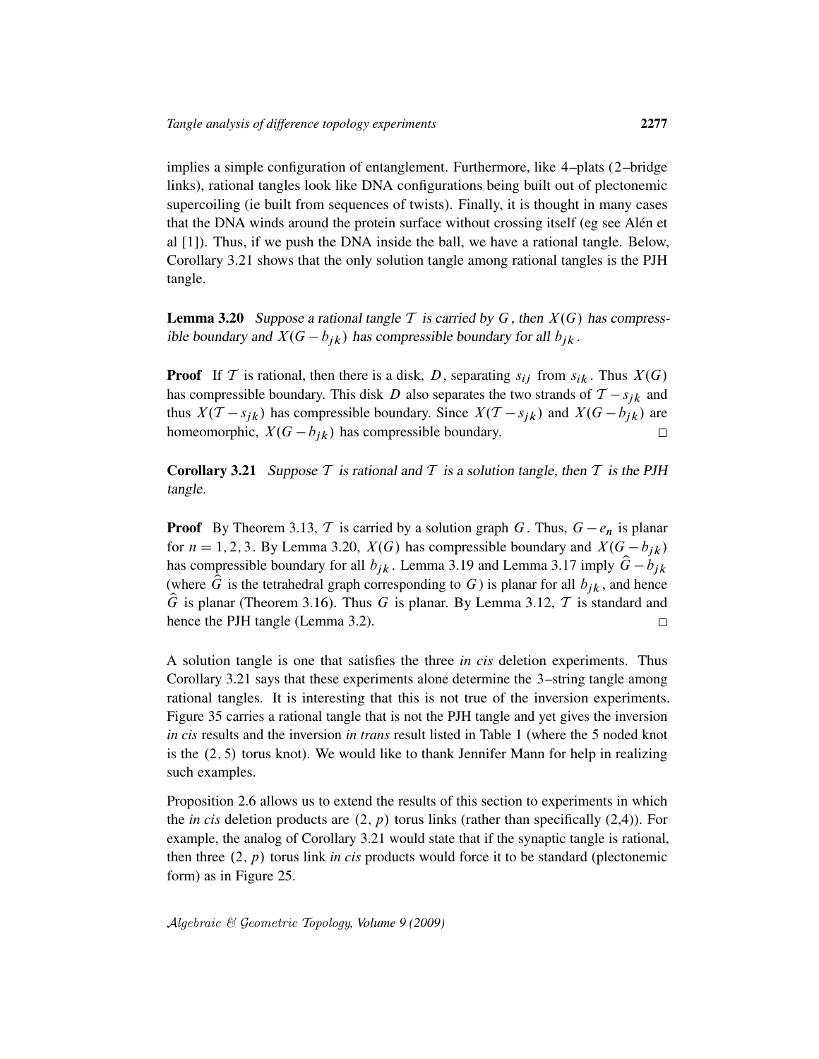implies a simple configuration of entanglement. Furthermore, like 4–plats (2–bridge links), rational tangles look like DNA configurations being built out of plectonemic supercoiling (ie built from sequences of twists). Finally, it is thought in many cases that the DNA winds around the protein surface without crossing itself (eg see Alén et al [1]). Thus, if we push the DNA inside the ball, we have a rational tangle. Below, Corollary 3.21 shows that the only solution tangle among rational tangles is the PJH tangle.

**Lemma 3.20** *Suppose a rational tangle $\mathcal{T}$ is carried by $G$, then $X(G)$ has compressible boundary and $X(G - b_{jk})$ has compressible boundary for all $b_{jk}$.*

**Proof** If $\mathcal{T}$ is rational, then there is a disk, $D$, separating $s_{ij}$ from $s_{ik}$. Thus $X(G)$ has compressible boundary. This disk $D$ also separates the two strands of $\mathcal{T} - s_{jk}$ and thus $X(\mathcal{T} - s_{jk})$ has compressible boundary. Since $X(\mathcal{T} - s_{jk})$ and $X(G - b_{jk})$ are homeomorphic, $X(G - b_{jk})$ has compressible boundary. □

**Corollary 3.21** *Suppose $\mathcal{T}$ is rational and $\mathcal{T}$ is a solution tangle, then $\mathcal{T}$ is the PJH tangle.*

**Proof** By Theorem 3.13, $\mathcal{T}$ is carried by a solution graph $G$. Thus, $G - e_n$ is planar for $n = 1, 2, 3$. By Lemma 3.20, $X(G)$ has compressible boundary and $X(G - b_{jk})$ has compressible boundary for all $b_{jk}$. Lemma 3.19 and Lemma 3.17 imply $\widehat{G} - b_{jk}$ (where $\widehat{G}$ is the tetrahedral graph corresponding to $G$) is planar for all $b_{jk}$, and hence $\widehat{G}$ is planar (Theorem 3.16). Thus $G$ is planar. By Lemma 3.12, $\mathcal{T}$ is standard and hence the PJH tangle (Lemma 3.2). □

A solution tangle is one that satisfies the three *in cis* deletion experiments. Thus Corollary 3.21 says that these experiments alone determine the 3–string tangle among rational tangles. It is interesting that this is not true of the inversion experiments. Figure 35 carries a rational tangle that is not the PJH tangle and yet gives the inversion *in cis* results and the inversion *in trans* result listed in Table 1 (where the 5 noded knot is the $(2, 5)$ torus knot). We would like to thank Jennifer Mann for help in realizing such examples.

Proposition 2.6 allows us to extend the results of this section to experiments in which the *in cis* deletion products are $(2, p)$ torus links (rather than specifically (2,4)). For example, the analog of Corollary 3.21 would state that if the synaptic tangle is rational, then three $(2, p)$ torus link *in cis* products would force it to be standard (plectonemic form) as in Figure 25.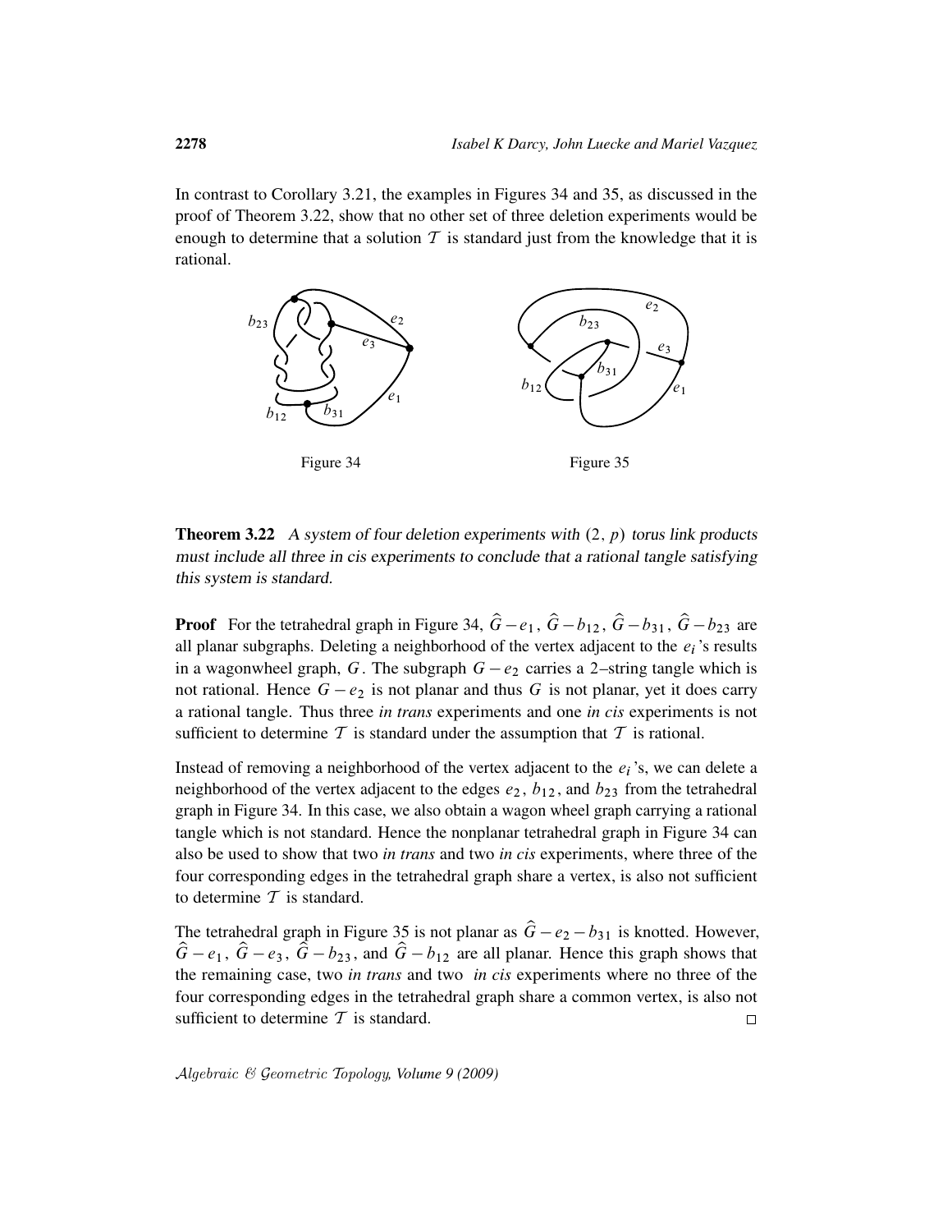In contrast to Corollary 3.21, the examples in Figures 34 and 35, as discussed in the proof of Theorem 3.22, show that no other set of three deletion experiments would be enough to determine that a solution $\mathcal{T}$ is standard just from the knowledge that it is rational.

Figure 34

Figure 35

**Theorem 3.22** *A system of four deletion experiments with $(2, p)$ torus link products must include all three in cis experiments to conclude that a rational tangle satisfying this system is standard.*

**Proof** For the tetrahedral graph in Figure 34, $\hat{G} - e_1$, $\hat{G} - b_{12}$, $\hat{G} - b_{31}$, $\hat{G} - b_{23}$ are all planar subgraphs. Deleting a neighborhood of the vertex adjacent to the $e_i$'s results in a wagonwheel graph, $G$. The subgraph $G - e_2$ carries a 2–string tangle which is not rational. Hence $G - e_2$ is not planar and thus $G$ is not planar, yet it does carry a rational tangle. Thus three *in trans* experiments and one *in cis* experiments is not sufficient to determine $\mathcal{T}$ is standard under the assumption that $\mathcal{T}$ is rational.

Instead of removing a neighborhood of the vertex adjacent to the $e_i$'s, we can delete a neighborhood of the vertex adjacent to the edges $e_2$, $b_{12}$, and $b_{23}$ from the tetrahedral graph in Figure 34. In this case, we also obtain a wagon wheel graph carrying a rational tangle which is not standard. Hence the nonplanar tetrahedral graph in Figure 34 can also be used to show that two *in trans* and two *in cis* experiments, where three of the four corresponding edges in the tetrahedral graph share a vertex, is also not sufficient to determine $\mathcal{T}$ is standard.

The tetrahedral graph in Figure 35 is not planar as $\hat{G} - e_2 - b_{31}$ is knotted. However, $\hat{G} - e_1$, $\hat{G} - e_3$, $\hat{G} - b_{23}$, and $\hat{G} - b_{12}$ are all planar. Hence this graph shows that the remaining case, two *in trans* and two *in cis* experiments where no three of the four corresponding edges in the tetrahedral graph share a common vertex, is also not sufficient to determine $\mathcal{T}$ is standard. □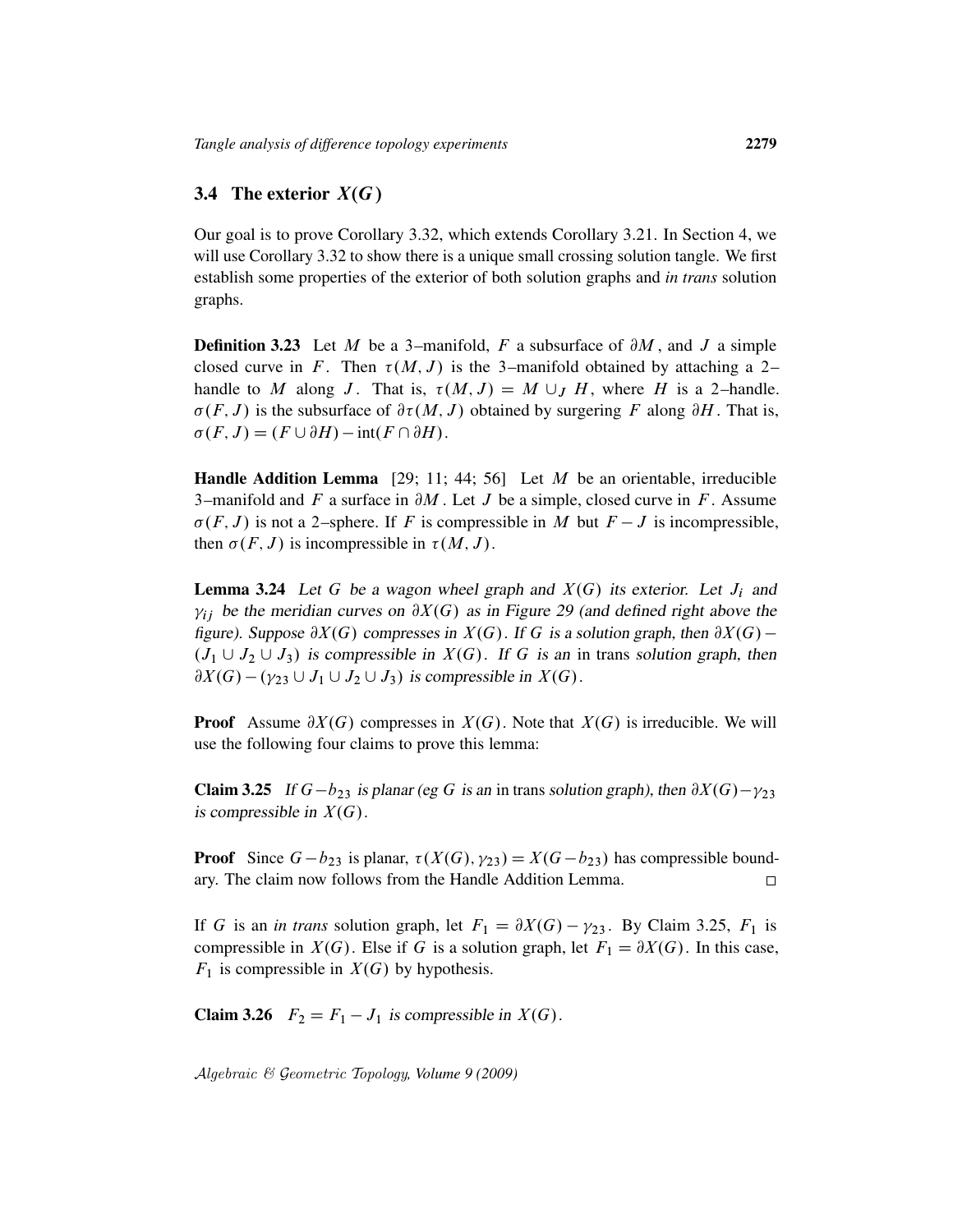## 3.4 The exterior $X(G)$

Our goal is to prove Corollary 3.32, which extends Corollary 3.21. In Section 4, we will use Corollary 3.32 to show there is a unique small crossing solution tangle. We first establish some properties of the exterior of both solution graphs and *in trans* solution graphs.

**Definition 3.23** Let $M$ be a 3–manifold, $F$ a subsurface of $\partial M$, and $J$ a simple closed curve in $F$. Then $\tau(M,J)$ is the 3–manifold obtained by attaching a 2–handle to $M$ along $J$. That is, $\tau(M,J) = M \cup_J H$, where $H$ is a 2–handle. $\sigma(F,J)$ is the subsurface of $\partial\tau(M,J)$ obtained by surgering $F$ along $\partial H$. That is, $\sigma(F,J) = (F \cup \partial H) - \text{int}(F \cap \partial H)$.

**Handle Addition Lemma** [29; 11; 44; 56] Let $M$ be an orientable, irreducible 3–manifold and $F$ a surface in $\partial M$. Let $J$ be a simple, closed curve in $F$. Assume $\sigma(F,J)$ is not a 2–sphere. If $F$ is compressible in $M$ but $F - J$ is incompressible, then $\sigma(F,J)$ is incompressible in $\tau(M,J)$.

**Lemma 3.24** *Let $G$ be a wagon wheel graph and $X(G)$ its exterior. Let $J_i$ and $\gamma_{ij}$ be the meridian curves on $\partial X(G)$ as in Figure 29 (and defined right above the figure). Suppose $\partial X(G)$ compresses in $X(G)$. If $G$ is a solution graph, then $\partial X(G) - (J_1 \cup J_2 \cup J_3)$ is compressible in $X(G)$. If $G$ is an* in trans *solution graph, then $\partial X(G) - (\gamma_{23} \cup J_1 \cup J_2 \cup J_3)$ is compressible in $X(G)$.*

**Proof** Assume $\partial X(G)$ compresses in $X(G)$. Note that $X(G)$ is irreducible. We will use the following four claims to prove this lemma:

**Claim 3.25** *If $G - b_{23}$ is planar (eg $G$ is an* in trans *solution graph), then $\partial X(G) - \gamma_{23}$ is compressible in $X(G)$.*

**Proof** Since $G - b_{23}$ is planar, $\tau(X(G), \gamma_{23}) = X(G - b_{23})$ has compressible boundary. The claim now follows from the Handle Addition Lemma. $\square$

If $G$ is an *in trans* solution graph, let $F_1 = \partial X(G) - \gamma_{23}$. By Claim 3.25, $F_1$ is compressible in $X(G)$. Else if $G$ is a solution graph, let $F_1 = \partial X(G)$. In this case, $F_1$ is compressible in $X(G)$ by hypothesis.

**Claim 3.26** *$F_2 = F_1 - J_1$ is compressible in $X(G)$.*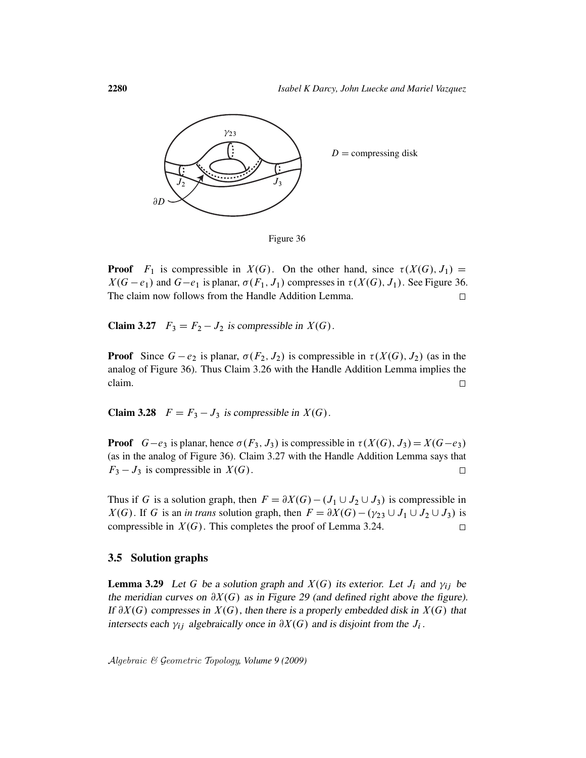$\gamma_{23}$

$D$ = compressing disk

$J_2$ $J_3$

$\partial D$

Figure 36

**Proof** $F_1$ is compressible in $X(G)$. On the other hand, since $\tau(X(G), J_1) = X(G - e_1)$ and $G - e_1$ is planar, $\sigma(F_1, J_1)$ compresses in $\tau(X(G), J_1)$. See Figure 36. The claim now follows from the Handle Addition Lemma. $\square$

**Claim 3.27** *$F_3 = F_2 - J_2$ is compressible in $X(G)$.*

**Proof** Since $G - e_2$ is planar, $\sigma(F_2, J_2)$ is compressible in $\tau(X(G), J_2)$ (as in the analog of Figure 36). Thus Claim 3.26 with the Handle Addition Lemma implies the claim. $\square$

**Claim 3.28** *$F = F_3 - J_3$ is compressible in $X(G)$.*

**Proof** $G - e_3$ is planar, hence $\sigma(F_3, J_3)$ is compressible in $\tau(X(G), J_3) = X(G - e_3)$ (as in the analog of Figure 36). Claim 3.27 with the Handle Addition Lemma says that $F_3 - J_3$ is compressible in $X(G)$. $\square$

Thus if $G$ is a solution graph, then $F = \partial X(G) - (J_1 \cup J_2 \cup J_3)$ is compressible in $X(G)$. If $G$ is an *in trans* solution graph, then $F = \partial X(G) - (\gamma_{23} \cup J_1 \cup J_2 \cup J_3)$ is compressible in $X(G)$. This completes the proof of Lemma 3.24. $\square$

## 3.5 Solution graphs

**Lemma 3.29** *Let $G$ be a solution graph and $X(G)$ its exterior. Let $J_i$ and $\gamma_{ij}$ be the meridian curves on $\partial X(G)$ as in Figure 29 (and defined right above the figure). If $\partial X(G)$ compresses in $X(G)$, then there is a properly embedded disk in $X(G)$ that intersects each $\gamma_{ij}$ algebraically once in $\partial X(G)$ and is disjoint from the $J_i$.*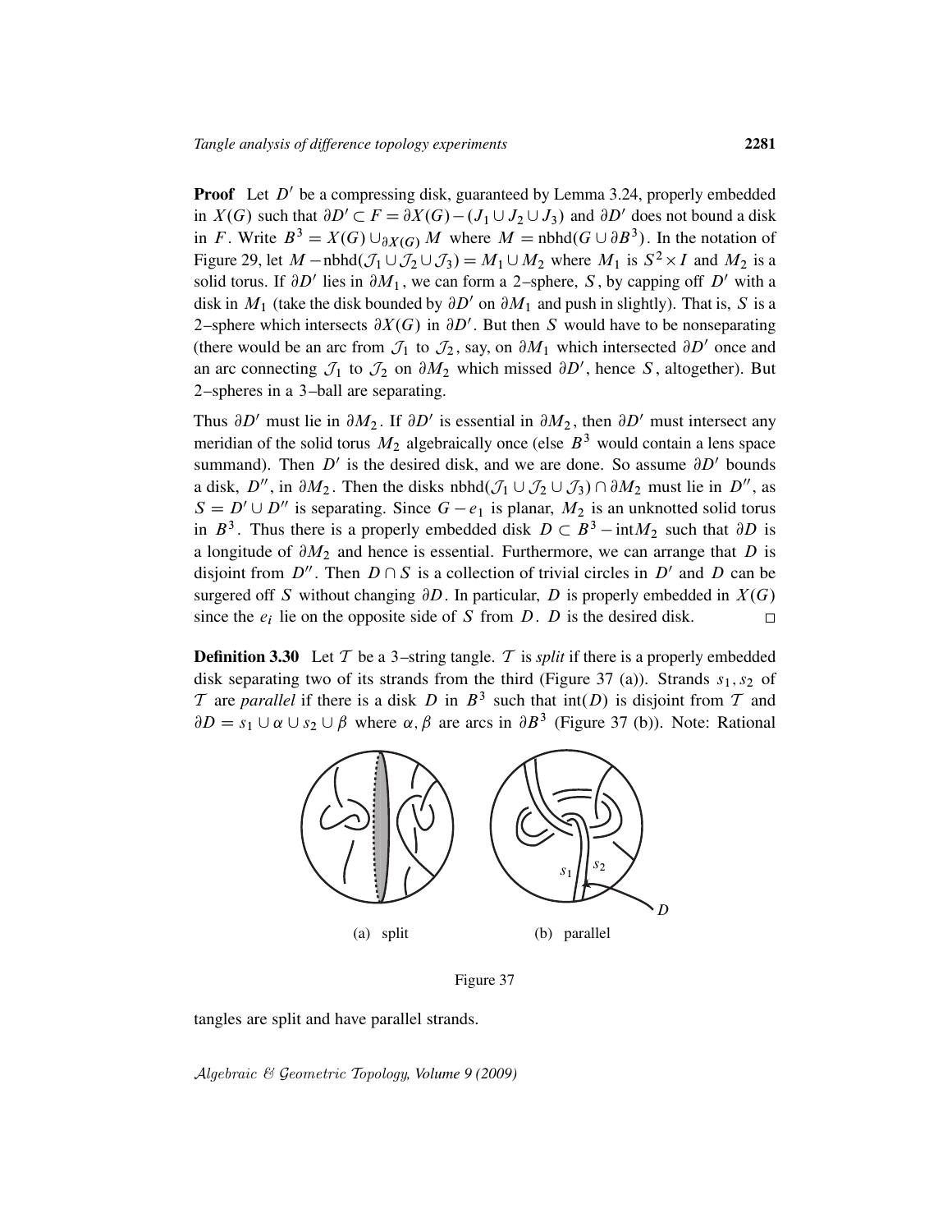**Proof** Let $D'$ be a compressing disk, guaranteed by Lemma 3.24, properly embedded in $X(G)$ such that $\partial D' \subset F = \partial X(G) - (J_1 \cup J_2 \cup J_3)$ and $\partial D'$ does not bound a disk in $F$. Write $B^3 = X(G) \cup_{\partial X(G)} M$ where $M = \text{nbhd}(G \cup \partial B^3)$. In the notation of Figure 29, let $M - \text{nbhd}(\mathcal{J}_1 \cup \mathcal{J}_2 \cup \mathcal{J}_3) = M_1 \cup M_2$ where $M_1$ is $S^2 \times I$ and $M_2$ is a solid torus. If $\partial D'$ lies in $\partial M_1$, we can form a 2–sphere, $S$, by capping off $D'$ with a disk in $M_1$ (take the disk bounded by $\partial D'$ on $\partial M_1$ and push in slightly). That is, $S$ is a 2–sphere which intersects $\partial X(G)$ in $\partial D'$. But then $S$ would have to be nonseparating (there would be an arc from $\mathcal{J}_1$ to $\mathcal{J}_2$, say, on $\partial M_1$ which intersected $\partial D'$ once and an arc connecting $\mathcal{J}_1$ to $\mathcal{J}_2$ on $\partial M_2$ which missed $\partial D'$, hence $S$, altogether). But 2–spheres in a 3–ball are separating.

Thus $\partial D'$ must lie in $\partial M_2$. If $\partial D'$ is essential in $\partial M_2$, then $\partial D'$ must intersect any meridian of the solid torus $M_2$ algebraically once (else $B^3$ would contain a lens space summand). Then $D'$ is the desired disk, and we are done. So assume $\partial D'$ bounds a disk, $D''$, in $\partial M_2$. Then the disks $\text{nbhd}(\mathcal{J}_1 \cup \mathcal{J}_2 \cup \mathcal{J}_3) \cap \partial M_2$ must lie in $D''$, as $S = D' \cup D''$ is separating. Since $G - e_1$ is planar, $M_2$ is an unknotted solid torus in $B^3$. Thus there is a properly embedded disk $D \subset B^3 - \text{int} M_2$ such that $\partial D$ is a longitude of $\partial M_2$ and hence is essential. Furthermore, we can arrange that $D$ is disjoint from $D''$. Then $D \cap S$ is a collection of trivial circles in $D'$ and $D$ can be surgered off $S$ without changing $\partial D$. In particular, $D$ is properly embedded in $X(G)$ since the $e_i$ lie on the opposite side of $S$ from $D$. $D$ is the desired disk. $\square$

**Definition 3.30** Let $\mathcal{T}$ be a 3–string tangle. $\mathcal{T}$ is *split* if there is a properly embedded disk separating two of its strands from the third (Figure 37 (a)). Strands $s_1, s_2$ of $\mathcal{T}$ are *parallel* if there is a disk $D$ in $B^3$ such that $\text{int}(D)$ is disjoint from $\mathcal{T}$ and $\partial D = s_1 \cup \alpha \cup s_2 \cup \beta$ where $\alpha, \beta$ are arcs in $\partial B^3$ (Figure 37 (b)). Note: Rational tangles are split and have parallel strands.

(a) split (b) parallel

Figure 37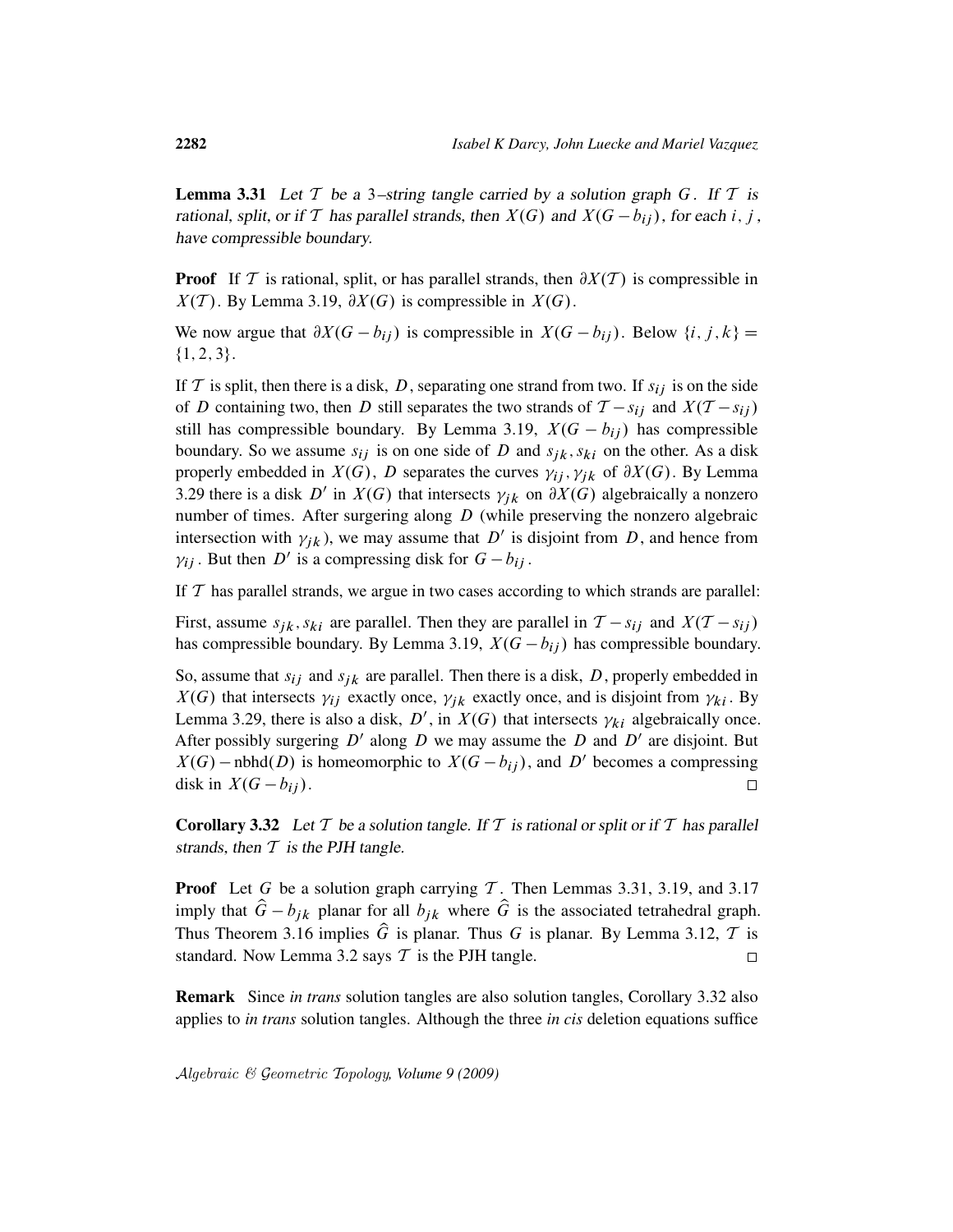**Lemma 3.31** *Let $\mathcal{T}$ be a 3–string tangle carried by a solution graph $G$. If $\mathcal{T}$ is rational, split, or if $\mathcal{T}$ has parallel strands, then $X(G)$ and $X(G - b_{ij})$, for each $i$, $j$, have compressible boundary.*

**Proof** If $\mathcal{T}$ is rational, split, or has parallel strands, then $\partial X(\mathcal{T})$ is compressible in $X(\mathcal{T})$. By Lemma 3.19, $\partial X(G)$ is compressible in $X(G)$.

We now argue that $\partial X(G - b_{ij})$ is compressible in $X(G - b_{ij})$. Below $\{i, j, k\} = \{1, 2, 3\}$.

If $\mathcal{T}$ is split, then there is a disk, $D$, separating one strand from two. If $s_{ij}$ is on the side of $D$ containing two, then $D$ still separates the two strands of $\mathcal{T} - s_{ij}$ and $X(\mathcal{T} - s_{ij})$ still has compressible boundary. By Lemma 3.19, $X(G - b_{ij})$ has compressible boundary. So we assume $s_{ij}$ is on one side of $D$ and $s_{jk}, s_{ki}$ on the other. As a disk properly embedded in $X(G)$, $D$ separates the curves $\gamma_{ij}, \gamma_{jk}$ of $\partial X(G)$. By Lemma 3.29 there is a disk $D'$ in $X(G)$ that intersects $\gamma_{jk}$ on $\partial X(G)$ algebraically a nonzero number of times. After surgering along $D$ (while preserving the nonzero algebraic intersection with $\gamma_{jk}$), we may assume that $D'$ is disjoint from $D$, and hence from $\gamma_{ij}$. But then $D'$ is a compressing disk for $G - b_{ij}$.

If $\mathcal{T}$ has parallel strands, we argue in two cases according to which strands are parallel:

First, assume $s_{jk}, s_{ki}$ are parallel. Then they are parallel in $\mathcal{T} - s_{ij}$ and $X(\mathcal{T} - s_{ij})$ has compressible boundary. By Lemma 3.19, $X(G - b_{ij})$ has compressible boundary.

So, assume that $s_{ij}$ and $s_{jk}$ are parallel. Then there is a disk, $D$, properly embedded in $X(G)$ that intersects $\gamma_{ij}$ exactly once, $\gamma_{jk}$ exactly once, and is disjoint from $\gamma_{ki}$. By Lemma 3.29, there is also a disk, $D'$, in $X(G)$ that intersects $\gamma_{ki}$ algebraically once. After possibly surgering $D'$ along $D$ we may assume the $D$ and $D'$ are disjoint. But $X(G) - \text{nbhd}(D)$ is homeomorphic to $X(G - b_{ij})$, and $D'$ becomes a compressing disk in $X(G - b_{ij})$. $\square$

**Corollary 3.32** *Let $\mathcal{T}$ be a solution tangle. If $\mathcal{T}$ is rational or split or if $\mathcal{T}$ has parallel strands, then $\mathcal{T}$ is the PJH tangle.*

**Proof** Let $G$ be a solution graph carrying $\mathcal{T}$. Then Lemmas 3.31, 3.19, and 3.17 imply that $\widehat{G} - b_{jk}$ planar for all $b_{jk}$ where $\widehat{G}$ is the associated tetrahedral graph. Thus Theorem 3.16 implies $\widehat{G}$ is planar. Thus $G$ is planar. By Lemma 3.12, $\mathcal{T}$ is standard. Now Lemma 3.2 says $\mathcal{T}$ is the PJH tangle. $\square$

**Remark** Since *in trans* solution tangles are also solution tangles, Corollary 3.32 also applies to *in trans* solution tangles. Although the three *in cis* deletion equations suffice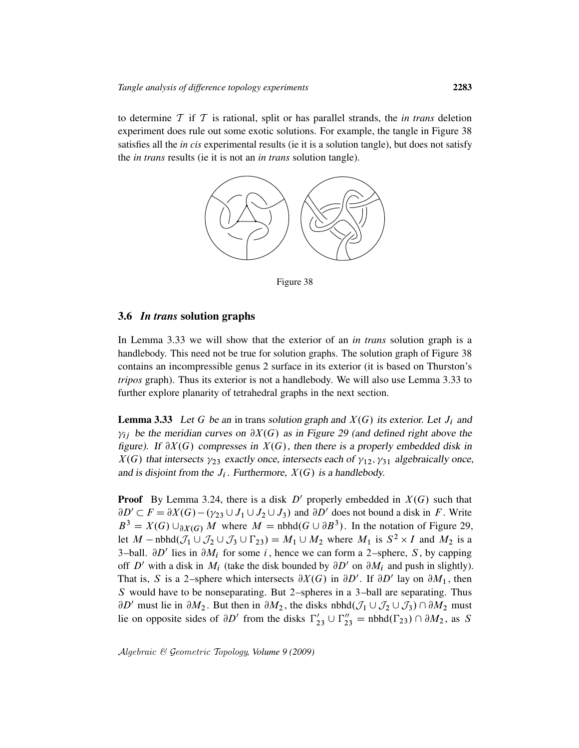to determine $\mathcal{T}$ if $\mathcal{T}$ is rational, split or has parallel strands, the *in trans* deletion experiment does rule out some exotic solutions. For example, the tangle in Figure 38 satisfies all the *in cis* experimental results (ie it is a solution tangle), but does not satisfy the *in trans* results (ie it is not an *in trans* solution tangle).

Figure 38

### 3.6 *In trans* solution graphs

In Lemma 3.33 we will show that the exterior of an *in trans* solution graph is a handlebody. This need not be true for solution graphs. The solution graph of Figure 38 contains an incompressible genus 2 surface in its exterior (it is based on Thurston's *tripos* graph). Thus its exterior is not a handlebody. We will also use Lemma 3.33 to further explore planarity of tetrahedral graphs in the next section.

**Lemma 3.33** *Let $G$ be an* in trans *solution graph and $X(G)$ its exterior. Let $J_i$ and $\gamma_{ij}$ be the meridian curves on $\partial X(G)$ as in Figure 29 (and defined right above the figure). If $\partial X(G)$ compresses in $X(G)$, then there is a properly embedded disk in $X(G)$ that intersects $\gamma_{23}$ exactly once, intersects each of $\gamma_{12}, \gamma_{31}$ algebraically once, and is disjoint from the $J_i$. Furthermore, $X(G)$ is a handlebody.*

**Proof** By Lemma 3.24, there is a disk $D'$ properly embedded in $X(G)$ such that $\partial D' \subset F = \partial X(G) - (\gamma_{23} \cup J_1 \cup J_2 \cup J_3)$ and $\partial D'$ does not bound a disk in $F$. Write $B^3 = X(G) \cup_{\partial X(G)} M$ where $M = \text{nbhd}(G \cup \partial B^3)$. In the notation of Figure 29, let $M - \text{nbhd}(\mathcal{J}_1 \cup \mathcal{J}_2 \cup \mathcal{J}_3 \cup \Gamma_{23}) = M_1 \cup M_2$ where $M_1$ is $S^2 \times I$ and $M_2$ is a 3–ball. $\partial D'$ lies in $\partial M_i$ for some $i$, hence we can form a 2–sphere, $S$, by capping off $D'$ with a disk in $M_i$ (take the disk bounded by $\partial D'$ on $\partial M_i$ and push in slightly). That is, $S$ is a 2–sphere which intersects $\partial X(G)$ in $\partial D'$. If $\partial D'$ lay on $\partial M_1$, then $S$ would have to be nonseparating. But 2–spheres in a 3–ball are separating. Thus $\partial D'$ must lie in $\partial M_2$. But then in $\partial M_2$, the disks $\text{nbhd}(\mathcal{J}_1 \cup \mathcal{J}_2 \cup \mathcal{J}_3) \cap \partial M_2$ must lie on opposite sides of $\partial D'$ from the disks $\Gamma'_{23} \cup \Gamma''_{23} = \text{nbhd}(\Gamma_{23}) \cap \partial M_2$, as $S$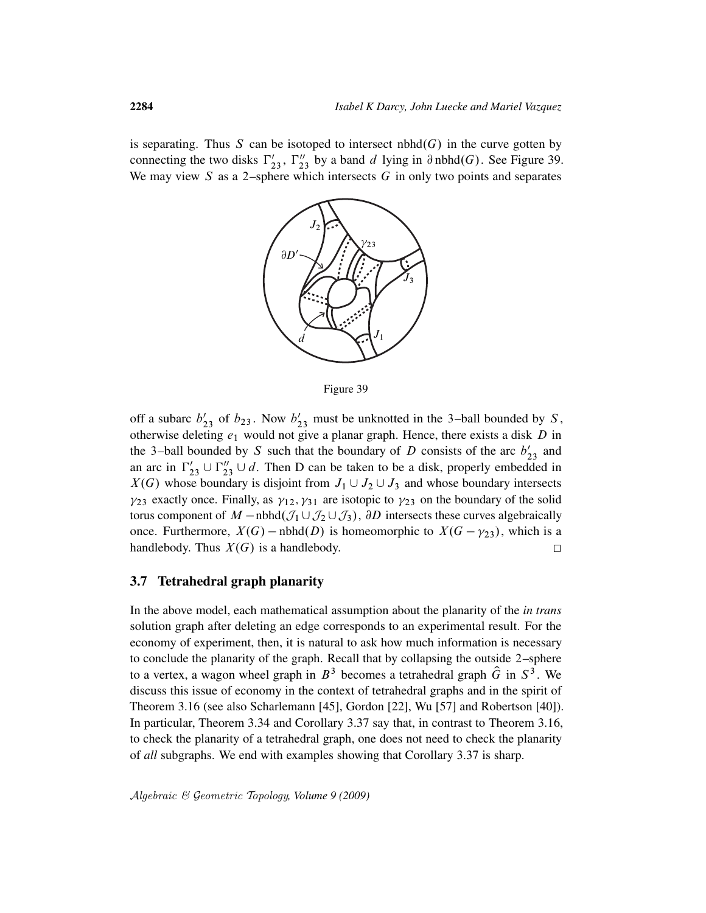is separating. Thus $S$ can be isotoped to intersect $\text{nbhd}(G)$ in the curve gotten by connecting the two disks $\Gamma'_{23}$, $\Gamma''_{23}$ by a band $d$ lying in $\partial\,\text{nbhd}(G)$. See Figure 39. We may view $S$ as a 2–sphere which intersects $G$ in only two points and separates

Figure 39

off a subarc $b'_{23}$ of $b_{23}$. Now $b'_{23}$ must be unknotted in the 3–ball bounded by $S$, otherwise deleting $e_1$ would not give a planar graph. Hence, there exists a disk $D$ in the 3–ball bounded by $S$ such that the boundary of $D$ consists of the arc $b'_{23}$ and an arc in $\Gamma'_{23} \cup \Gamma''_{23} \cup d$. Then D can be taken to be a disk, properly embedded in $X(G)$ whose boundary is disjoint from $J_1 \cup J_2 \cup J_3$ and whose boundary intersects $\gamma_{23}$ exactly once. Finally, as $\gamma_{12}, \gamma_{31}$ are isotopic to $\gamma_{23}$ on the boundary of the solid torus component of $M - \text{nbhd}(\mathcal{J}_1 \cup \mathcal{J}_2 \cup \mathcal{J}_3)$, $\partial D$ intersects these curves algebraically once. Furthermore, $X(G) - \text{nbhd}(D)$ is homeomorphic to $X(G - \gamma_{23})$, which is a handlebody. Thus $X(G)$ is a handlebody. $\square$

### 3.7 Tetrahedral graph planarity

In the above model, each mathematical assumption about the planarity of the *in trans* solution graph after deleting an edge corresponds to an experimental result. For the economy of experiment, then, it is natural to ask how much information is necessary to conclude the planarity of the graph. Recall that by collapsing the outside 2–sphere to a vertex, a wagon wheel graph in $B^3$ becomes a tetrahedral graph $\widehat{G}$ in $S^3$. We discuss this issue of economy in the context of tetrahedral graphs and in the spirit of Theorem 3.16 (see also Scharlemann [45], Gordon [22], Wu [57] and Robertson [40]). In particular, Theorem 3.34 and Corollary 3.37 say that, in contrast to Theorem 3.16, to check the planarity of a tetrahedral graph, one does not need to check the planarity of *all* subgraphs. We end with examples showing that Corollary 3.37 is sharp.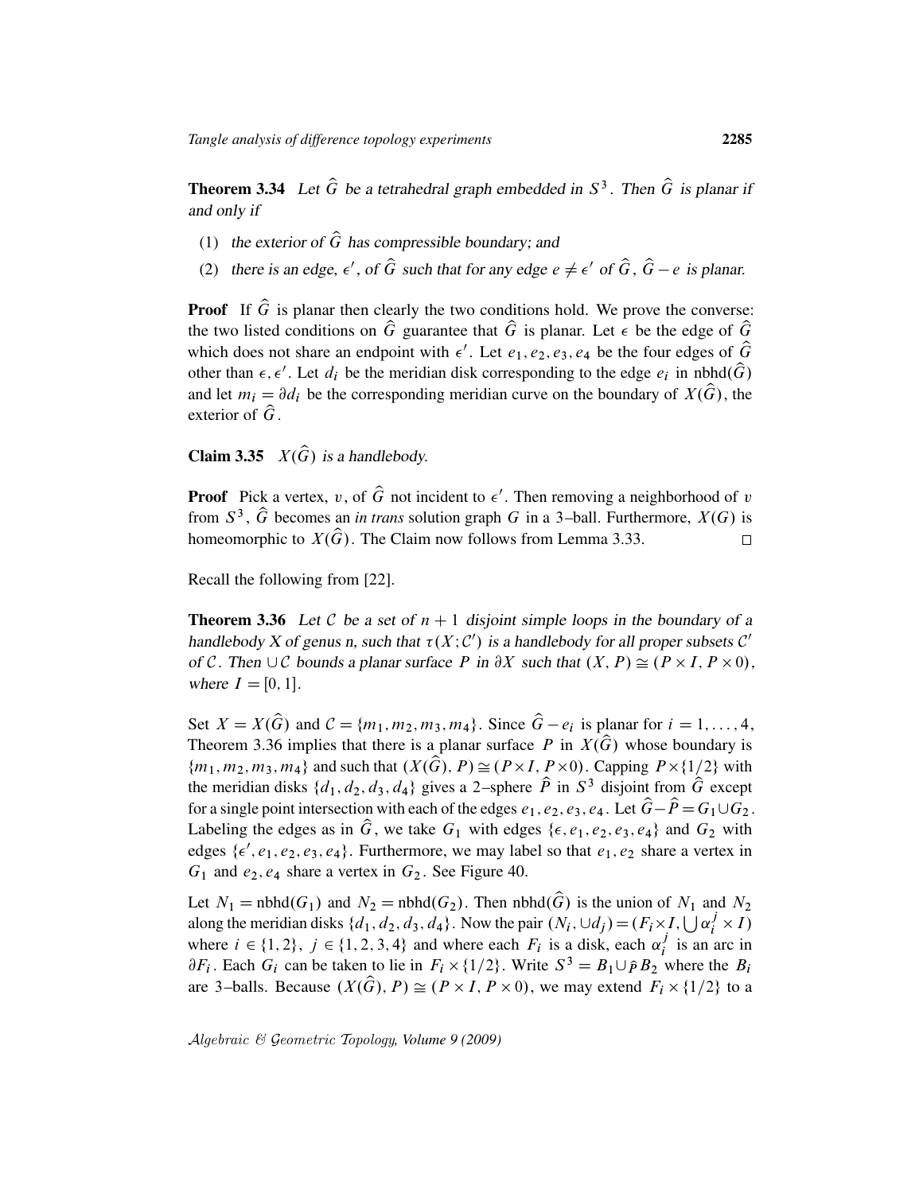**Theorem 3.34** *Let $\widehat{G}$ be a tetrahedral graph embedded in $S^3$. Then $\widehat{G}$ is planar if and only if*

1. *the exterior of $\widehat{G}$ has compressible boundary; and*
2. *there is an edge, $\epsilon'$, of $\widehat{G}$ such that for any edge $e \neq \epsilon'$ of $\widehat{G}$, $\widehat{G} - e$ is planar.*

**Proof** If $\widehat{G}$ is planar then clearly the two conditions hold. We prove the converse: the two listed conditions on $\widehat{G}$ guarantee that $\widehat{G}$ is planar. Let $\epsilon$ be the edge of $\widehat{G}$ which does not share an endpoint with $\epsilon'$. Let $e_1, e_2, e_3, e_4$ be the four edges of $\widehat{G}$ other than $\epsilon, \epsilon'$. Let $d_i$ be the meridian disk corresponding to the edge $e_i$ in $\mathrm{nbhd}(\widehat{G})$ and let $m_i = \partial d_i$ be the corresponding meridian curve on the boundary of $X(\widehat{G})$, the exterior of $\widehat{G}$.

**Claim 3.35** *$X(\widehat{G})$ is a handlebody.*

**Proof** Pick a vertex, $v$, of $\widehat{G}$ not incident to $\epsilon'$. Then removing a neighborhood of $v$ from $S^3$, $\widehat{G}$ becomes an *in trans* solution graph $G$ in a 3–ball. Furthermore, $X(G)$ is homeomorphic to $X(\widehat{G})$. The Claim now follows from Lemma 3.33. $\square$

Recall the following from [22].

**Theorem 3.36** *Let $\mathcal{C}$ be a set of $n+1$ disjoint simple loops in the boundary of a handlebody $X$ of genus n, such that $\tau(X; \mathcal{C}')$ is a handlebody for all proper subsets $\mathcal{C}'$ of $\mathcal{C}$. Then $\cup \mathcal{C}$ bounds a planar surface $P$ in $\partial X$ such that $(X, P) \cong (P \times I, P \times 0)$, where $I = [0, 1]$.*

Set $X = X(\widehat{G})$ and $\mathcal{C} = \{m_1, m_2, m_3, m_4\}$. Since $\widehat{G} - e_i$ is planar for $i = 1, \ldots, 4$, Theorem 3.36 implies that there is a planar surface $P$ in $X(\widehat{G})$ whose boundary is $\{m_1, m_2, m_3, m_4\}$ and such that $(X(\widehat{G}), P) \cong (P \times I, P \times 0)$. Capping $P \times \{1/2\}$ with the meridian disks $\{d_1, d_2, d_3, d_4\}$ gives a 2–sphere $\widehat{P}$ in $S^3$ disjoint from $\widehat{G}$ except for a single point intersection with each of the edges $e_1, e_2, e_3, e_4$. Let $\widehat{G} - \widehat{P} = G_1 \cup G_2$. Labeling the edges as in $\widehat{G}$, we take $G_1$ with edges $\{\epsilon, e_1, e_2, e_3, e_4\}$ and $G_2$ with edges $\{\epsilon', e_1, e_2, e_3, e_4\}$. Furthermore, we may label so that $e_1, e_2$ share a vertex in $G_1$ and $e_2, e_4$ share a vertex in $G_2$. See Figure 40.

Let $N_1 = \mathrm{nbhd}(G_1)$ and $N_2 = \mathrm{nbhd}(G_2)$. Then $\mathrm{nbhd}(\widehat{G})$ is the union of $N_1$ and $N_2$ along the meridian disks $\{d_1, d_2, d_3, d_4\}$. Now the pair $(N_i, \cup d_j) = (F_i \times I, \bigcup \alpha_i^j \times I)$ where $i \in \{1, 2\}$, $j \in \{1, 2, 3, 4\}$ and where each $F_i$ is a disk, each $\alpha_i^j$ is an arc in $\partial F_i$. Each $G_i$ can be taken to lie in $F_i \times \{1/2\}$. Write $S^3 = B_1 \cup_{\widehat{P}} B_2$ where the $B_i$ are 3–balls. Because $(X(\widehat{G}), P) \cong (P \times I, P \times 0)$, we may extend $F_i \times \{1/2\}$ to a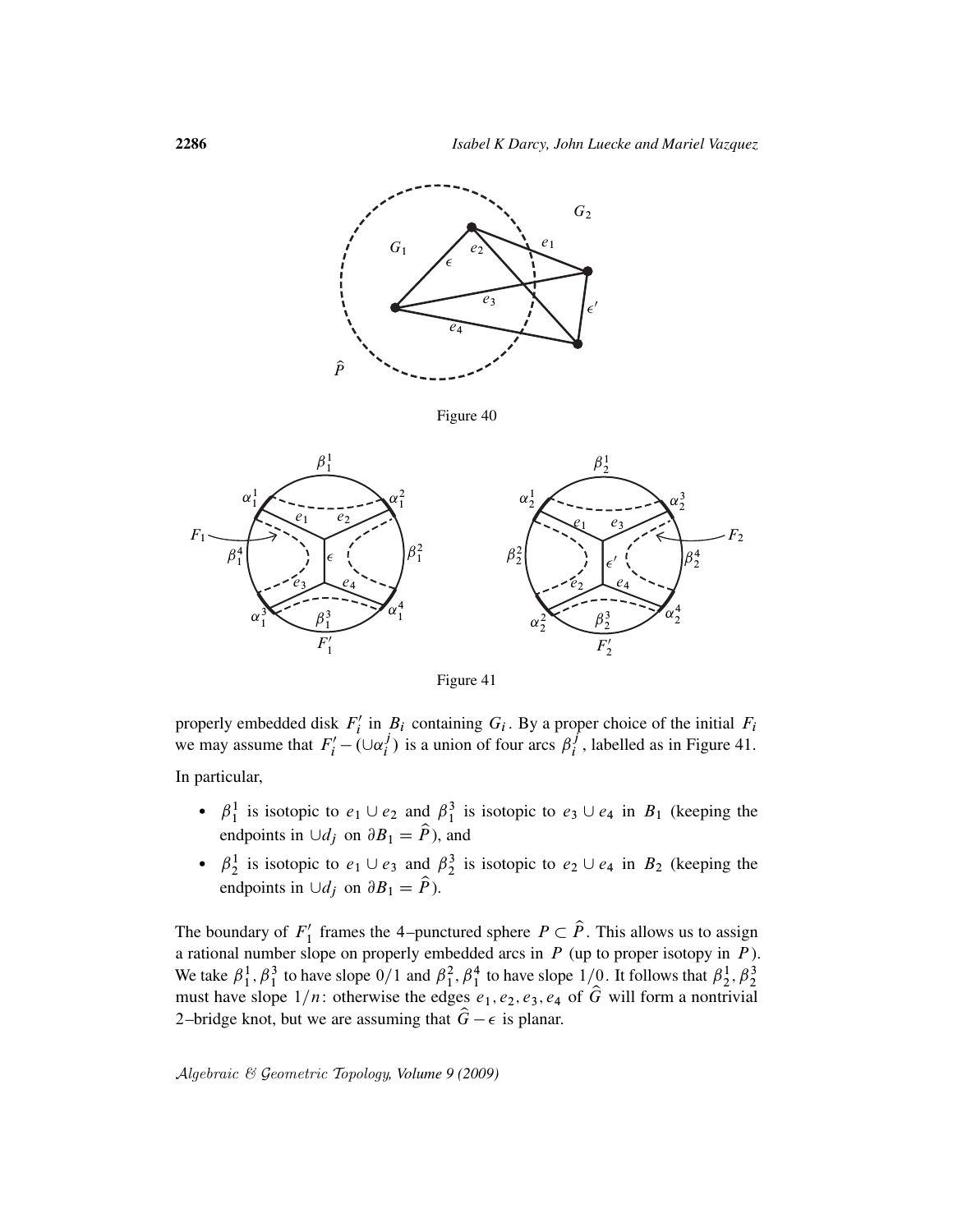Figure 40

Figure 41

properly embedded disk $F_i'$ in $B_i$ containing $G_i$. By a proper choice of the initial $F_i$ we may assume that $F_i' - (\cup \alpha_i^j)$ is a union of four arcs $\beta_i^j$, labelled as in Figure 41.

In particular,

- $\beta_1^1$ is isotopic to $e_1 \cup e_2$ and $\beta_1^3$ is isotopic to $e_3 \cup e_4$ in $B_1$ (keeping the endpoints in $\cup d_j$ on $\partial B_1 = \widehat{P}$), and
- $\beta_2^1$ is isotopic to $e_1 \cup e_3$ and $\beta_2^3$ is isotopic to $e_2 \cup e_4$ in $B_2$ (keeping the endpoints in $\cup d_j$ on $\partial B_1 = \widehat{P}$).

The boundary of $F_1'$ frames the 4–punctured sphere $P \subset \widehat{P}$. This allows us to assign a rational number slope on properly embedded arcs in $P$ (up to proper isotopy in $P$). We take $\beta_1^1, \beta_1^3$ to have slope $0/1$ and $\beta_1^2, \beta_1^4$ to have slope $1/0$. It follows that $\beta_2^1, \beta_2^3$ must have slope $1/n$: otherwise the edges $e_1, e_2, e_3, e_4$ of $\widehat{G}$ will form a nontrivial 2–bridge knot, but we are assuming that $\widehat{G} - \epsilon$ is planar.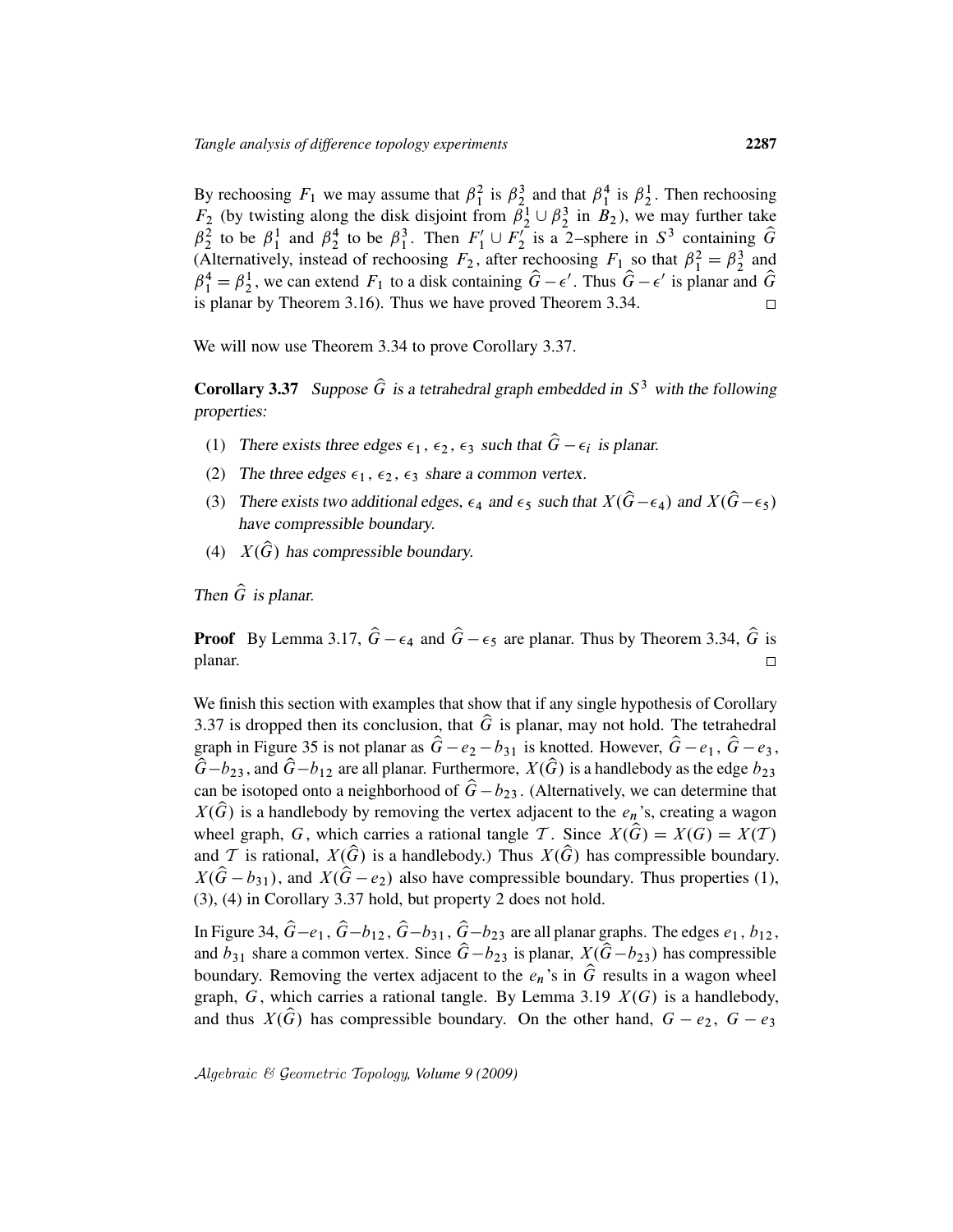By rechoosing $F_1$ we may assume that $\beta_1^2$ is $\beta_2^3$ and that $\beta_1^4$ is $\beta_2^1$. Then rechoosing $F_2$ (by twisting along the disk disjoint from $\beta_2^1 \cup \beta_2^3$ in $B_2$), we may further take $\beta_2^2$ to be $\beta_1^1$ and $\beta_2^4$ to be $\beta_1^3$. Then $F_1' \cup F_2'$ is a 2–sphere in $S^3$ containing $\widehat{G}$ (Alternatively, instead of rechoosing $F_2$, after rechoosing $F_1$ so that $\beta_1^2 = \beta_2^3$ and $\beta_1^4 = \beta_2^1$, we can extend $F_1$ to a disk containing $\widehat{G} - \epsilon'$. Thus $\widehat{G} - \epsilon'$ is planar and $\widehat{G}$ is planar by Theorem 3.16). Thus we have proved Theorem 3.34. □

We will now use Theorem 3.34 to prove Corollary 3.37.

**Corollary 3.37** *Suppose $\widehat{G}$ is a tetrahedral graph embedded in $S^3$ with the following properties:*

1. *There exists three edges $\epsilon_1$, $\epsilon_2$, $\epsilon_3$ such that $\widehat{G} - \epsilon_i$ is planar.*
2. *The three edges $\epsilon_1$, $\epsilon_2$, $\epsilon_3$ share a common vertex.*
3. *There exists two additional edges, $\epsilon_4$ and $\epsilon_5$ such that $X(\widehat{G} - \epsilon_4)$ and $X(\widehat{G} - \epsilon_5)$ have compressible boundary.*
4. *$X(\widehat{G})$ has compressible boundary.*

*Then $\widehat{G}$ is planar.*

**Proof** By Lemma 3.17, $\widehat{G} - \epsilon_4$ and $\widehat{G} - \epsilon_5$ are planar. Thus by Theorem 3.34, $\widehat{G}$ is planar. □

We finish this section with examples that show that if any single hypothesis of Corollary 3.37 is dropped then its conclusion, that $\widehat{G}$ is planar, may not hold. The tetrahedral graph in Figure 35 is not planar as $\widehat{G} - e_2 - b_{31}$ is knotted. However, $\widehat{G} - e_1$, $\widehat{G} - e_3$, $\widehat{G} - b_{23}$, and $\widehat{G} - b_{12}$ are all planar. Furthermore, $X(\widehat{G})$ is a handlebody as the edge $b_{23}$ can be isotoped onto a neighborhood of $\widehat{G} - b_{23}$. (Alternatively, we can determine that $X(\widehat{G})$ is a handlebody by removing the vertex adjacent to the $e_n$'s, creating a wagon wheel graph, $G$, which carries a rational tangle $\mathcal{T}$. Since $X(\widehat{G}) = X(G) = X(\mathcal{T})$ and $\mathcal{T}$ is rational, $X(\widehat{G})$ is a handlebody.) Thus $X(\widehat{G})$ has compressible boundary. $X(\widehat{G} - b_{31})$, and $X(\widehat{G} - e_2)$ also have compressible boundary. Thus properties (1), (3), (4) in Corollary 3.37 hold, but property 2 does not hold.

In Figure 34, $\widehat{G} - e_1$, $\widehat{G} - b_{12}$, $\widehat{G} - b_{31}$, $\widehat{G} - b_{23}$ are all planar graphs. The edges $e_1$, $b_{12}$, and $b_{31}$ share a common vertex. Since $\widehat{G} - b_{23}$ is planar, $X(\widehat{G} - b_{23})$ has compressible boundary. Removing the vertex adjacent to the $e_n$'s in $\widehat{G}$ results in a wagon wheel graph, $G$, which carries a rational tangle. By Lemma 3.19 $X(G)$ is a handlebody, and thus $X(\widehat{G})$ has compressible boundary. On the other hand, $G - e_2$, $G - e_3$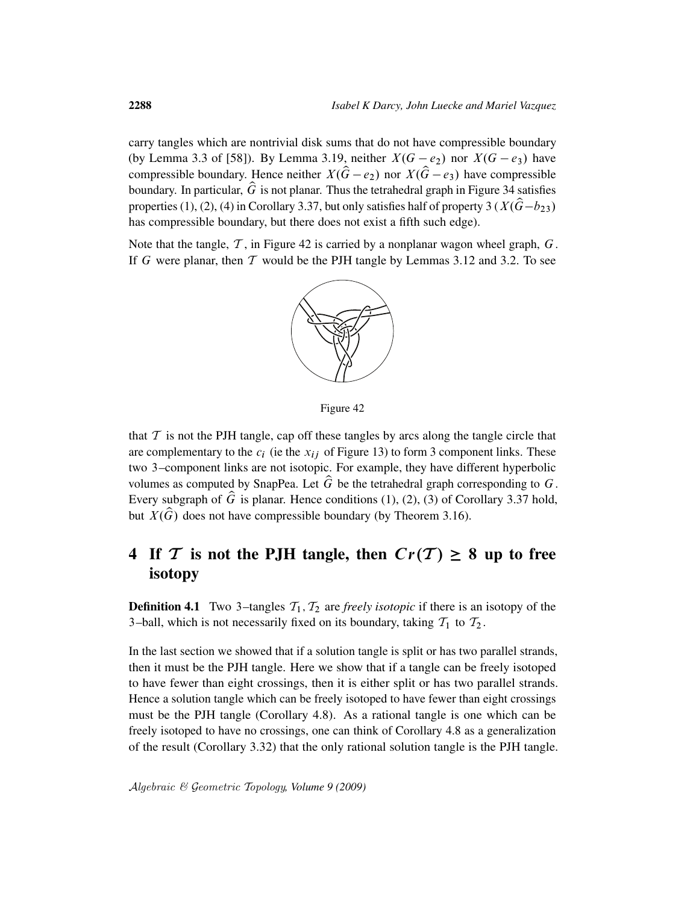carry tangles which are nontrivial disk sums that do not have compressible boundary (by Lemma 3.3 of [58]). By Lemma 3.19, neither $X(G-e_2)$ nor $X(G-e_3)$ have compressible boundary. Hence neither $X(\widehat{G}-e_2)$ nor $X(\widehat{G}-e_3)$ have compressible boundary. In particular, $\widehat{G}$ is not planar. Thus the tetrahedral graph in Figure 34 satisfies properties (1), (2), (4) in Corollary 3.37, but only satisfies half of property 3 ($X(\widehat{G}-b_{23})$ has compressible boundary, but there does not exist a fifth such edge).

Note that the tangle, $\mathcal{T}$, in Figure 42 is carried by a nonplanar wagon wheel graph, $G$. If $G$ were planar, then $\mathcal{T}$ would be the PJH tangle by Lemmas 3.12 and 3.2. To see

Figure 42

that $\mathcal{T}$ is not the PJH tangle, cap off these tangles by arcs along the tangle circle that are complementary to the $c_i$ (ie the $x_{ij}$ of Figure 13) to form 3 component links. These two 3–component links are not isotopic. For example, they have different hyperbolic volumes as computed by SnapPea. Let $\widehat{G}$ be the tetrahedral graph corresponding to $G$. Every subgraph of $\widehat{G}$ is planar. Hence conditions (1), (2), (3) of Corollary 3.37 hold, but $X(\widehat{G})$ does not have compressible boundary (by Theorem 3.16).

## 4 If $\mathcal{T}$ is not the PJH tangle, then $Cr(\mathcal{T}) \geq 8$ up to free isotopy

**Definition 4.1** Two 3–tangles $\mathcal{T}_1, \mathcal{T}_2$ are *freely isotopic* if there is an isotopy of the 3–ball, which is not necessarily fixed on its boundary, taking $\mathcal{T}_1$ to $\mathcal{T}_2$.

In the last section we showed that if a solution tangle is split or has two parallel strands, then it must be the PJH tangle. Here we show that if a tangle can be freely isotoped to have fewer than eight crossings, then it is either split or has two parallel strands. Hence a solution tangle which can be freely isotoped to have fewer than eight crossings must be the PJH tangle (Corollary 4.8). As a rational tangle is one which can be freely isotoped to have no crossings, one can think of Corollary 4.8 as a generalization of the result (Corollary 3.32) that the only rational solution tangle is the PJH tangle.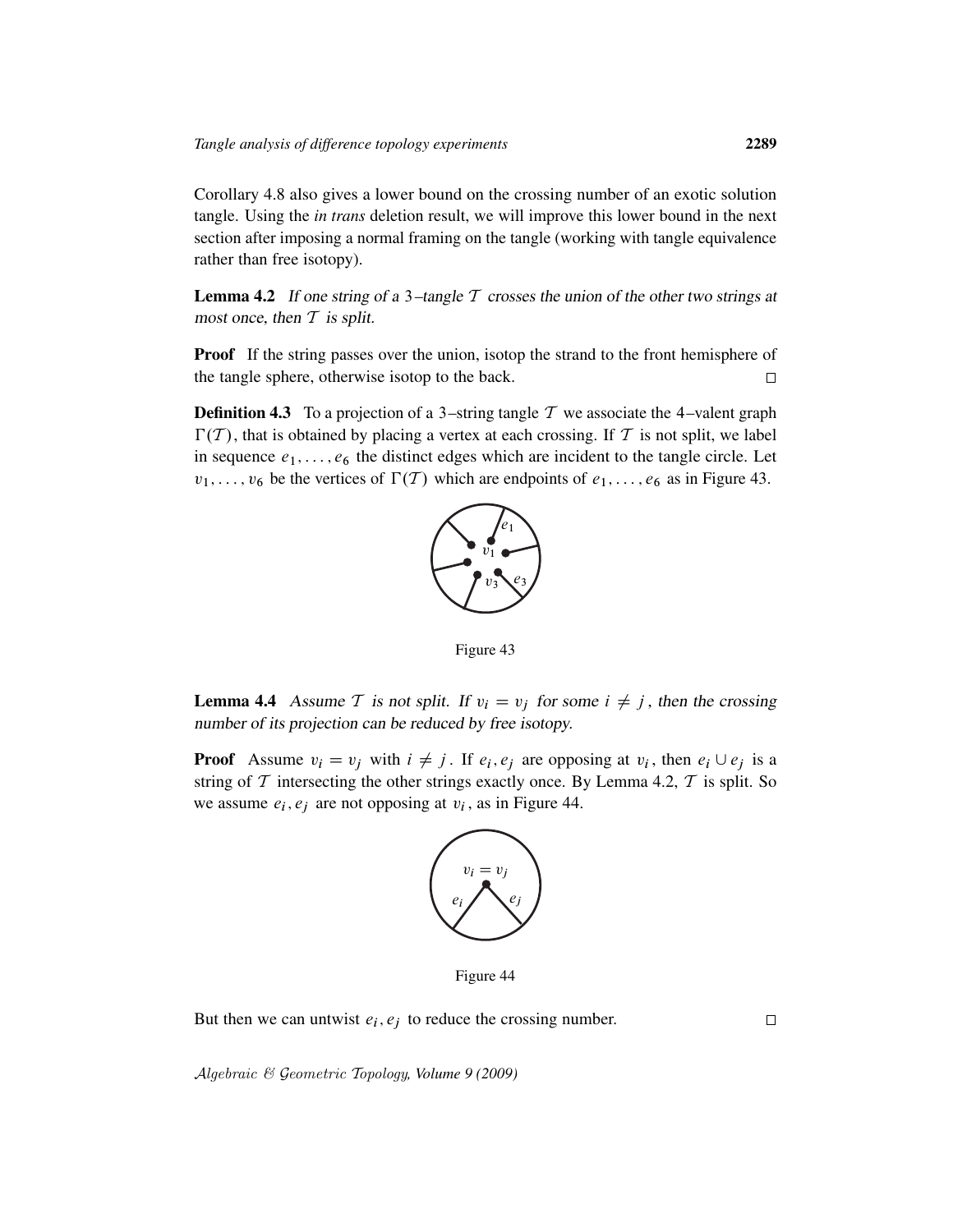Corollary 4.8 also gives a lower bound on the crossing number of an exotic solution tangle. Using the *in trans* deletion result, we will improve this lower bound in the next section after imposing a normal framing on the tangle (working with tangle equivalence rather than free isotopy).

**Lemma 4.2** *If one string of a* $3$*–tangle* $\mathcal{T}$ *crosses the union of the other two strings at most once, then* $\mathcal{T}$ *is split.*

**Proof** If the string passes over the union, isotop the strand to the front hemisphere of the tangle sphere, otherwise isotop to the back. □

**Definition 4.3** To a projection of a 3–string tangle $\mathcal{T}$ we associate the 4–valent graph $\Gamma(\mathcal{T})$, that is obtained by placing a vertex at each crossing. If $\mathcal{T}$ is not split, we label in sequence $e_1, \ldots, e_6$ the distinct edges which are incident to the tangle circle. Let $v_1, \ldots, v_6$ be the vertices of $\Gamma(\mathcal{T})$ which are endpoints of $e_1, \ldots, e_6$ as in Figure 43.

Figure 43

**Lemma 4.4** *Assume* $\mathcal{T}$ *is not split. If* $v_i = v_j$ *for some* $i \neq j$*, then the crossing number of its projection can be reduced by free isotopy.*

**Proof** Assume $v_i = v_j$ with $i \neq j$. If $e_i, e_j$ are opposing at $v_i$, then $e_i \cup e_j$ is a string of $\mathcal{T}$ intersecting the other strings exactly once. By Lemma 4.2, $\mathcal{T}$ is split. So we assume $e_i, e_j$ are not opposing at $v_i$, as in Figure 44.

Figure 44

But then we can untwist $e_i, e_j$ to reduce the crossing number. □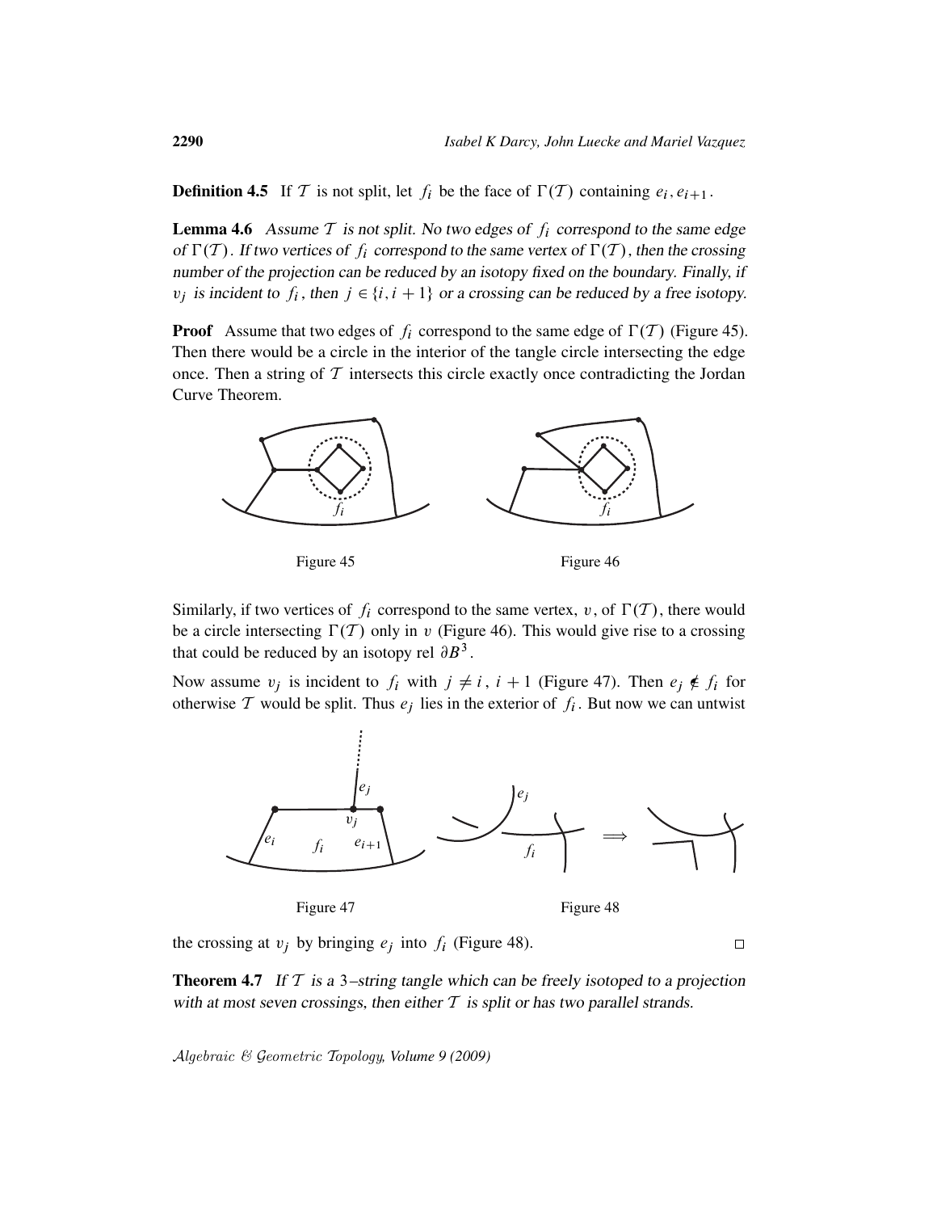**Definition 4.5** If $\mathcal{T}$ is not split, let $f_i$ be the face of $\Gamma(\mathcal{T})$ containing $e_i, e_{i+1}$.

**Lemma 4.6** *Assume $\mathcal{T}$ is not split. No two edges of $f_i$ correspond to the same edge of $\Gamma(\mathcal{T})$. If two vertices of $f_i$ correspond to the same vertex of $\Gamma(\mathcal{T})$, then the crossing number of the projection can be reduced by an isotopy fixed on the boundary. Finally, if $v_j$ is incident to $f_i$, then $j \in \{i, i+1\}$ or a crossing can be reduced by a free isotopy.*

**Proof** Assume that two edges of $f_i$ correspond to the same edge of $\Gamma(\mathcal{T})$ (Figure 45). Then there would be a circle in the interior of the tangle circle intersecting the edge once. Then a string of $\mathcal{T}$ intersects this circle exactly once contradicting the Jordan Curve Theorem.

Figure 45

Figure 46

Similarly, if two vertices of $f_i$ correspond to the same vertex, $v$, of $\Gamma(\mathcal{T})$, there would be a circle intersecting $\Gamma(\mathcal{T})$ only in $v$ (Figure 46). This would give rise to a crossing that could be reduced by an isotopy rel $\partial B^3$.

Now assume $v_j$ is incident to $f_i$ with $j \neq i$, $i+1$ (Figure 47). Then $e_j \notin f_i$ for otherwise $\mathcal{T}$ would be split. Thus $e_j$ lies in the exterior of $f_i$. But now we can untwist the crossing at $v_j$ by bringing $e_j$ into $f_i$ (Figure 48). □

Figure 47

Figure 48

**Theorem 4.7** *If $\mathcal{T}$ is a 3–string tangle which can be freely isotoped to a projection with at most seven crossings, then either $\mathcal{T}$ is split or has two parallel strands.*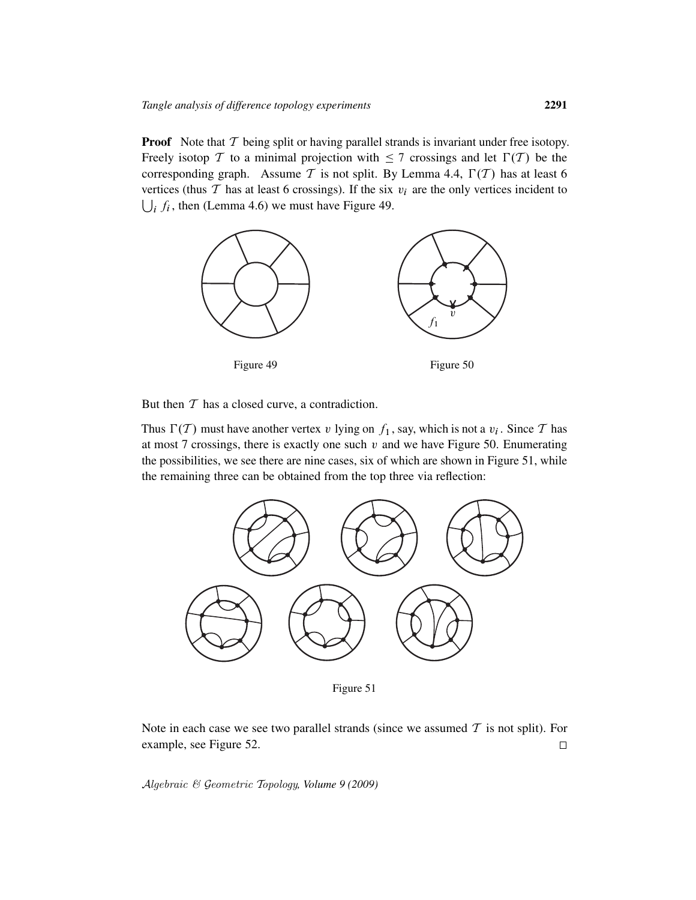**Proof** Note that $\mathcal{T}$ being split or having parallel strands is invariant under free isotopy. Freely isotop $\mathcal{T}$ to a minimal projection with $\leq 7$ crossings and let $\Gamma(\mathcal{T})$ be the corresponding graph. Assume $\mathcal{T}$ is not split. By Lemma 4.4, $\Gamma(\mathcal{T})$ has at least 6 vertices (thus $\mathcal{T}$ has at least 6 crossings). If the six $v_i$ are the only vertices incident to $\bigcup_i f_i$, then (Lemma 4.6) we must have Figure 49.

Figure 49

Figure 50

But then $\mathcal{T}$ has a closed curve, a contradiction.

Thus $\Gamma(\mathcal{T})$ must have another vertex $v$ lying on $f_1$, say, which is not a $v_i$. Since $\mathcal{T}$ has at most 7 crossings, there is exactly one such $v$ and we have Figure 50. Enumerating the possibilities, we see there are nine cases, six of which are shown in Figure 51, while the remaining three can be obtained from the top three via reflection:

Figure 51

Note in each case we see two parallel strands (since we assumed $\mathcal{T}$ is not split). For example, see Figure 52. $\square$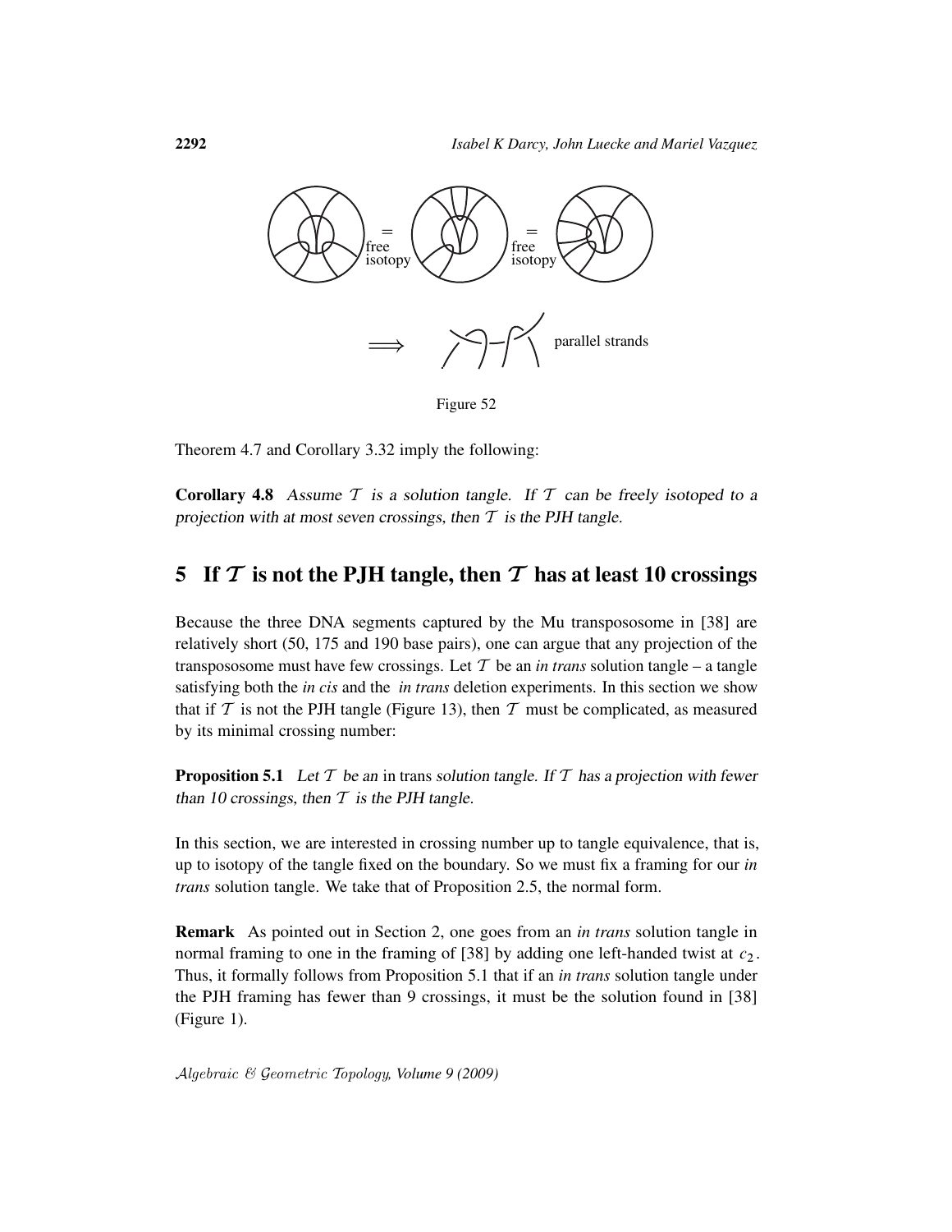= free isotopy = free isotopy

⟹ parallel strands

Figure 52

Theorem 4.7 and Corollary 3.32 imply the following:

**Corollary 4.8** *Assume $\mathcal{T}$ is a solution tangle. If $\mathcal{T}$ can be freely isotoped to a projection with at most seven crossings, then $\mathcal{T}$ is the PJH tangle.*

## 5 If $\mathcal{T}$ is not the PJH tangle, then $\mathcal{T}$ has at least 10 crossings

Because the three DNA segments captured by the Mu transpososome in [38] are relatively short (50, 175 and 190 base pairs), one can argue that any projection of the transpososome must have few crossings. Let $\mathcal{T}$ be an *in trans* solution tangle – a tangle satisfying both the *in cis* and the *in trans* deletion experiments. In this section we show that if $\mathcal{T}$ is not the PJH tangle (Figure 13), then $\mathcal{T}$ must be complicated, as measured by its minimal crossing number:

**Proposition 5.1** *Let $\mathcal{T}$ be an* in trans *solution tangle. If $\mathcal{T}$ has a projection with fewer than 10 crossings, then $\mathcal{T}$ is the PJH tangle.*

In this section, we are interested in crossing number up to tangle equivalence, that is, up to isotopy of the tangle fixed on the boundary. So we must fix a framing for our *in trans* solution tangle. We take that of Proposition 2.5, the normal form.

**Remark** As pointed out in Section 2, one goes from an *in trans* solution tangle in normal framing to one in the framing of [38] by adding one left-handed twist at $c_2$. Thus, it formally follows from Proposition 5.1 that if an *in trans* solution tangle under the PJH framing has fewer than 9 crossings, it must be the solution found in [38] (Figure 1).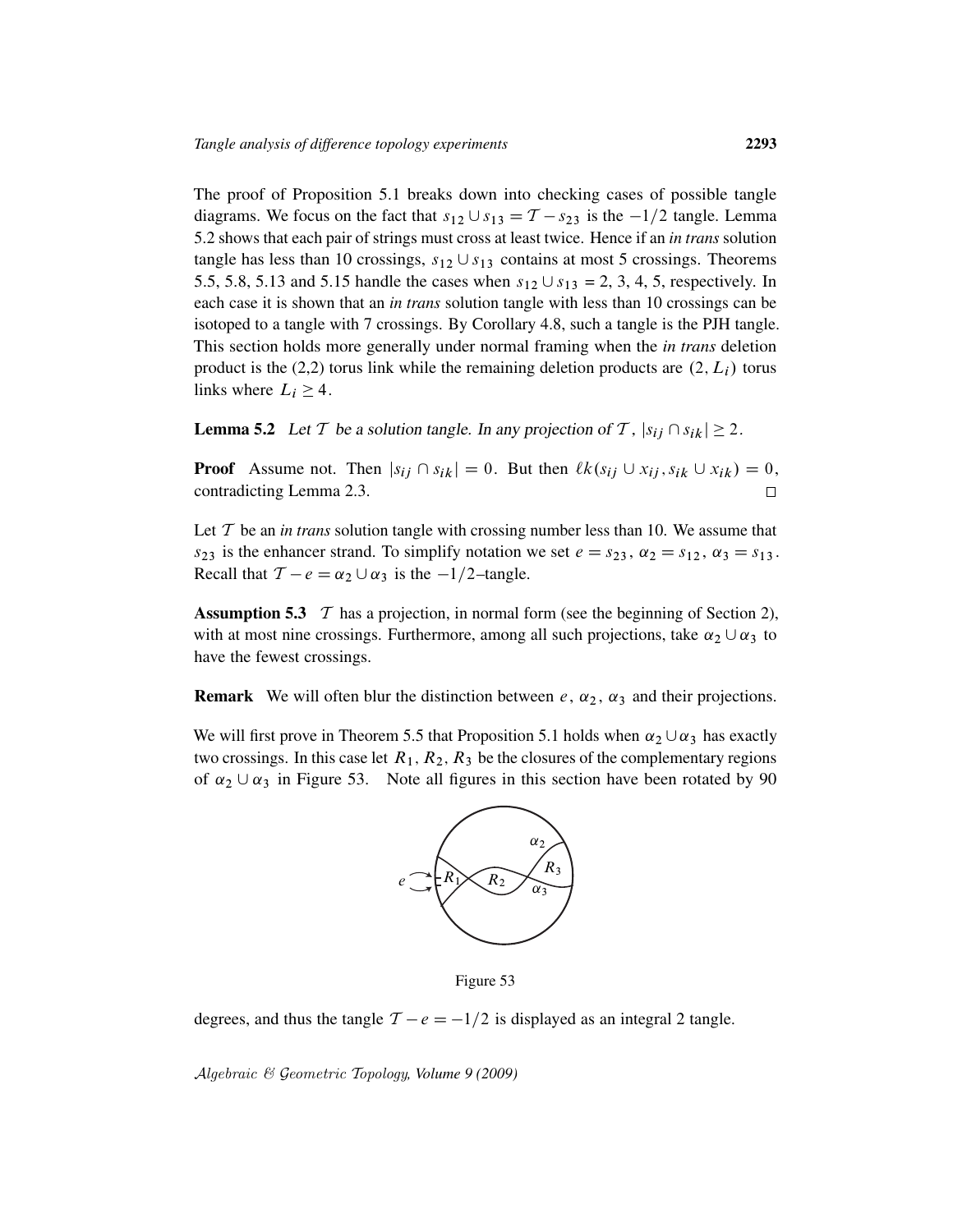The proof of Proposition 5.1 breaks down into checking cases of possible tangle diagrams. We focus on the fact that $s_{12} \cup s_{13} = \mathcal{T} - s_{23}$ is the $-1/2$ tangle. Lemma 5.2 shows that each pair of strings must cross at least twice. Hence if an *in trans* solution tangle has less than 10 crossings, $s_{12} \cup s_{13}$ contains at most 5 crossings. Theorems 5.5, 5.8, 5.13 and 5.15 handle the cases when $s_{12} \cup s_{13}$ = 2, 3, 4, 5, respectively. In each case it is shown that an *in trans* solution tangle with less than 10 crossings can be isotoped to a tangle with 7 crossings. By Corollary 4.8, such a tangle is the PJH tangle. This section holds more generally under normal framing when the *in trans* deletion product is the (2,2) torus link while the remaining deletion products are $(2, L_i)$ torus links where $L_i \geq 4$.

**Lemma 5.2** *Let $\mathcal{T}$ be a solution tangle. In any projection of $\mathcal{T}$, $|s_{ij} \cap s_{ik}| \geq 2$.*

**Proof** Assume not. Then $|s_{ij} \cap s_{ik}| = 0$. But then $\ell k(s_{ij} \cup x_{ij}, s_{ik} \cup x_{ik}) = 0$, contradicting Lemma 2.3. □

Let $\mathcal{T}$ be an *in trans* solution tangle with crossing number less than 10. We assume that $s_{23}$ is the enhancer strand. To simplify notation we set $e = s_{23}$, $\alpha_2 = s_{12}$, $\alpha_3 = s_{13}$. Recall that $\mathcal{T} - e = \alpha_2 \cup \alpha_3$ is the $-1/2$–tangle.

**Assumption 5.3** $\mathcal{T}$ has a projection, in normal form (see the beginning of Section 2), with at most nine crossings. Furthermore, among all such projections, take $\alpha_2 \cup \alpha_3$ to have the fewest crossings.

**Remark** We will often blur the distinction between $e$, $\alpha_2$, $\alpha_3$ and their projections.

We will first prove in Theorem 5.5 that Proposition 5.1 holds when $\alpha_2 \cup \alpha_3$ has exactly two crossings. In this case let $R_1$, $R_2$, $R_3$ be the closures of the complementary regions of $\alpha_2 \cup \alpha_3$ in Figure 53. Note all figures in this section have been rotated by 90 degrees, and thus the tangle $\mathcal{T} - e = -1/2$ is displayed as an integral 2 tangle.

Figure 53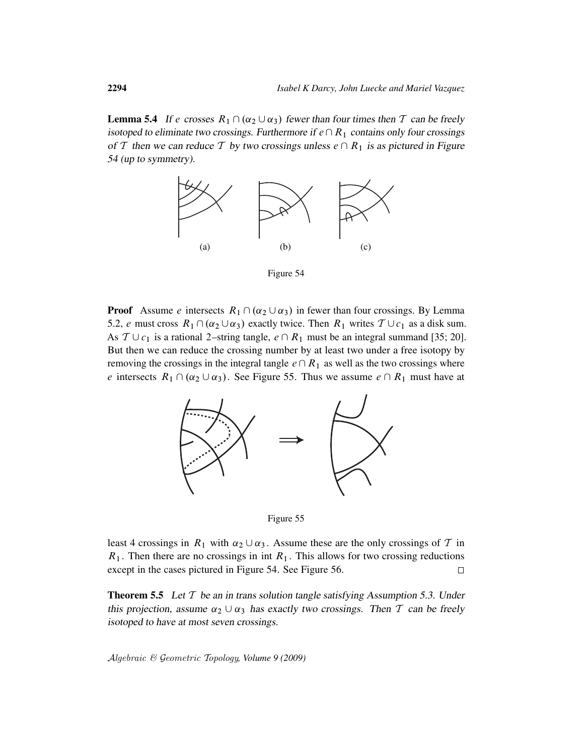**Lemma 5.4** *If $e$ crosses $R_1 \cap (\alpha_2 \cup \alpha_3)$ fewer than four times then $\mathcal{T}$ can be freely isotoped to eliminate two crossings. Furthermore if $e \cap R_1$ contains only four crossings of $\mathcal{T}$ then we can reduce $\mathcal{T}$ by two crossings unless $e \cap R_1$ is as pictured in Figure 54 (up to symmetry).*

(a) (b) (c)

Figure 54

**Proof** Assume $e$ intersects $R_1 \cap (\alpha_2 \cup \alpha_3)$ in fewer than four crossings. By Lemma 5.2, $e$ must cross $R_1 \cap (\alpha_2 \cup \alpha_3)$ exactly twice. Then $R_1$ writes $\mathcal{T} \cup c_1$ as a disk sum. As $\mathcal{T} \cup c_1$ is a rational 2–string tangle, $e \cap R_1$ must be an integral summand [35; 20]. But then we can reduce the crossing number by at least two under a free isotopy by removing the crossings in the integral tangle $e \cap R_1$ as well as the two crossings where $e$ intersects $R_1 \cap (\alpha_2 \cup \alpha_3)$. See Figure 55. Thus we assume $e \cap R_1$ must have at least 4 crossings in $R_1$ with $\alpha_2 \cup \alpha_3$. Assume these are the only crossings of $\mathcal{T}$ in $R_1$. Then there are no crossings in int $R_1$. This allows for two crossing reductions except in the cases pictured in Figure 54. See Figure 56. □

Figure 55

**Theorem 5.5** *Let $\mathcal{T}$ be an in trans solution tangle satisfying Assumption 5.3. Under this projection, assume $\alpha_2 \cup \alpha_3$ has exactly two crossings. Then $\mathcal{T}$ can be freely isotoped to have at most seven crossings.*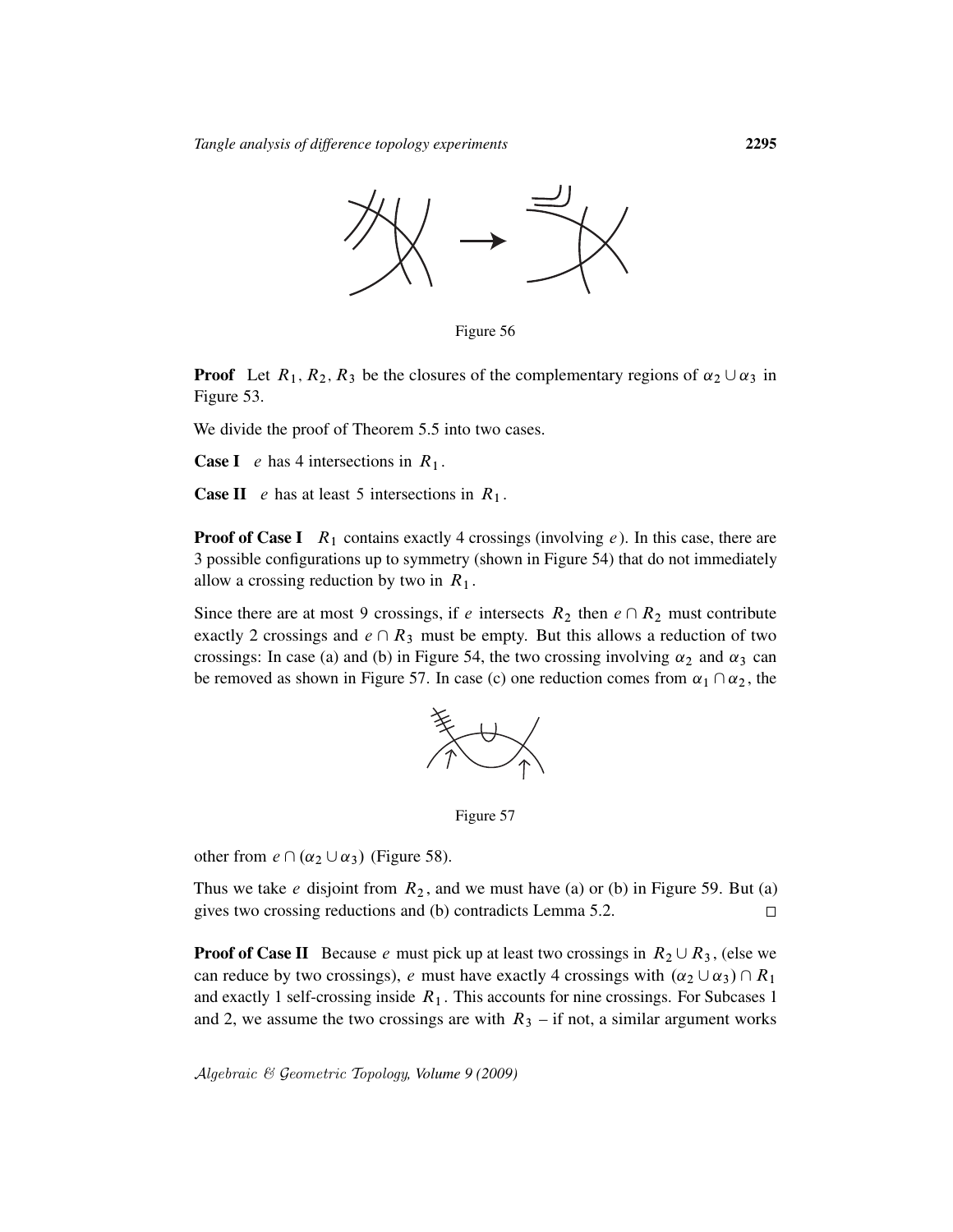Figure 56

**Proof** Let $R_1, R_2, R_3$ be the closures of the complementary regions of $\alpha_2 \cup \alpha_3$ in Figure 53.

We divide the proof of Theorem 5.5 into two cases.

**Case I** $e$ has 4 intersections in $R_1$.

**Case II** $e$ has at least 5 intersections in $R_1$.

**Proof of Case I** $R_1$ contains exactly 4 crossings (involving $e$). In this case, there are 3 possible configurations up to symmetry (shown in Figure 54) that do not immediately allow a crossing reduction by two in $R_1$.

Since there are at most 9 crossings, if $e$ intersects $R_2$ then $e \cap R_2$ must contribute exactly 2 crossings and $e \cap R_3$ must be empty. But this allows a reduction of two crossings: In case (a) and (b) in Figure 54, the two crossing involving $\alpha_2$ and $\alpha_3$ can be removed as shown in Figure 57. In case (c) one reduction comes from $\alpha_1 \cap \alpha_2$, the

Figure 57

other from $e \cap (\alpha_2 \cup \alpha_3)$ (Figure 58).

Thus we take $e$ disjoint from $R_2$, and we must have (a) or (b) in Figure 59. But (a) gives two crossing reductions and (b) contradicts Lemma 5.2. □

**Proof of Case II** Because $e$ must pick up at least two crossings in $R_2 \cup R_3$, (else we can reduce by two crossings), $e$ must have exactly 4 crossings with $(\alpha_2 \cup \alpha_3) \cap R_1$ and exactly 1 self-crossing inside $R_1$. This accounts for nine crossings. For Subcases 1 and 2, we assume the two crossings are with $R_3$ – if not, a similar argument works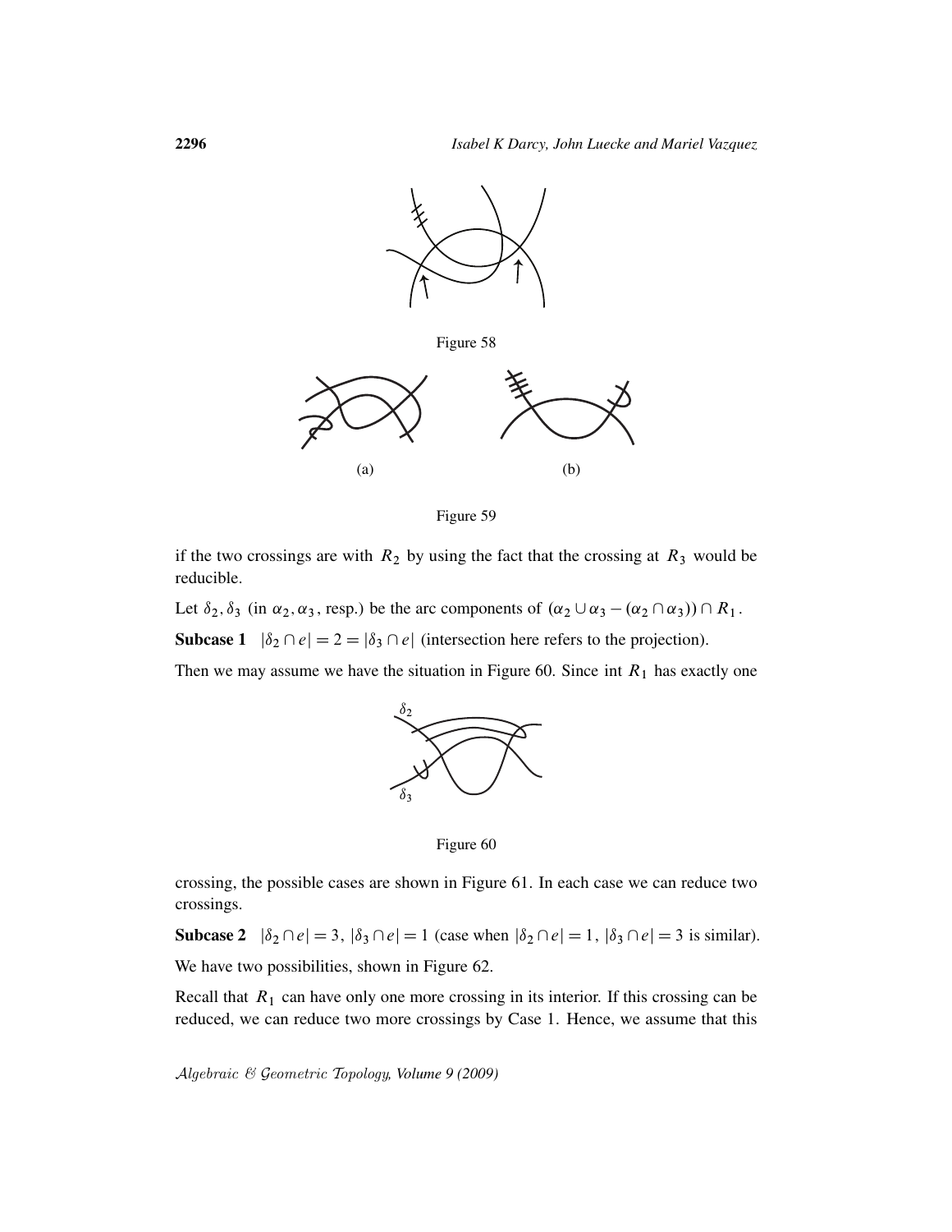Figure 58

(a) (b)

Figure 59

if the two crossings are with $R_2$ by using the fact that the crossing at $R_3$ would be reducible.

Let $\delta_2, \delta_3$ (in $\alpha_2, \alpha_3$, resp.) be the arc components of $(\alpha_2 \cup \alpha_3 - (\alpha_2 \cap \alpha_3)) \cap R_1$.

**Subcase 1** $|\delta_2 \cap e| = 2 = |\delta_3 \cap e|$ (intersection here refers to the projection).

Then we may assume we have the situation in Figure 60. Since int $R_1$ has exactly one crossing, the possible cases are shown in Figure 61. In each case we can reduce two crossings.

Figure 60

**Subcase 2** $|\delta_2 \cap e| = 3$, $|\delta_3 \cap e| = 1$ (case when $|\delta_2 \cap e| = 1$, $|\delta_3 \cap e| = 3$ is similar).

We have two possibilities, shown in Figure 62.

Recall that $R_1$ can have only one more crossing in its interior. If this crossing can be reduced, we can reduce two more crossings by Case 1. Hence, we assume that this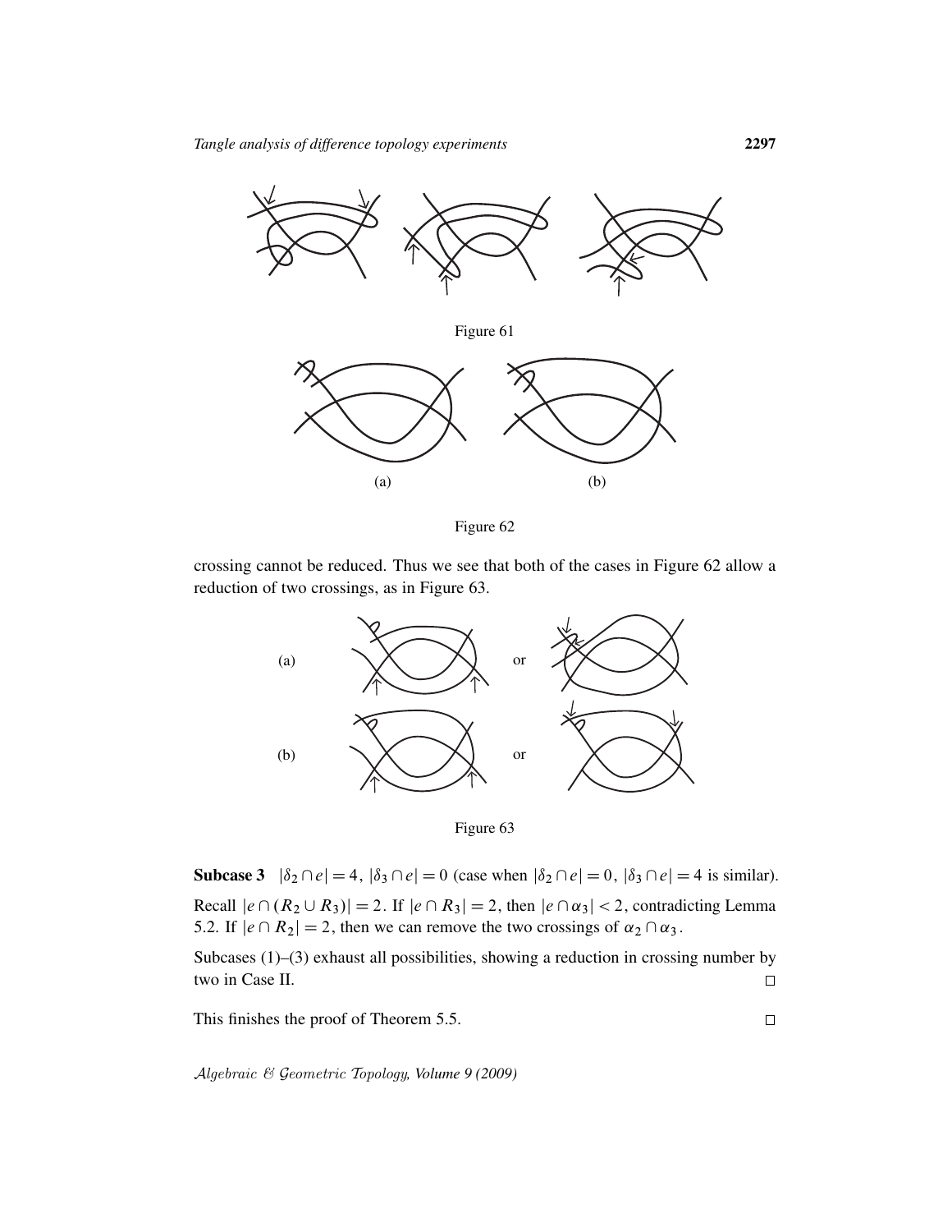Figure 61

(a) (b)

Figure 62

crossing cannot be reduced. Thus we see that both of the cases in Figure 62 allow a reduction of two crossings, as in Figure 63.

(a) or

(b) or

Figure 63

**Subcase 3** $|\delta_2 \cap e| = 4$, $|\delta_3 \cap e| = 0$ (case when $|\delta_2 \cap e| = 0$, $|\delta_3 \cap e| = 4$ is similar). Recall $|e \cap (R_2 \cup R_3)| = 2$. If $|e \cap R_3| = 2$, then $|e \cap \alpha_3| < 2$, contradicting Lemma 5.2. If $|e \cap R_2| = 2$, then we can remove the two crossings of $\alpha_2 \cap \alpha_3$.

Subcases (1)–(3) exhaust all possibilities, showing a reduction in crossing number by two in Case II. □

This finishes the proof of Theorem 5.5. □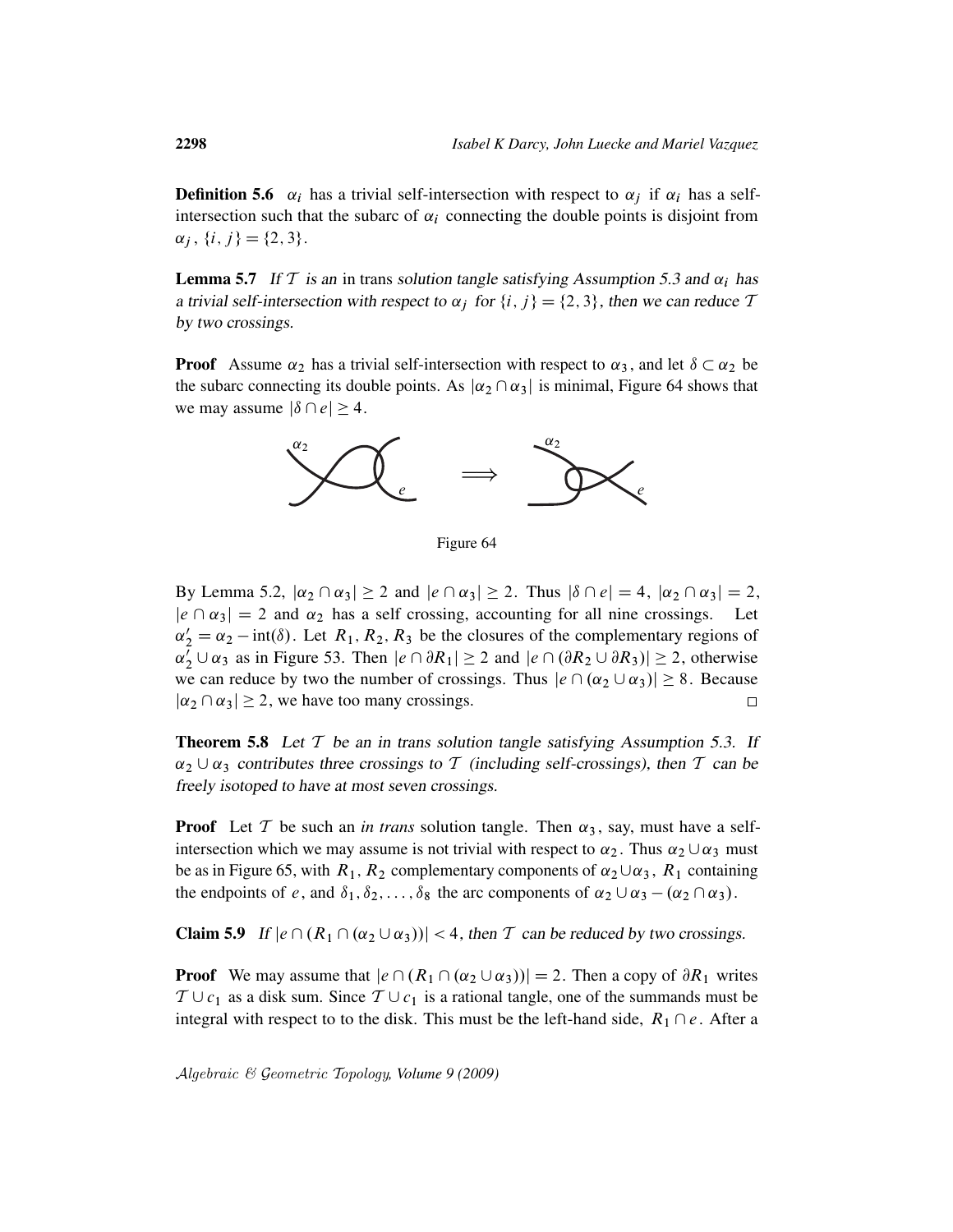**Definition 5.6** $\alpha_i$ has a trivial self-intersection with respect to $\alpha_j$ if $\alpha_i$ has a self-intersection such that the subarc of $\alpha_i$ connecting the double points is disjoint from $\alpha_j$, $\{i, j\} = \{2, 3\}$.

**Lemma 5.7** *If $\mathcal{T}$ is an* in trans *solution tangle satisfying Assumption 5.3 and $\alpha_i$ has a trivial self-intersection with respect to $\alpha_j$ for $\{i, j\} = \{2, 3\}$, then we can reduce $\mathcal{T}$ by two crossings.*

**Proof** Assume $\alpha_2$ has a trivial self-intersection with respect to $\alpha_3$, and let $\delta \subset \alpha_2$ be the subarc connecting its double points. As $|\alpha_2 \cap \alpha_3|$ is minimal, Figure 64 shows that we may assume $|\delta \cap e| \geq 4$.

Figure 64

By Lemma 5.2, $|\alpha_2 \cap \alpha_3| \geq 2$ and $|e \cap \alpha_3| \geq 2$. Thus $|\delta \cap e| = 4$, $|\alpha_2 \cap \alpha_3| = 2$, $|e \cap \alpha_3| = 2$ and $\alpha_2$ has a self crossing, accounting for all nine crossings. Let $\alpha_2' = \alpha_2 - \mathrm{int}(\delta)$. Let $R_1, R_2, R_3$ be the closures of the complementary regions of $\alpha_2' \cup \alpha_3$ as in Figure 53. Then $|e \cap \partial R_1| \geq 2$ and $|e \cap (\partial R_2 \cup \partial R_3)| \geq 2$, otherwise we can reduce by two the number of crossings. Thus $|e \cap (\alpha_2 \cup \alpha_3)| \geq 8$. Because $|\alpha_2 \cap \alpha_3| \geq 2$, we have too many crossings. □

**Theorem 5.8** *Let $\mathcal{T}$ be an in trans solution tangle satisfying Assumption 5.3. If $\alpha_2 \cup \alpha_3$ contributes three crossings to $\mathcal{T}$ (including self-crossings), then $\mathcal{T}$ can be freely isotoped to have at most seven crossings.*

**Proof** Let $\mathcal{T}$ be such an *in trans* solution tangle. Then $\alpha_3$, say, must have a self-intersection which we may assume is not trivial with respect to $\alpha_2$. Thus $\alpha_2 \cup \alpha_3$ must be as in Figure 65, with $R_1$, $R_2$ complementary components of $\alpha_2 \cup \alpha_3$, $R_1$ containing the endpoints of $e$, and $\delta_1, \delta_2, \ldots, \delta_8$ the arc components of $\alpha_2 \cup \alpha_3 - (\alpha_2 \cap \alpha_3)$.

**Claim 5.9** *If $|e \cap (R_1 \cap (\alpha_2 \cup \alpha_3))| < 4$, then $\mathcal{T}$ can be reduced by two crossings.*

**Proof** We may assume that $|e \cap (R_1 \cap (\alpha_2 \cup \alpha_3))| = 2$. Then a copy of $\partial R_1$ writes $\mathcal{T} \cup c_1$ as a disk sum. Since $\mathcal{T} \cup c_1$ is a rational tangle, one of the summands must be integral with respect to to the disk. This must be the left-hand side, $R_1 \cap e$. After a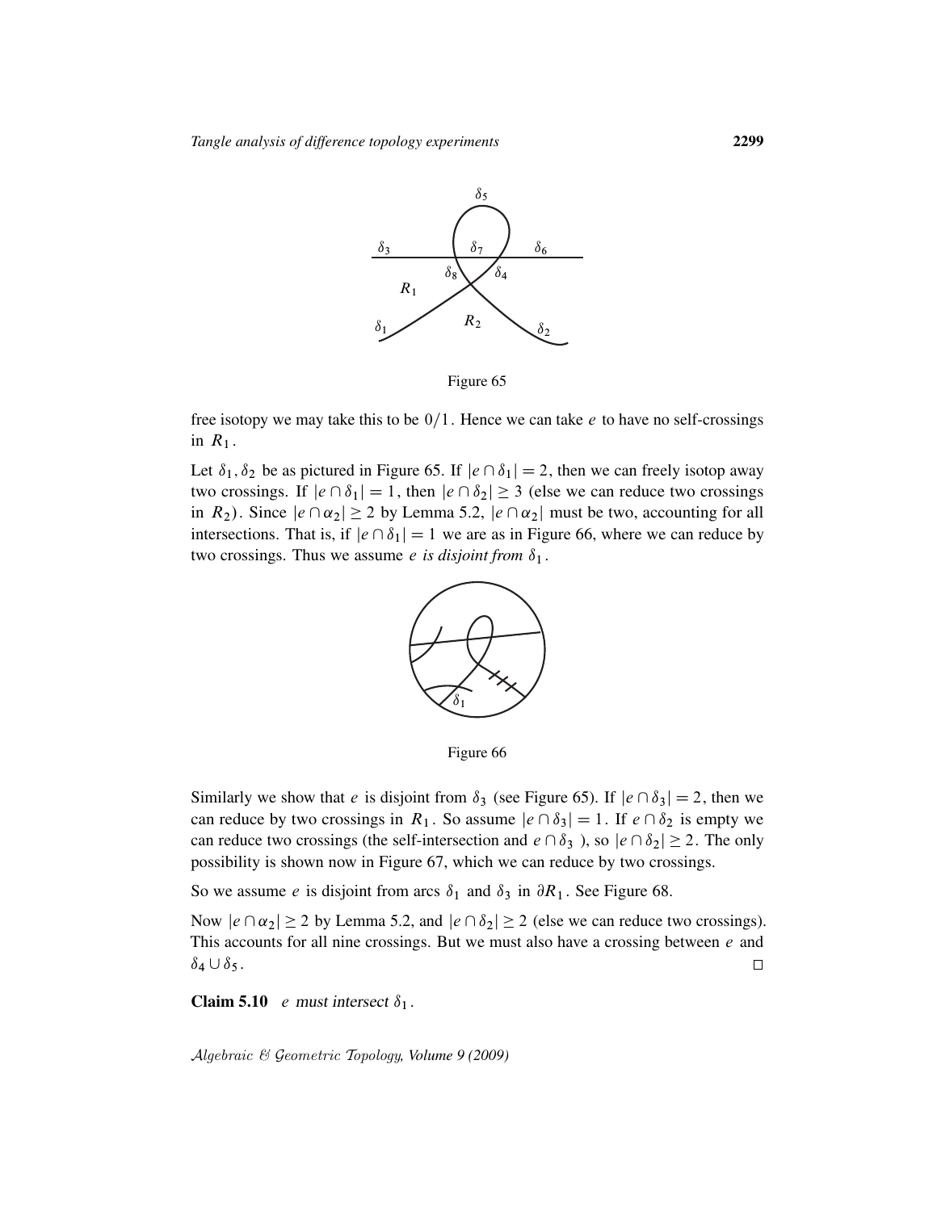Figure 65

free isotopy we may take this to be $0/1$. Hence we can take $e$ to have no self-crossings in $R_1$.

Let $\delta_1, \delta_2$ be as pictured in Figure 65. If $|e \cap \delta_1| = 2$, then we can freely isotop away two crossings. If $|e \cap \delta_1| = 1$, then $|e \cap \delta_2| \geq 3$ (else we can reduce two crossings in $R_2$). Since $|e \cap \alpha_2| \geq 2$ by Lemma 5.2, $|e \cap \alpha_2|$ must be two, accounting for all intersections. That is, if $|e \cap \delta_1| = 1$ we are as in Figure 66, where we can reduce by two crossings. Thus we assume *$e$ is disjoint from $\delta_1$*.

Figure 66

Similarly we show that $e$ is disjoint from $\delta_3$ (see Figure 65). If $|e \cap \delta_3| = 2$, then we can reduce by two crossings in $R_1$. So assume $|e \cap \delta_3| = 1$. If $e \cap \delta_2$ is empty we can reduce two crossings (the self-intersection and $e \cap \delta_3$ ), so $|e \cap \delta_2| \geq 2$. The only possibility is shown now in Figure 67, which we can reduce by two crossings.

So we assume $e$ is disjoint from arcs $\delta_1$ and $\delta_3$ in $\partial R_1$. See Figure 68.

Now $|e \cap \alpha_2| \geq 2$ by Lemma 5.2, and $|e \cap \delta_2| \geq 2$ (else we can reduce two crossings). This accounts for all nine crossings. But we must also have a crossing between $e$ and $\delta_4 \cup \delta_5$. □

**Claim 5.10** *$e$ must intersect $\delta_1$.*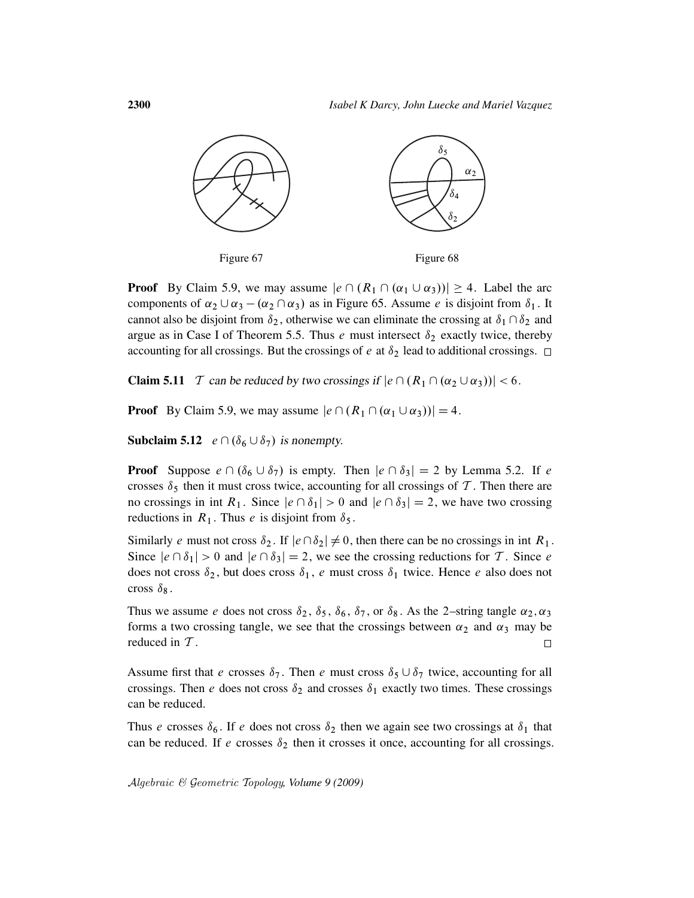Figure 67

Figure 68

**Proof** By Claim 5.9, we may assume $|e \cap (R_1 \cap (\alpha_1 \cup \alpha_3))| \geq 4$. Label the arc components of $\alpha_2 \cup \alpha_3 - (\alpha_2 \cap \alpha_3)$ as in Figure 65. Assume $e$ is disjoint from $\delta_1$. It cannot also be disjoint from $\delta_2$, otherwise we can eliminate the crossing at $\delta_1 \cap \delta_2$ and argue as in Case I of Theorem 5.5. Thus $e$ must intersect $\delta_2$ exactly twice, thereby accounting for all crossings. But the crossings of $e$ at $\delta_2$ lead to additional crossings. □

**Claim 5.11** *$\mathcal{T}$ can be reduced by two crossings if $|e \cap (R_1 \cap (\alpha_2 \cup \alpha_3))| < 6$.*

**Proof** By Claim 5.9, we may assume $|e \cap (R_1 \cap (\alpha_1 \cup \alpha_3))| = 4$.

**Subclaim 5.12** *$e \cap (\delta_6 \cup \delta_7)$ is nonempty.*

**Proof** Suppose $e \cap (\delta_6 \cup \delta_7)$ is empty. Then $|e \cap \delta_3| = 2$ by Lemma 5.2. If $e$ crosses $\delta_5$ then it must cross twice, accounting for all crossings of $\mathcal{T}$. Then there are no crossings in int $R_1$. Since $|e \cap \delta_1| > 0$ and $|e \cap \delta_3| = 2$, we have two crossing reductions in $R_1$. Thus $e$ is disjoint from $\delta_5$.

Similarly $e$ must not cross $\delta_2$. If $|e \cap \delta_2| \neq 0$, then there can be no crossings in int $R_1$. Since $|e \cap \delta_1| > 0$ and $|e \cap \delta_3| = 2$, we see the crossing reductions for $\mathcal{T}$. Since $e$ does not cross $\delta_2$, but does cross $\delta_1$, $e$ must cross $\delta_1$ twice. Hence $e$ also does not cross $\delta_8$.

Thus we assume $e$ does not cross $\delta_2$, $\delta_5$, $\delta_6$, $\delta_7$, or $\delta_8$. As the 2–string tangle $\alpha_2, \alpha_3$ forms a two crossing tangle, we see that the crossings between $\alpha_2$ and $\alpha_3$ may be reduced in $\mathcal{T}$. □

Assume first that $e$ crosses $\delta_7$. Then $e$ must cross $\delta_5 \cup \delta_7$ twice, accounting for all crossings. Then $e$ does not cross $\delta_2$ and crosses $\delta_1$ exactly two times. These crossings can be reduced.

Thus $e$ crosses $\delta_6$. If $e$ does not cross $\delta_2$ then we again see two crossings at $\delta_1$ that can be reduced. If $e$ crosses $\delta_2$ then it crosses it once, accounting for all crossings.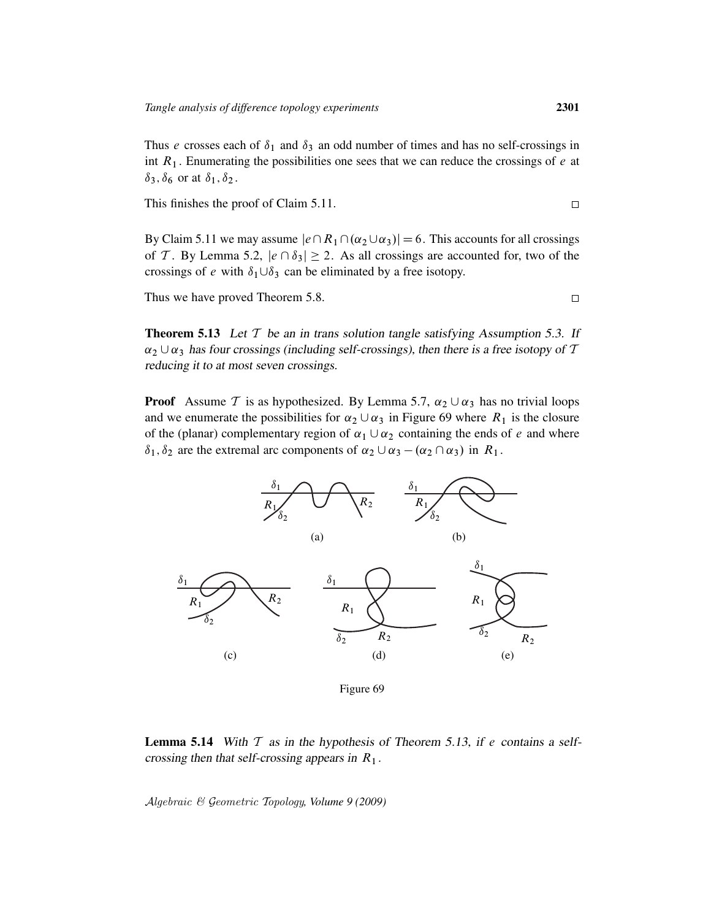Thus $e$ crosses each of $\delta_1$ and $\delta_3$ an odd number of times and has no self-crossings in int $R_1$. Enumerating the possibilities one sees that we can reduce the crossings of $e$ at $\delta_3, \delta_6$ or at $\delta_1, \delta_2$.

This finishes the proof of Claim 5.11. □

By Claim 5.11 we may assume $|e \cap R_1 \cap (\alpha_2 \cup \alpha_3)| = 6$. This accounts for all crossings of $\mathcal{T}$. By Lemma 5.2, $|e \cap \delta_3| \geq 2$. As all crossings are accounted for, two of the crossings of $e$ with $\delta_1 \cup \delta_3$ can be eliminated by a free isotopy.

Thus we have proved Theorem 5.8. □

**Theorem 5.13** *Let $\mathcal{T}$ be an in trans solution tangle satisfying Assumption 5.3. If $\alpha_2 \cup \alpha_3$ has four crossings (including self-crossings), then there is a free isotopy of $\mathcal{T}$ reducing it to at most seven crossings.*

**Proof** Assume $\mathcal{T}$ is as hypothesized. By Lemma 5.7, $\alpha_2 \cup \alpha_3$ has no trivial loops and we enumerate the possibilities for $\alpha_2 \cup \alpha_3$ in Figure 69 where $R_1$ is the closure of the (planar) complementary region of $\alpha_1 \cup \alpha_2$ containing the ends of $e$ and where $\delta_1, \delta_2$ are the extremal arc components of $\alpha_2 \cup \alpha_3 - (\alpha_2 \cap \alpha_3)$ in $R_1$.

Figure 69

**Lemma 5.14** *With $\mathcal{T}$ as in the hypothesis of Theorem 5.13, if $e$ contains a self-crossing then that self-crossing appears in $R_1$.*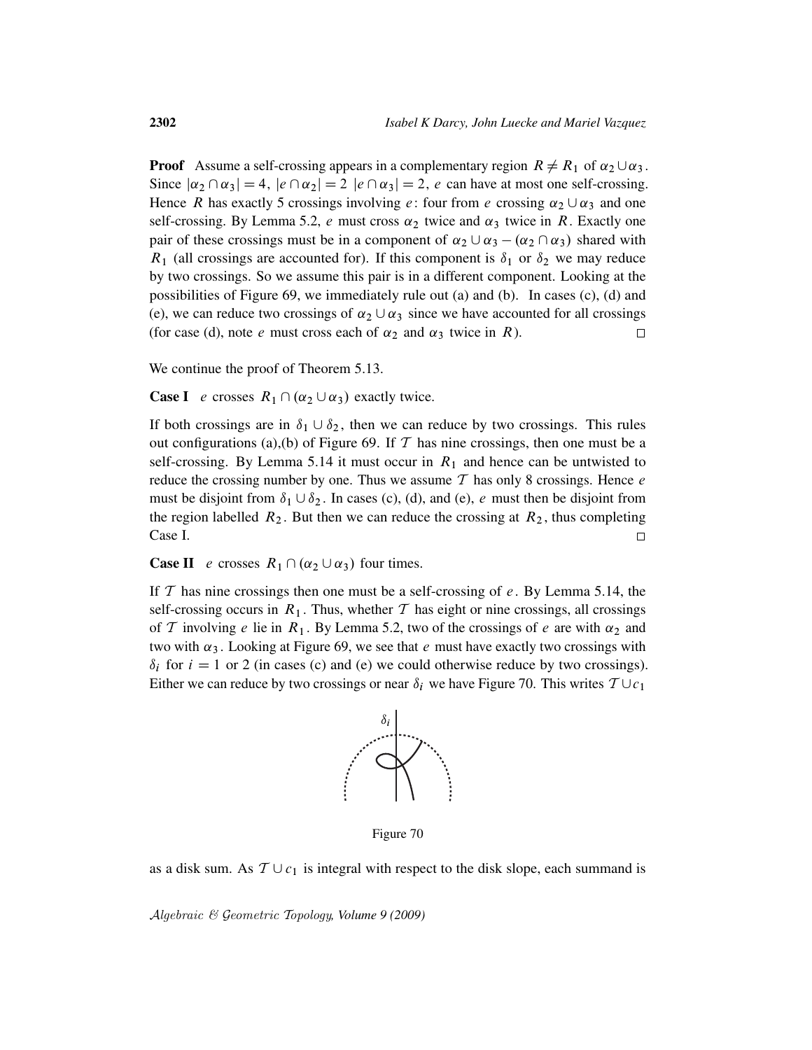**Proof** Assume a self-crossing appears in a complementary region $R \neq R_1$ of $\alpha_2 \cup \alpha_3$. Since $|\alpha_2 \cap \alpha_3| = 4$, $|e \cap \alpha_2| = 2$ $|e \cap \alpha_3| = 2$, $e$ can have at most one self-crossing. Hence $R$ has exactly 5 crossings involving $e$: four from $e$ crossing $\alpha_2 \cup \alpha_3$ and one self-crossing. By Lemma 5.2, $e$ must cross $\alpha_2$ twice and $\alpha_3$ twice in $R$. Exactly one pair of these crossings must be in a component of $\alpha_2 \cup \alpha_3 - (\alpha_2 \cap \alpha_3)$ shared with $R_1$ (all crossings are accounted for). If this component is $\delta_1$ or $\delta_2$ we may reduce by two crossings. So we assume this pair is in a different component. Looking at the possibilities of Figure 69, we immediately rule out (a) and (b). In cases (c), (d) and (e), we can reduce two crossings of $\alpha_2 \cup \alpha_3$ since we have accounted for all crossings (for case (d), note $e$ must cross each of $\alpha_2$ and $\alpha_3$ twice in $R$). $\square$

We continue the proof of Theorem 5.13.

**Case I** $e$ crosses $R_1 \cap (\alpha_2 \cup \alpha_3)$ exactly twice.

If both crossings are in $\delta_1 \cup \delta_2$, then we can reduce by two crossings. This rules out configurations (a),(b) of Figure 69. If $\mathcal{T}$ has nine crossings, then one must be a self-crossing. By Lemma 5.14 it must occur in $R_1$ and hence can be untwisted to reduce the crossing number by one. Thus we assume $\mathcal{T}$ has only 8 crossings. Hence $e$ must be disjoint from $\delta_1 \cup \delta_2$. In cases (c), (d), and (e), $e$ must then be disjoint from the region labelled $R_2$. But then we can reduce the crossing at $R_2$, thus completing Case I. $\square$

**Case II** $e$ crosses $R_1 \cap (\alpha_2 \cup \alpha_3)$ four times.

If $\mathcal{T}$ has nine crossings then one must be a self-crossing of $e$. By Lemma 5.14, the self-crossing occurs in $R_1$. Thus, whether $\mathcal{T}$ has eight or nine crossings, all crossings of $\mathcal{T}$ involving $e$ lie in $R_1$. By Lemma 5.2, two of the crossings of $e$ are with $\alpha_2$ and two with $\alpha_3$. Looking at Figure 69, we see that $e$ must have exactly two crossings with $\delta_i$ for $i = 1$ or 2 (in cases (c) and (e) we could otherwise reduce by two crossings). Either we can reduce by two crossings or near $\delta_i$ we have Figure 70. This writes $\mathcal{T} \cup c_1$

Figure 70

as a disk sum. As $\mathcal{T} \cup c_1$ is integral with respect to the disk slope, each summand is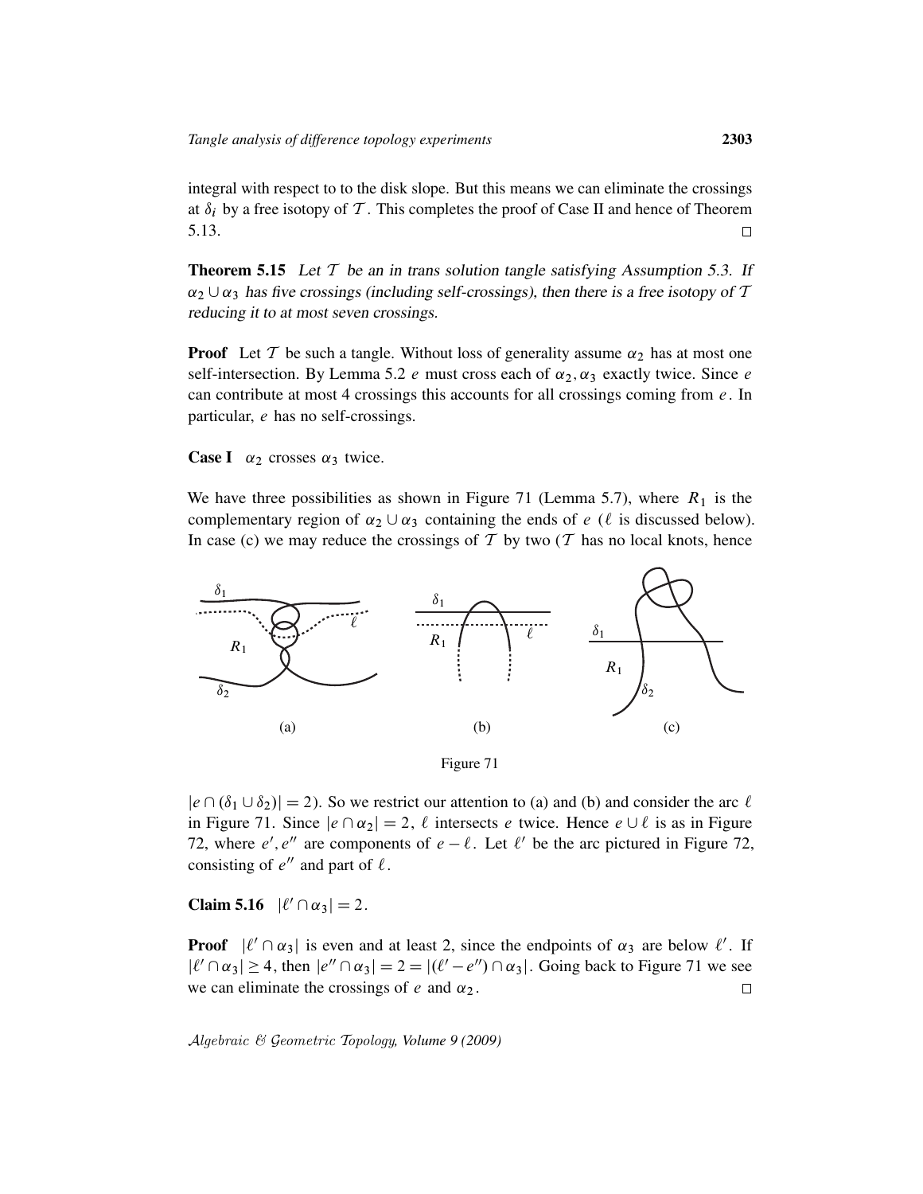integral with respect to to the disk slope. But this means we can eliminate the crossings at $\delta_i$ by a free isotopy of $\mathcal{T}$. This completes the proof of Case II and hence of Theorem 5.13. □

**Theorem 5.15** *Let $\mathcal{T}$ be an in trans solution tangle satisfying Assumption 5.3. If $\alpha_2 \cup \alpha_3$ has five crossings (including self-crossings), then there is a free isotopy of $\mathcal{T}$ reducing it to at most seven crossings.*

**Proof** Let $\mathcal{T}$ be such a tangle. Without loss of generality assume $\alpha_2$ has at most one self-intersection. By Lemma 5.2 $e$ must cross each of $\alpha_2, \alpha_3$ exactly twice. Since $e$ can contribute at most 4 crossings this accounts for all crossings coming from $e$. In particular, $e$ has no self-crossings.

**Case I** $\alpha_2$ crosses $\alpha_3$ twice.

We have three possibilities as shown in Figure 71 (Lemma 5.7), where $R_1$ is the complementary region of $\alpha_2 \cup \alpha_3$ containing the ends of $e$ ($\ell$ is discussed below). In case (c) we may reduce the crossings of $\mathcal{T}$ by two ($\mathcal{T}$ has no local knots, hence $|e \cap (\delta_1 \cup \delta_2)| = 2$). So we restrict our attention to (a) and (b) and consider the arc $\ell$ in Figure 71. Since $|e \cap \alpha_2| = 2$, $\ell$ intersects $e$ twice. Hence $e \cup \ell$ is as in Figure 72, where $e', e''$ are components of $e - \ell$. Let $\ell'$ be the arc pictured in Figure 72, consisting of $e''$ and part of $\ell$.

Figure 71

**Claim 5.16** $|\ell' \cap \alpha_3| = 2$.

**Proof** $|\ell' \cap \alpha_3|$ is even and at least 2, since the endpoints of $\alpha_3$ are below $\ell'$. If $|\ell' \cap \alpha_3| \geq 4$, then $|e'' \cap \alpha_3| = 2 = |(\ell' - e'') \cap \alpha_3|$. Going back to Figure 71 we see we can eliminate the crossings of $e$ and $\alpha_2$. □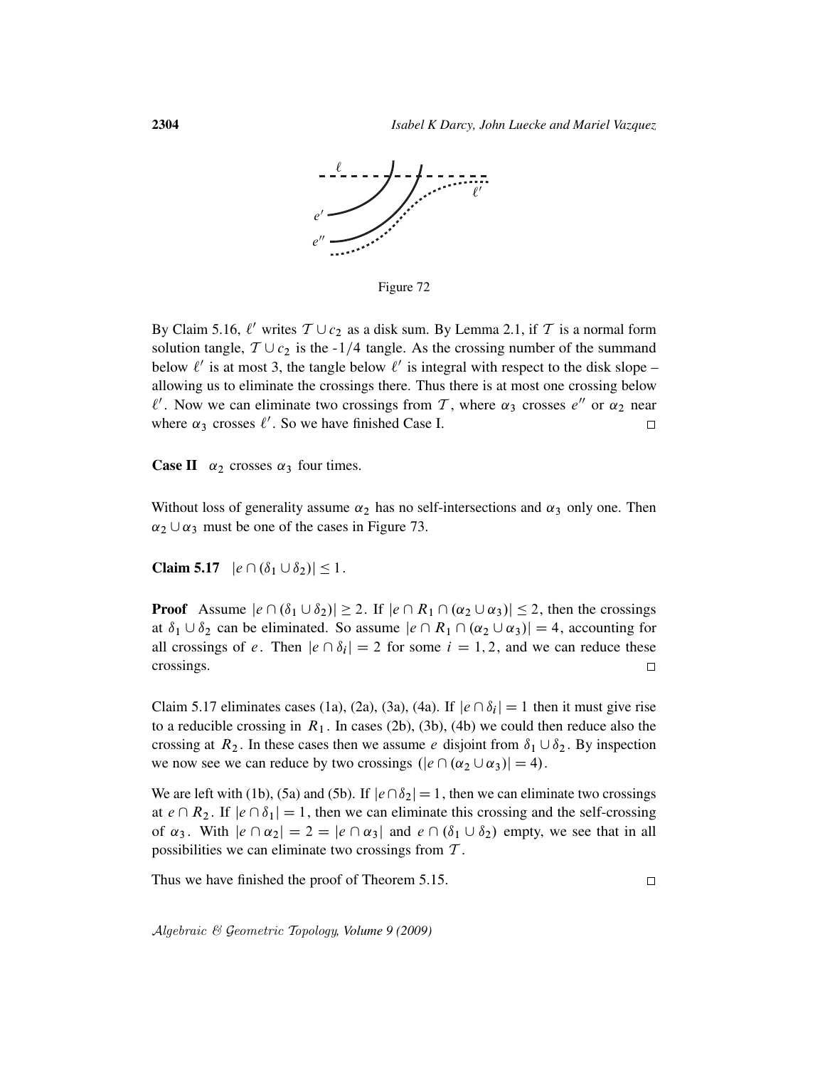Figure 72

By Claim 5.16, $\ell'$ writes $\mathcal{T} \cup c_2$ as a disk sum. By Lemma 2.1, if $\mathcal{T}$ is a normal form solution tangle, $\mathcal{T} \cup c_2$ is the -1/4 tangle. As the crossing number of the summand below $\ell'$ is at most 3, the tangle below $\ell'$ is integral with respect to the disk slope – allowing us to eliminate the crossings there. Thus there is at most one crossing below $\ell'$. Now we can eliminate two crossings from $\mathcal{T}$, where $\alpha_3$ crosses $e''$ or $\alpha_2$ near where $\alpha_3$ crosses $\ell'$. So we have finished Case I. □

**Case II** $\alpha_2$ crosses $\alpha_3$ four times.

Without loss of generality assume $\alpha_2$ has no self-intersections and $\alpha_3$ only one. Then $\alpha_2 \cup \alpha_3$ must be one of the cases in Figure 73.

**Claim 5.17** $|e \cap (\delta_1 \cup \delta_2)| \leq 1$.

**Proof** Assume $|e \cap (\delta_1 \cup \delta_2)| \geq 2$. If $|e \cap R_1 \cap (\alpha_2 \cup \alpha_3)| \leq 2$, then the crossings at $\delta_1 \cup \delta_2$ can be eliminated. So assume $|e \cap R_1 \cap (\alpha_2 \cup \alpha_3)| = 4$, accounting for all crossings of $e$. Then $|e \cap \delta_i| = 2$ for some $i = 1, 2$, and we can reduce these crossings. □

Claim 5.17 eliminates cases (1a), (2a), (3a), (4a). If $|e \cap \delta_i| = 1$ then it must give rise to a reducible crossing in $R_1$. In cases (2b), (3b), (4b) we could then reduce also the crossing at $R_2$. In these cases then we assume $e$ disjoint from $\delta_1 \cup \delta_2$. By inspection we now see we can reduce by two crossings ($|e \cap (\alpha_2 \cup \alpha_3)| = 4$).

We are left with (1b), (5a) and (5b). If $|e \cap \delta_2| = 1$, then we can eliminate two crossings at $e \cap R_2$. If $|e \cap \delta_1| = 1$, then we can eliminate this crossing and the self-crossing of $\alpha_3$. With $|e \cap \alpha_2| = 2 = |e \cap \alpha_3|$ and $e \cap (\delta_1 \cup \delta_2)$ empty, we see that in all possibilities we can eliminate two crossings from $\mathcal{T}$.

Thus we have finished the proof of Theorem 5.15. □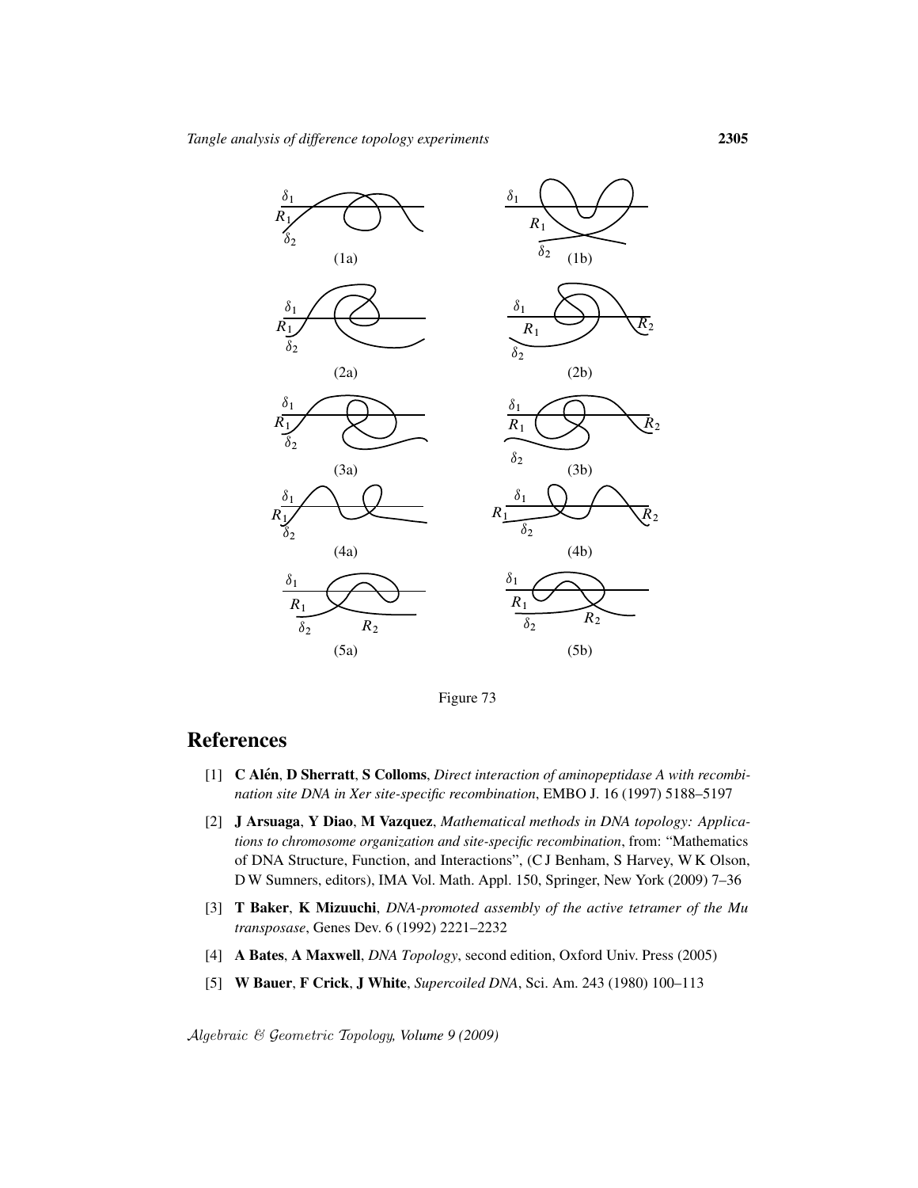Figure 73

## References

[1] **C Alén**, **D Sherratt**, **S Colloms**, *Direct interaction of aminopeptidase A with recombination site DNA in Xer site-specific recombination*, EMBO J. 16 (1997) 5188–5197

[2] **J Arsuaga**, **Y Diao**, **M Vazquez**, *Mathematical methods in DNA topology: Applications to chromosome organization and site-specific recombination*, from: "Mathematics of DNA Structure, Function, and Interactions", (C J Benham, S Harvey, W K Olson, D W Sumners, editors), IMA Vol. Math. Appl. 150, Springer, New York (2009) 7–36

[3] **T Baker**, **K Mizuuchi**, *DNA-promoted assembly of the active tetramer of the Mu transposase*, Genes Dev. 6 (1992) 2221–2232

[4] **A Bates**, **A Maxwell**, *DNA Topology*, second edition, Oxford Univ. Press (2005)

[5] **W Bauer**, **F Crick**, **J White**, *Supercoiled DNA*, Sci. Am. 243 (1980) 100–113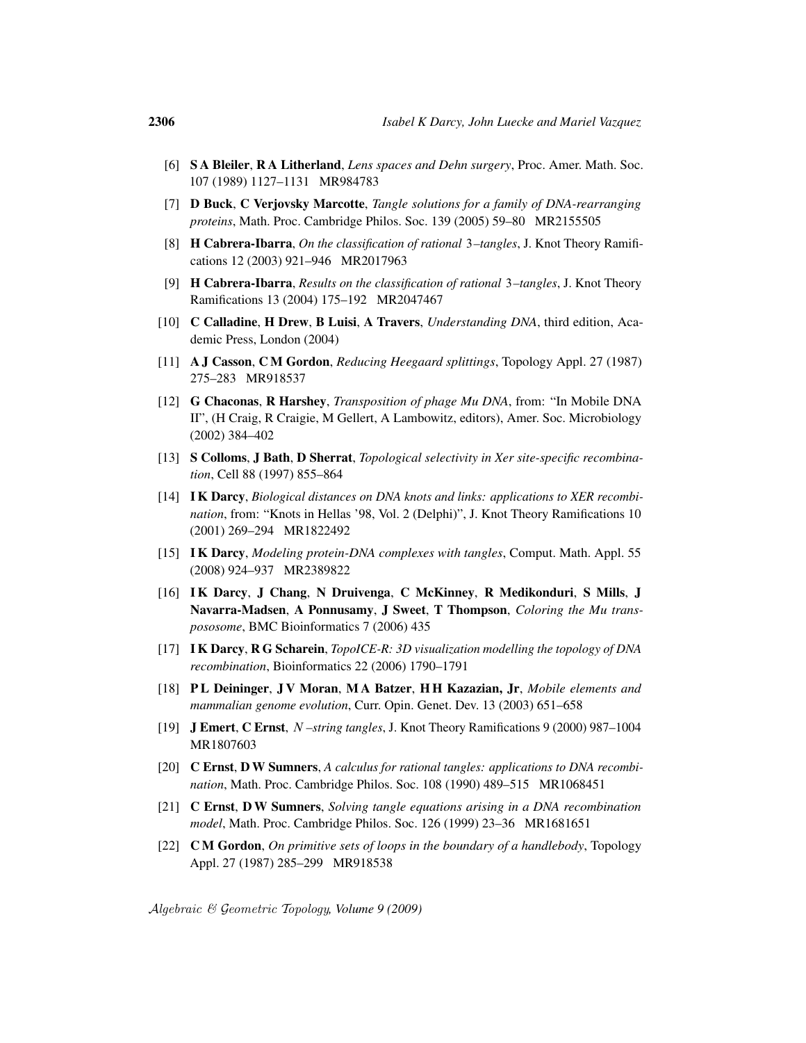[6] **S A Bleiler**, **R A Litherland**, *Lens spaces and Dehn surgery*, Proc. Amer. Math. Soc. 107 (1989) 1127–1131 MR984783

[7] **D Buck**, **C Verjovsky Marcotte**, *Tangle solutions for a family of DNA-rearranging proteins*, Math. Proc. Cambridge Philos. Soc. 139 (2005) 59–80 MR2155505

[8] **H Cabrera-Ibarra**, *On the classification of rational 3–tangles*, J. Knot Theory Ramifications 12 (2003) 921–946 MR2017963

[9] **H Cabrera-Ibarra**, *Results on the classification of rational 3–tangles*, J. Knot Theory Ramifications 13 (2004) 175–192 MR2047467

[10] **C Calladine**, **H Drew**, **B Luisi**, **A Travers**, *Understanding DNA*, third edition, Academic Press, London (2004)

[11] **A J Casson**, **C M Gordon**, *Reducing Heegaard splittings*, Topology Appl. 27 (1987) 275–283 MR918537

[12] **G Chaconas**, **R Harshey**, *Transposition of phage Mu DNA*, from: "In Mobile DNA II", (H Craig, R Craigie, M Gellert, A Lambowitz, editors), Amer. Soc. Microbiology (2002) 384–402

[13] **S Colloms**, **J Bath**, **D Sherrat**, *Topological selectivity in Xer site-specific recombination*, Cell 88 (1997) 855–864

[14] **I K Darcy**, *Biological distances on DNA knots and links: applications to XER recombination*, from: "Knots in Hellas '98, Vol. 2 (Delphi)", J. Knot Theory Ramifications 10 (2001) 269–294 MR1822492

[15] **I K Darcy**, *Modeling protein-DNA complexes with tangles*, Comput. Math. Appl. 55 (2008) 924–937 MR2389822

[16] **I K Darcy**, **J Chang**, **N Druivenga**, **C McKinney**, **R Medikonduri**, **S Mills**, **J Navarra-Madsen**, **A Ponnusamy**, **J Sweet**, **T Thompson**, *Coloring the Mu transpososome*, BMC Bioinformatics 7 (2006) 435

[17] **I K Darcy**, **R G Scharein**, *TopoICE-R: 3D visualization modelling the topology of DNA recombination*, Bioinformatics 22 (2006) 1790–1791

[18] **P L Deininger**, **J V Moran**, **M A Batzer**, **H H Kazazian, Jr**, *Mobile elements and mammalian genome evolution*, Curr. Opin. Genet. Dev. 13 (2003) 651–658

[19] **J Emert**, **C Ernst**, *$N$–string tangles*, J. Knot Theory Ramifications 9 (2000) 987–1004 MR1807603

[20] **C Ernst**, **D W Sumners**, *A calculus for rational tangles: applications to DNA recombination*, Math. Proc. Cambridge Philos. Soc. 108 (1990) 489–515 MR1068451

[21] **C Ernst**, **D W Sumners**, *Solving tangle equations arising in a DNA recombination model*, Math. Proc. Cambridge Philos. Soc. 126 (1999) 23–36 MR1681651

[22] **C M Gordon**, *On primitive sets of loops in the boundary of a handlebody*, Topology Appl. 27 (1987) 285–299 MR918538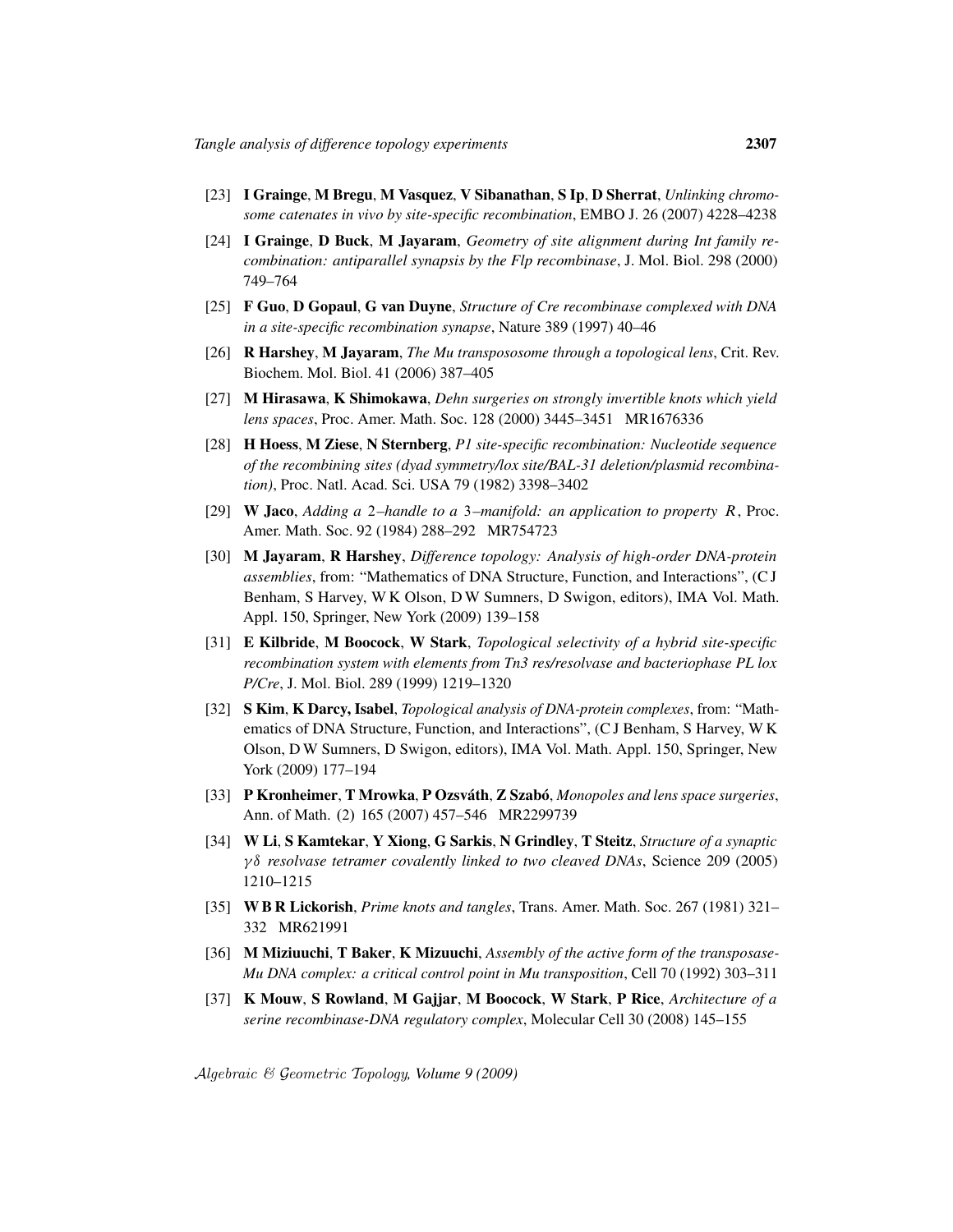[23] **I Grainge**, **M Bregu**, **M Vasquez**, **V Sibanathan**, **S Ip**, **D Sherrat**, *Unlinking chromosome catenates in vivo by site-specific recombination*, EMBO J. 26 (2007) 4228–4238

[24] **I Grainge**, **D Buck**, **M Jayaram**, *Geometry of site alignment during Int family recombination: antiparallel synapsis by the Flp recombinase*, J. Mol. Biol. 298 (2000) 749–764

[25] **F Guo**, **D Gopaul**, **G van Duyne**, *Structure of Cre recombinase complexed with DNA in a site-specific recombination synapse*, Nature 389 (1997) 40–46

[26] **R Harshey**, **M Jayaram**, *The Mu transpososome through a topological lens*, Crit. Rev. Biochem. Mol. Biol. 41 (2006) 387–405

[27] **M Hirasawa**, **K Shimokawa**, *Dehn surgeries on strongly invertible knots which yield lens spaces*, Proc. Amer. Math. Soc. 128 (2000) 3445–3451 MR1676336

[28] **H Hoess**, **M Ziese**, **N Sternberg**, *P1 site-specific recombination: Nucleotide sequence of the recombining sites (dyad symmetry/lox site/BAL-31 deletion/plasmid recombination)*, Proc. Natl. Acad. Sci. USA 79 (1982) 3398–3402

[29] **W Jaco**, *Adding a 2–handle to a 3–manifold: an application to property $R$*, Proc. Amer. Math. Soc. 92 (1984) 288–292 MR754723

[30] **M Jayaram**, **R Harshey**, *Difference topology: Analysis of high-order DNA-protein assemblies*, from: "Mathematics of DNA Structure, Function, and Interactions", (C J Benham, S Harvey, W K Olson, D W Sumners, D Swigon, editors), IMA Vol. Math. Appl. 150, Springer, New York (2009) 139–158

[31] **E Kilbride**, **M Boocock**, **W Stark**, *Topological selectivity of a hybrid site-specific recombination system with elements from Tn3 res/resolvase and bacteriophase PL lox P/Cre*, J. Mol. Biol. 289 (1999) 1219–1320

[32] **S Kim**, **K Darcy, Isabel**, *Topological analysis of DNA-protein complexes*, from: "Mathematics of DNA Structure, Function, and Interactions", (C J Benham, S Harvey, W K Olson, D W Sumners, D Swigon, editors), IMA Vol. Math. Appl. 150, Springer, New York (2009) 177–194

[33] **P Kronheimer**, **T Mrowka**, **P Ozsváth**, **Z Szabó**, *Monopoles and lens space surgeries*, Ann. of Math. (2) 165 (2007) 457–546 MR2299739

[34] **W Li**, **S Kamtekar**, **Y Xiong**, **G Sarkis**, **N Grindley**, **T Steitz**, *Structure of a synaptic $\gamma\delta$ resolvase tetramer covalently linked to two cleaved DNAs*, Science 209 (2005) 1210–1215

[35] **W B R Lickorish**, *Prime knots and tangles*, Trans. Amer. Math. Soc. 267 (1981) 321–332 MR621991

[36] **M Miziuuchi**, **T Baker**, **K Mizuuchi**, *Assembly of the active form of the transposase-Mu DNA complex: a critical control point in Mu transposition*, Cell 70 (1992) 303–311

[37] **K Mouw**, **S Rowland**, **M Gajjar**, **M Boocock**, **W Stark**, **P Rice**, *Architecture of a serine recombinase-DNA regulatory complex*, Molecular Cell 30 (2008) 145–155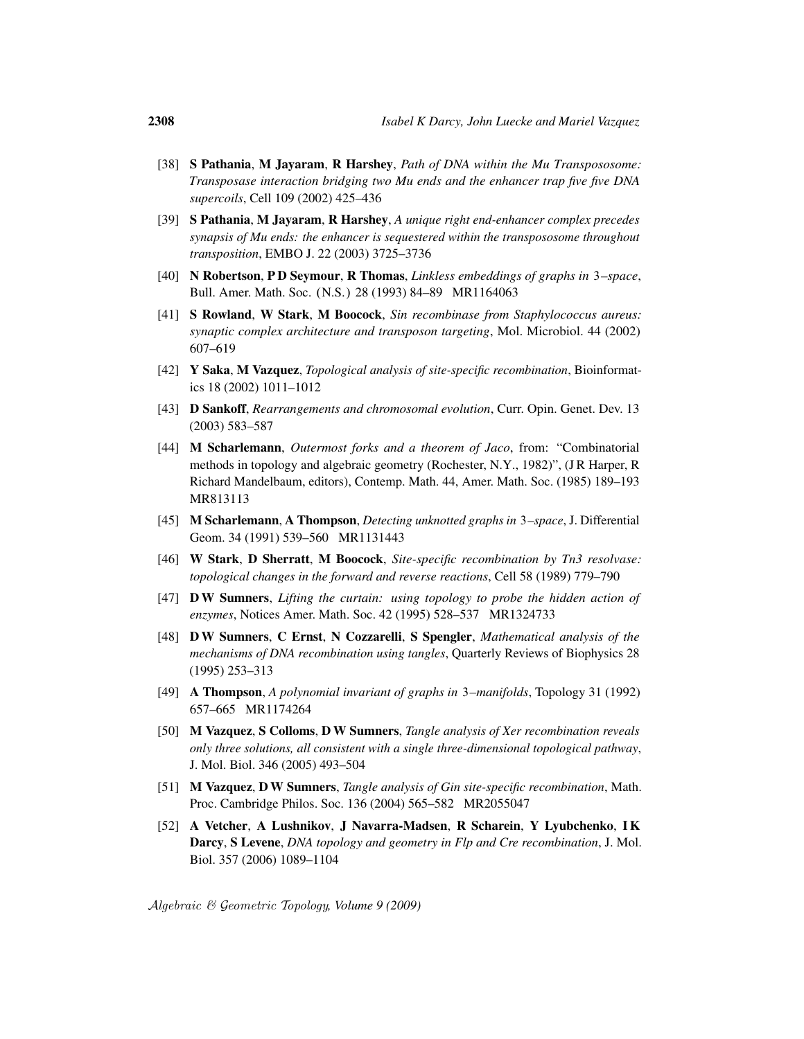[38] **S Pathania**, **M Jayaram**, **R Harshey**, *Path of DNA within the Mu Transpososome: Transposase interaction bridging two Mu ends and the enhancer trap five five DNA supercoils*, Cell 109 (2002) 425–436

[39] **S Pathania**, **M Jayaram**, **R Harshey**, *A unique right end-enhancer complex precedes synapsis of Mu ends: the enhancer is sequestered within the transpososome throughout transposition*, EMBO J. 22 (2003) 3725–3736

[40] **N Robertson**, **P D Seymour**, **R Thomas**, *Linkless embeddings of graphs in 3–space*, Bull. Amer. Math. Soc. (N.S.) 28 (1993) 84–89 MR1164063

[41] **S Rowland**, **W Stark**, **M Boocock**, *Sin recombinase from Staphylococcus aureus: synaptic complex architecture and transposon targeting*, Mol. Microbiol. 44 (2002) 607–619

[42] **Y Saka**, **M Vazquez**, *Topological analysis of site-specific recombination*, Bioinformatics 18 (2002) 1011–1012

[43] **D Sankoff**, *Rearrangements and chromosomal evolution*, Curr. Opin. Genet. Dev. 13 (2003) 583–587

[44] **M Scharlemann**, *Outermost forks and a theorem of Jaco*, from: "Combinatorial methods in topology and algebraic geometry (Rochester, N.Y., 1982)", (J R Harper, R Richard Mandelbaum, editors), Contemp. Math. 44, Amer. Math. Soc. (1985) 189–193 MR813113

[45] **M Scharlemann**, **A Thompson**, *Detecting unknotted graphs in 3–space*, J. Differential Geom. 34 (1991) 539–560 MR1131443

[46] **W Stark**, **D Sherratt**, **M Boocock**, *Site-specific recombination by Tn3 resolvase: topological changes in the forward and reverse reactions*, Cell 58 (1989) 779–790

[47] **D W Sumners**, *Lifting the curtain: using topology to probe the hidden action of enzymes*, Notices Amer. Math. Soc. 42 (1995) 528–537 MR1324733

[48] **D W Sumners**, **C Ernst**, **N Cozzarelli**, **S Spengler**, *Mathematical analysis of the mechanisms of DNA recombination using tangles*, Quarterly Reviews of Biophysics 28 (1995) 253–313

[49] **A Thompson**, *A polynomial invariant of graphs in 3–manifolds*, Topology 31 (1992) 657–665 MR1174264

[50] **M Vazquez**, **S Colloms**, **D W Sumners**, *Tangle analysis of Xer recombination reveals only three solutions, all consistent with a single three-dimensional topological pathway*, J. Mol. Biol. 346 (2005) 493–504

[51] **M Vazquez**, **D W Sumners**, *Tangle analysis of Gin site-specific recombination*, Math. Proc. Cambridge Philos. Soc. 136 (2004) 565–582 MR2055047

[52] **A Vetcher**, **A Lushnikov**, **J Navarra-Madsen**, **R Scharein**, **Y Lyubchenko**, **I K Darcy**, **S Levene**, *DNA topology and geometry in Flp and Cre recombination*, J. Mol. Biol. 357 (2006) 1089–1104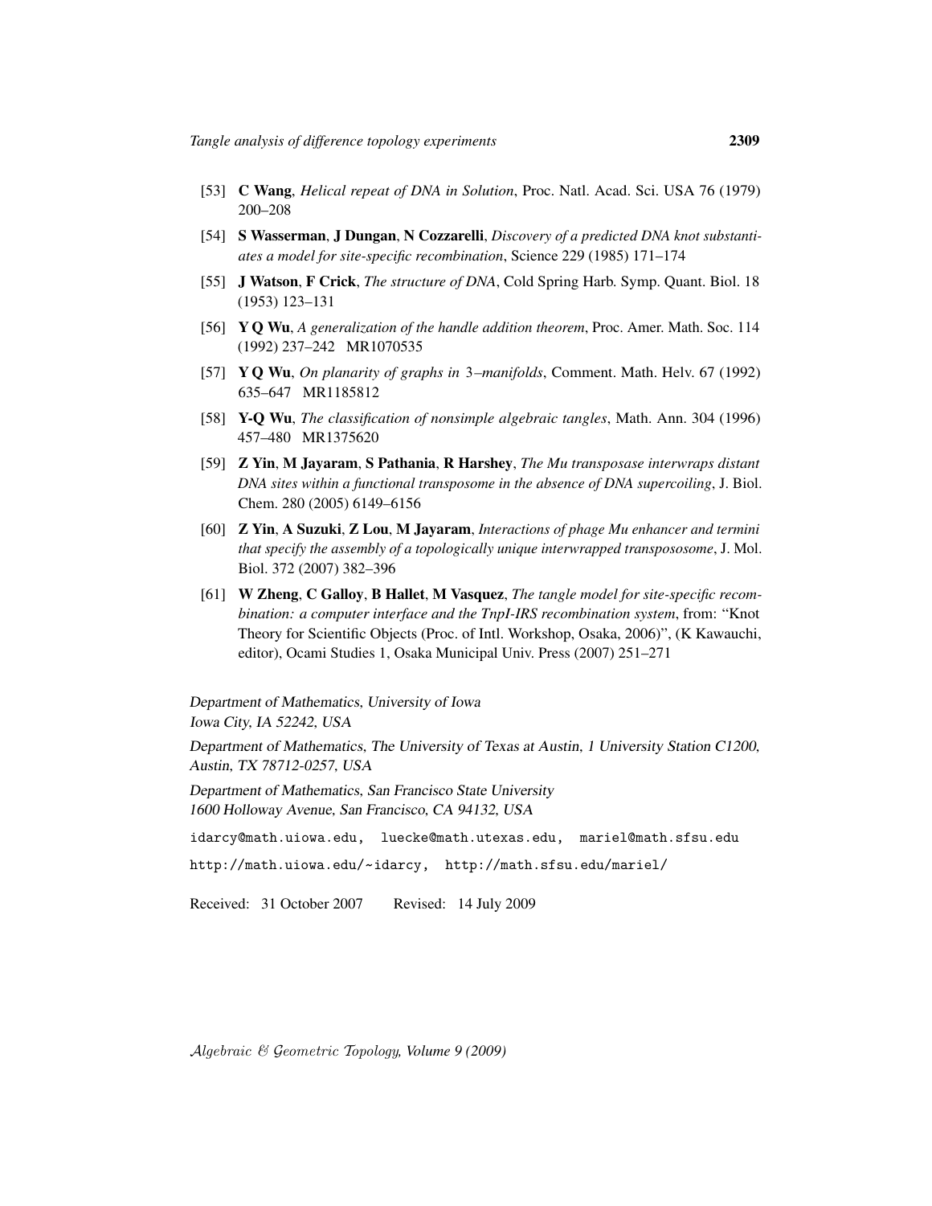- [53] **C Wang**, *Helical repeat of DNA in Solution*, Proc. Natl. Acad. Sci. USA 76 (1979) 200–208
- [54] **S Wasserman**, **J Dungan**, **N Cozzarelli**, *Discovery of a predicted DNA knot substantiates a model for site-specific recombination*, Science 229 (1985) 171–174
- [55] **J Watson**, **F Crick**, *The structure of DNA*, Cold Spring Harb. Symp. Quant. Biol. 18 (1953) 123–131
- [56] **Y Q Wu**, *A generalization of the handle addition theorem*, Proc. Amer. Math. Soc. 114 (1992) 237–242 MR1070535
- [57] **Y Q Wu**, *On planarity of graphs in 3–manifolds*, Comment. Math. Helv. 67 (1992) 635–647 MR1185812
- [58] **Y-Q Wu**, *The classification of nonsimple algebraic tangles*, Math. Ann. 304 (1996) 457–480 MR1375620
- [59] **Z Yin**, **M Jayaram**, **S Pathania**, **R Harshey**, *The Mu transposase interwraps distant DNA sites within a functional transposome in the absence of DNA supercoiling*, J. Biol. Chem. 280 (2005) 6149–6156
- [60] **Z Yin**, **A Suzuki**, **Z Lou**, **M Jayaram**, *Interactions of phage Mu enhancer and termini that specify the assembly of a topologically unique interwrapped transpososome*, J. Mol. Biol. 372 (2007) 382–396
- [61] **W Zheng**, **C Galloy**, **B Hallet**, **M Vasquez**, *The tangle model for site-specific recombination: a computer interface and the TnpI-IRS recombination system*, from: "Knot Theory for Scientific Objects (Proc. of Intl. Workshop, Osaka, 2006)", (K Kawauchi, editor), Ocami Studies 1, Osaka Municipal Univ. Press (2007) 251–271

*Department of Mathematics, University of Iowa*
*Iowa City, IA 52242, USA*

*Department of Mathematics, The University of Texas at Austin, 1 University Station C1200, Austin, TX 78712-0257, USA*

*Department of Mathematics, San Francisco State University*
*1600 Holloway Avenue, San Francisco, CA 94132, USA*

idarcy@math.uiowa.edu, luecke@math.utexas.edu, mariel@math.sfsu.edu

http://math.uiowa.edu/~idarcy, http://math.sfsu.edu/mariel/

Received: 31 October 2007 Revised: 14 July 2009